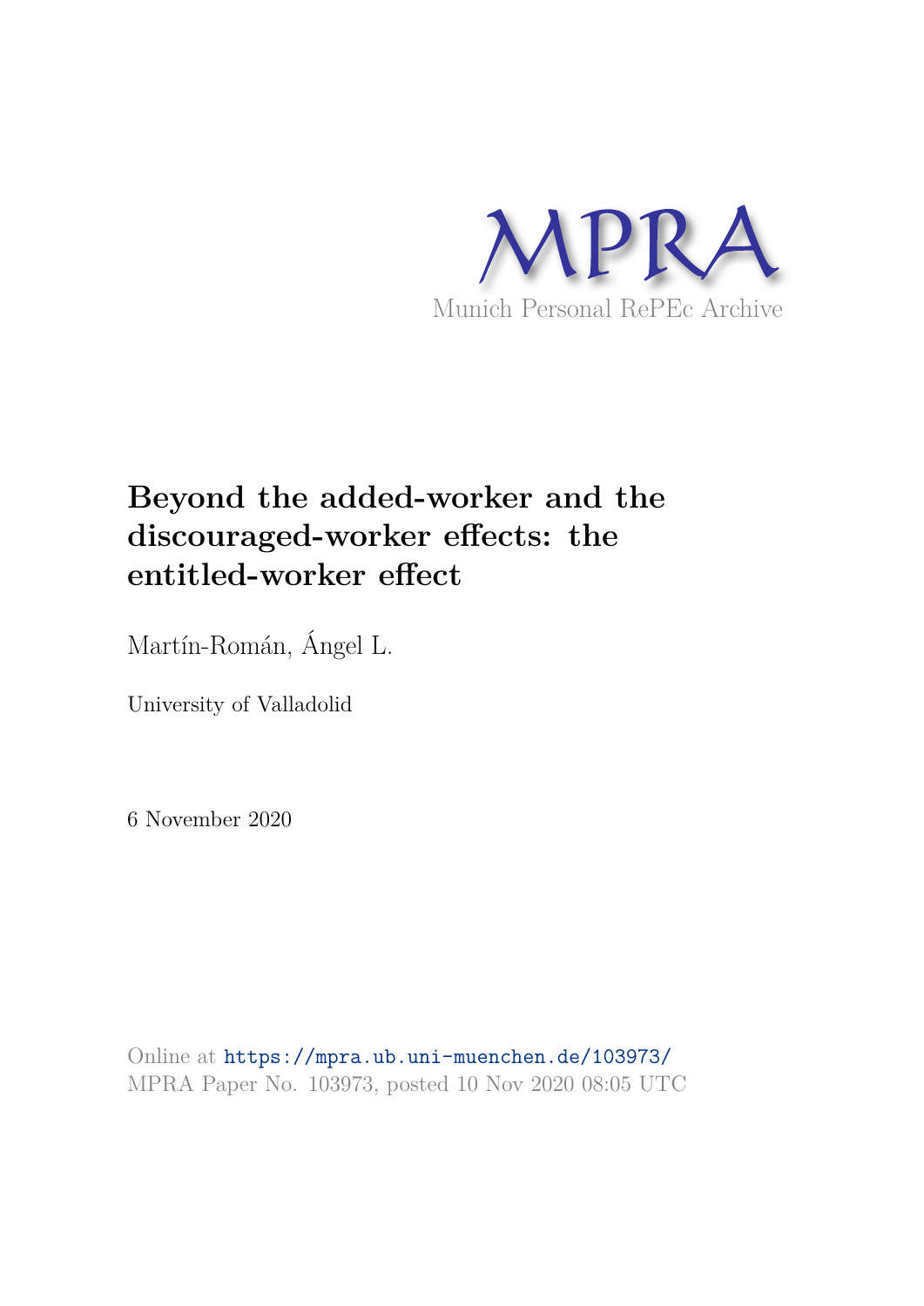MPRA

Munich Personal RePEc Archive

# Beyond the added-worker and the discouraged-worker effects: the entitled-worker effect

Martín-Román, Ángel L.

University of Valladolid

6 November 2020

Online at https://mpra.ub.uni-muenchen.de/103973/
MPRA Paper No. 103973, posted 10 Nov 2020 08:05 UTC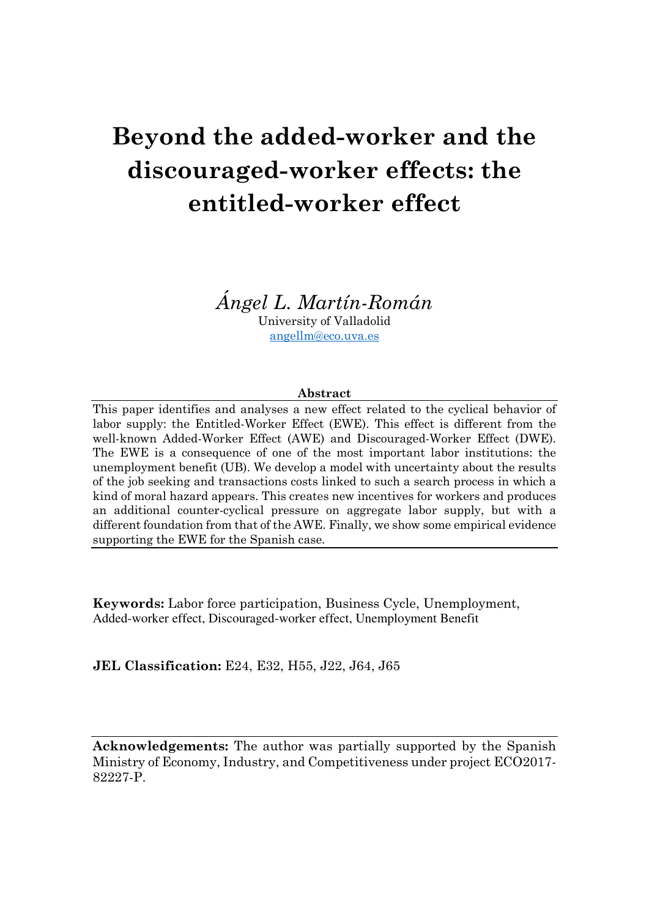# Beyond the added-worker and the discouraged-worker effects: the entitled-worker effect

*Ángel L. Martín-Román*
University of Valladolid
angellm@eco.uva.es

**Abstract**

This paper identifies and analyses a new effect related to the cyclical behavior of labor supply: the Entitled-Worker Effect (EWE). This effect is different from the well-known Added-Worker Effect (AWE) and Discouraged-Worker Effect (DWE). The EWE is a consequence of one of the most important labor institutions: the unemployment benefit (UB). We develop a model with uncertainty about the results of the job seeking and transactions costs linked to such a search process in which a kind of moral hazard appears. This creates new incentives for workers and produces an additional counter-cyclical pressure on aggregate labor supply, but with a different foundation from that of the AWE. Finally, we show some empirical evidence supporting the EWE for the Spanish case.

**Keywords:** Labor force participation, Business Cycle, Unemployment, Added-worker effect, Discouraged-worker effect, Unemployment Benefit

**JEL Classification:** E24, E32, H55, J22, J64, J65

**Acknowledgements:** The author was partially supported by the Spanish Ministry of Economy, Industry, and Competitiveness under project ECO2017-82227-P.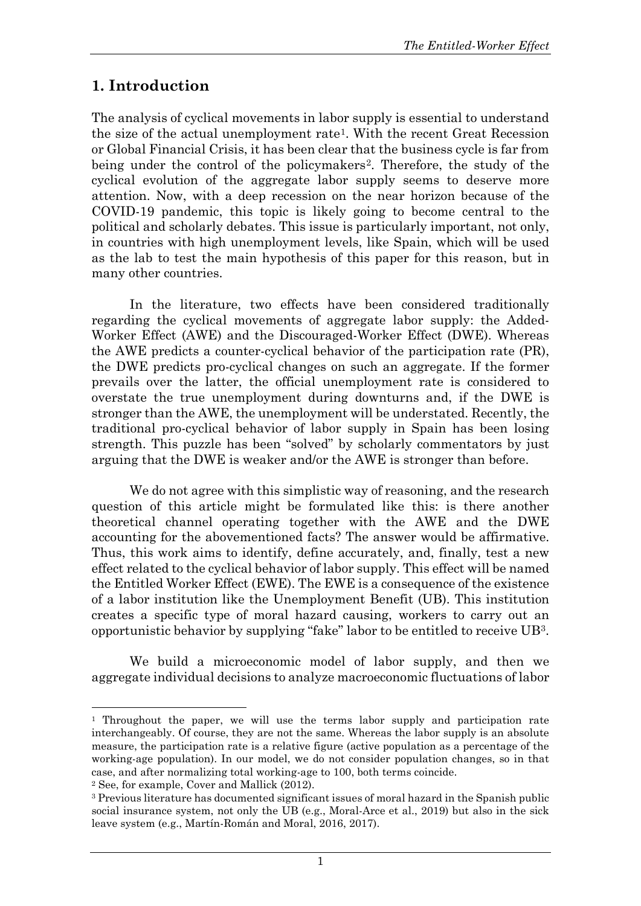## 1. Introduction

The analysis of cyclical movements in labor supply is essential to understand the size of the actual unemployment rate[1]. With the recent Great Recession or Global Financial Crisis, it has been clear that the business cycle is far from being under the control of the policymakers[2]. Therefore, the study of the cyclical evolution of the aggregate labor supply seems to deserve more attention. Now, with a deep recession on the near horizon because of the COVID-19 pandemic, this topic is likely going to become central to the political and scholarly debates. This issue is particularly important, not only, in countries with high unemployment levels, like Spain, which will be used as the lab to test the main hypothesis of this paper for this reason, but in many other countries.

In the literature, two effects have been considered traditionally regarding the cyclical movements of aggregate labor supply: the Added-Worker Effect (AWE) and the Discouraged-Worker Effect (DWE). Whereas the AWE predicts a counter-cyclical behavior of the participation rate (PR), the DWE predicts pro-cyclical changes on such an aggregate. If the former prevails over the latter, the official unemployment rate is considered to overstate the true unemployment during downturns and, if the DWE is stronger than the AWE, the unemployment will be understated. Recently, the traditional pro-cyclical behavior of labor supply in Spain has been losing strength. This puzzle has been "solved" by scholarly commentators by just arguing that the DWE is weaker and/or the AWE is stronger than before.

We do not agree with this simplistic way of reasoning, and the research question of this article might be formulated like this: is there another theoretical channel operating together with the AWE and the DWE accounting for the abovementioned facts? The answer would be affirmative. Thus, this work aims to identify, define accurately, and, finally, test a new effect related to the cyclical behavior of labor supply. This effect will be named the Entitled Worker Effect (EWE). The EWE is a consequence of the existence of a labor institution like the Unemployment Benefit (UB). This institution creates a specific type of moral hazard causing, workers to carry out an opportunistic behavior by supplying "fake" labor to be entitled to receive UB[3].

We build a microeconomic model of labor supply, and then we aggregate individual decisions to analyze macroeconomic fluctuations of labor

[1] Throughout the paper, we will use the terms labor supply and participation rate interchangeably. Of course, they are not the same. Whereas the labor supply is an absolute measure, the participation rate is a relative figure (active population as a percentage of the working-age population). In our model, we do not consider population changes, so in that case, and after normalizing total working-age to 100, both terms coincide.

[2] See, for example, Cover and Mallick (2012).

[3] Previous literature has documented significant issues of moral hazard in the Spanish public social insurance system, not only the UB (e.g., Moral-Arce et al., 2019) but also in the sick leave system (e.g., Martín-Román and Moral, 2016, 2017).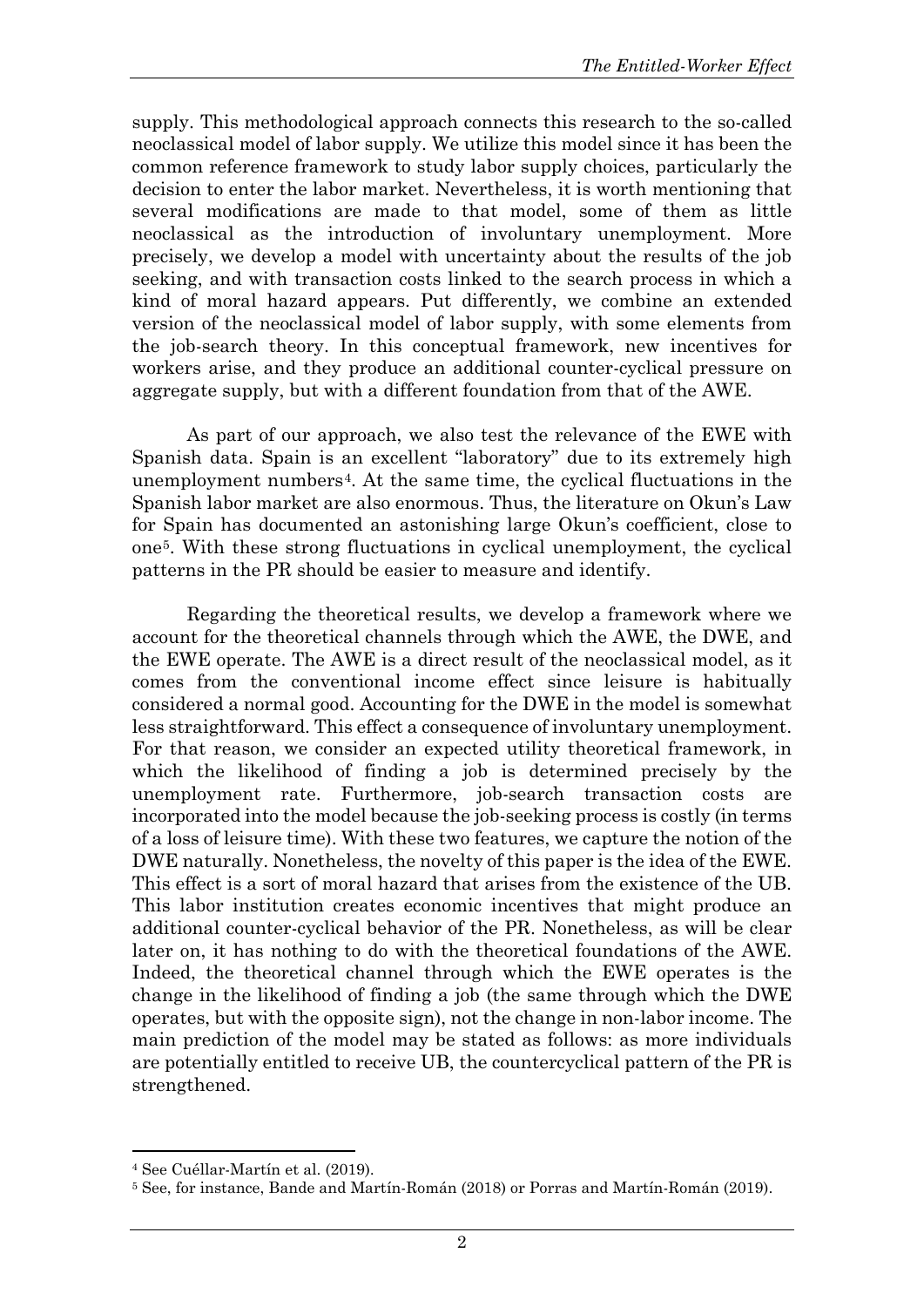supply. This methodological approach connects this research to the so-called neoclassical model of labor supply. We utilize this model since it has been the common reference framework to study labor supply choices, particularly the decision to enter the labor market. Nevertheless, it is worth mentioning that several modifications are made to that model, some of them as little neoclassical as the introduction of involuntary unemployment. More precisely, we develop a model with uncertainty about the results of the job seeking, and with transaction costs linked to the search process in which a kind of moral hazard appears. Put differently, we combine an extended version of the neoclassical model of labor supply, with some elements from the job-search theory. In this conceptual framework, new incentives for workers arise, and they produce an additional counter-cyclical pressure on aggregate supply, but with a different foundation from that of the AWE.

As part of our approach, we also test the relevance of the EWE with Spanish data. Spain is an excellent "laboratory" due to its extremely high unemployment numbers[4]. At the same time, the cyclical fluctuations in the Spanish labor market are also enormous. Thus, the literature on Okun's Law for Spain has documented an astonishing large Okun's coefficient, close to one[5]. With these strong fluctuations in cyclical unemployment, the cyclical patterns in the PR should be easier to measure and identify.

Regarding the theoretical results, we develop a framework where we account for the theoretical channels through which the AWE, the DWE, and the EWE operate. The AWE is a direct result of the neoclassical model, as it comes from the conventional income effect since leisure is habitually considered a normal good. Accounting for the DWE in the model is somewhat less straightforward. This effect a consequence of involuntary unemployment. For that reason, we consider an expected utility theoretical framework, in which the likelihood of finding a job is determined precisely by the unemployment rate. Furthermore, job-search transaction costs are incorporated into the model because the job-seeking process is costly (in terms of a loss of leisure time). With these two features, we capture the notion of the DWE naturally. Nonetheless, the novelty of this paper is the idea of the EWE. This effect is a sort of moral hazard that arises from the existence of the UB. This labor institution creates economic incentives that might produce an additional counter-cyclical behavior of the PR. Nonetheless, as will be clear later on, it has nothing to do with the theoretical foundations of the AWE. Indeed, the theoretical channel through which the EWE operates is the change in the likelihood of finding a job (the same through which the DWE operates, but with the opposite sign), not the change in non-labor income. The main prediction of the model may be stated as follows: as more individuals are potentially entitled to receive UB, the countercyclical pattern of the PR is strengthened.

[4] See Cuéllar-Martín et al. (2019).

[5] See, for instance, Bande and Martín-Román (2018) or Porras and Martín-Román (2019).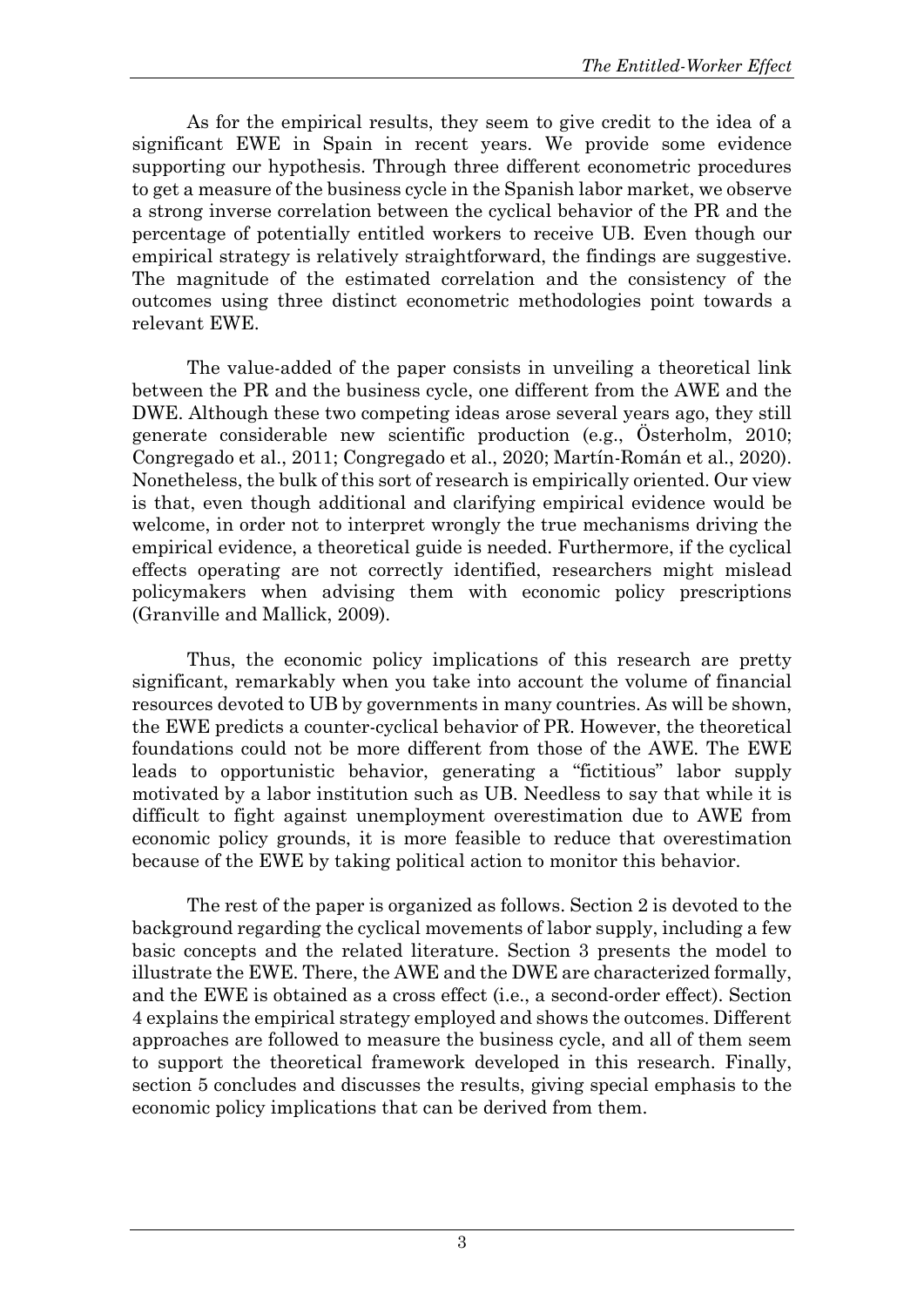As for the empirical results, they seem to give credit to the idea of a significant EWE in Spain in recent years. We provide some evidence supporting our hypothesis. Through three different econometric procedures to get a measure of the business cycle in the Spanish labor market, we observe a strong inverse correlation between the cyclical behavior of the PR and the percentage of potentially entitled workers to receive UB. Even though our empirical strategy is relatively straightforward, the findings are suggestive. The magnitude of the estimated correlation and the consistency of the outcomes using three distinct econometric methodologies point towards a relevant EWE.

The value-added of the paper consists in unveiling a theoretical link between the PR and the business cycle, one different from the AWE and the DWE. Although these two competing ideas arose several years ago, they still generate considerable new scientific production (e.g., Österholm, 2010; Congregado et al., 2011; Congregado et al., 2020; Martín-Román et al., 2020). Nonetheless, the bulk of this sort of research is empirically oriented. Our view is that, even though additional and clarifying empirical evidence would be welcome, in order not to interpret wrongly the true mechanisms driving the empirical evidence, a theoretical guide is needed. Furthermore, if the cyclical effects operating are not correctly identified, researchers might mislead policymakers when advising them with economic policy prescriptions (Granville and Mallick, 2009).

Thus, the economic policy implications of this research are pretty significant, remarkably when you take into account the volume of financial resources devoted to UB by governments in many countries. As will be shown, the EWE predicts a counter-cyclical behavior of PR. However, the theoretical foundations could not be more different from those of the AWE. The EWE leads to opportunistic behavior, generating a "fictitious" labor supply motivated by a labor institution such as UB. Needless to say that while it is difficult to fight against unemployment overestimation due to AWE from economic policy grounds, it is more feasible to reduce that overestimation because of the EWE by taking political action to monitor this behavior.

The rest of the paper is organized as follows. Section 2 is devoted to the background regarding the cyclical movements of labor supply, including a few basic concepts and the related literature. Section 3 presents the model to illustrate the EWE. There, the AWE and the DWE are characterized formally, and the EWE is obtained as a cross effect (i.e., a second-order effect). Section 4 explains the empirical strategy employed and shows the outcomes. Different approaches are followed to measure the business cycle, and all of them seem to support the theoretical framework developed in this research. Finally, section 5 concludes and discusses the results, giving special emphasis to the economic policy implications that can be derived from them.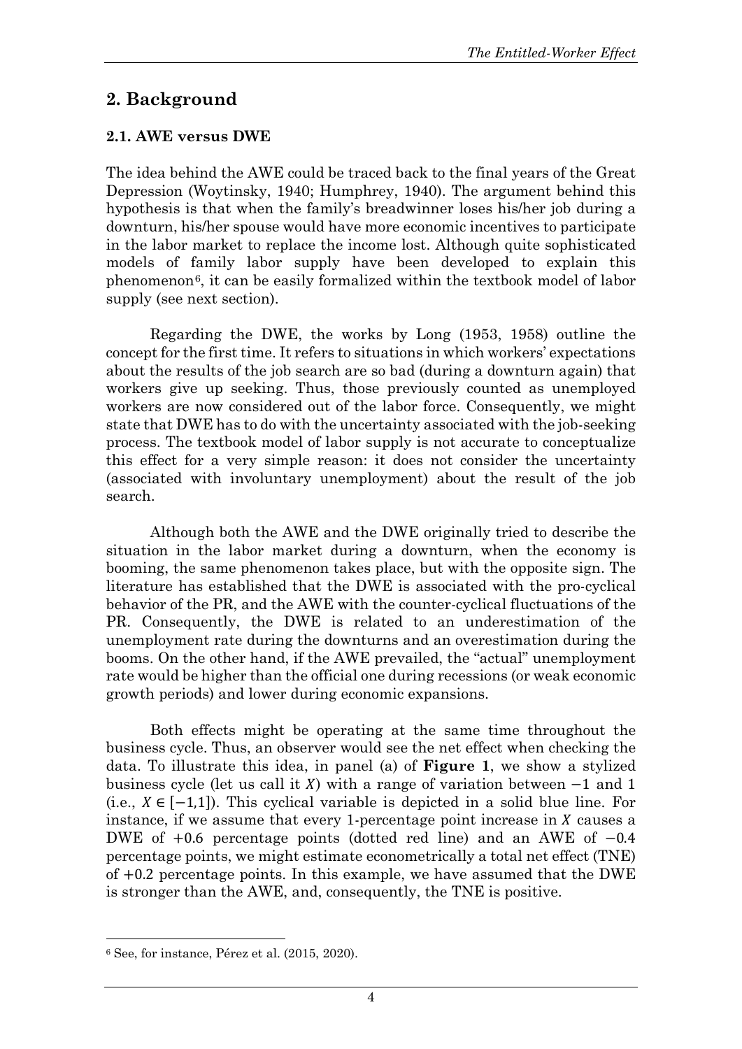## 2. Background

### 2.1. AWE versus DWE

The idea behind the AWE could be traced back to the final years of the Great Depression (Woytinsky, 1940; Humphrey, 1940). The argument behind this hypothesis is that when the family's breadwinner loses his/her job during a downturn, his/her spouse would have more economic incentives to participate in the labor market to replace the income lost. Although quite sophisticated models of family labor supply have been developed to explain this phenomenon[6], it can be easily formalized within the textbook model of labor supply (see next section).

Regarding the DWE, the works by Long (1953, 1958) outline the concept for the first time. It refers to situations in which workers' expectations about the results of the job search are so bad (during a downturn again) that workers give up seeking. Thus, those previously counted as unemployed workers are now considered out of the labor force. Consequently, we might state that DWE has to do with the uncertainty associated with the job-seeking process. The textbook model of labor supply is not accurate to conceptualize this effect for a very simple reason: it does not consider the uncertainty (associated with involuntary unemployment) about the result of the job search.

Although both the AWE and the DWE originally tried to describe the situation in the labor market during a downturn, when the economy is booming, the same phenomenon takes place, but with the opposite sign. The literature has established that the DWE is associated with the pro-cyclical behavior of the PR, and the AWE with the counter-cyclical fluctuations of the PR. Consequently, the DWE is related to an underestimation of the unemployment rate during the downturns and an overestimation during the booms. On the other hand, if the AWE prevailed, the "actual" unemployment rate would be higher than the official one during recessions (or weak economic growth periods) and lower during economic expansions.

Both effects might be operating at the same time throughout the business cycle. Thus, an observer would see the net effect when checking the data. To illustrate this idea, in panel (a) of **Figure 1**, we show a stylized business cycle (let us call it $X$) with a range of variation between $-1$ and 1 (i.e., $X \in [-1,1]$). This cyclical variable is depicted in a solid blue line. For instance, if we assume that every 1-percentage point increase in $X$ causes a DWE of $+0.6$ percentage points (dotted red line) and an AWE of $-0.4$ percentage points, we might estimate econometrically a total net effect (TNE) of $+0.2$ percentage points. In this example, we have assumed that the DWE is stronger than the AWE, and, consequently, the TNE is positive.

[6] See, for instance, Pérez et al. (2015, 2020).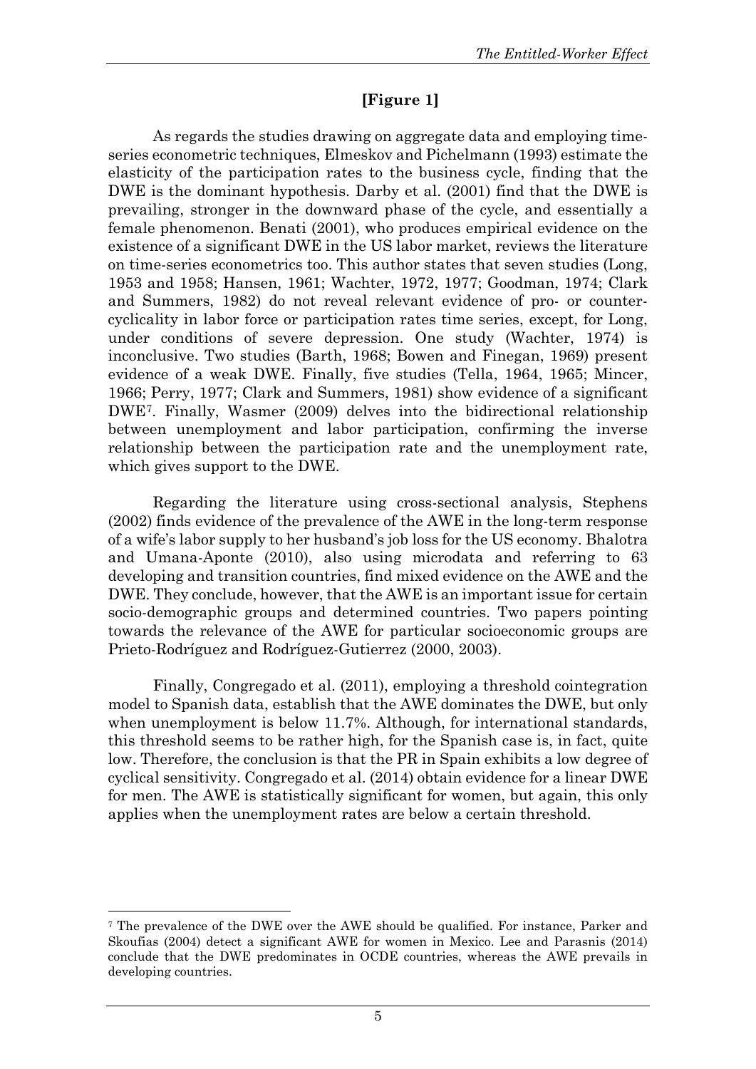**[Figure 1]**

As regards the studies drawing on aggregate data and employing time-series econometric techniques, Elmeskov and Pichelmann (1993) estimate the elasticity of the participation rates to the business cycle, finding that the DWE is the dominant hypothesis. Darby et al. (2001) find that the DWE is prevailing, stronger in the downward phase of the cycle, and essentially a female phenomenon. Benati (2001), who produces empirical evidence on the existence of a significant DWE in the US labor market, reviews the literature on time-series econometrics too. This author states that seven studies (Long, 1953 and 1958; Hansen, 1961; Wachter, 1972, 1977; Goodman, 1974; Clark and Summers, 1982) do not reveal relevant evidence of pro- or counter-cyclicality in labor force or participation rates time series, except, for Long, under conditions of severe depression. One study (Wachter, 1974) is inconclusive. Two studies (Barth, 1968; Bowen and Finegan, 1969) present evidence of a weak DWE. Finally, five studies (Tella, 1964, 1965; Mincer, 1966; Perry, 1977; Clark and Summers, 1981) show evidence of a significant DWE[7]. Finally, Wasmer (2009) delves into the bidirectional relationship between unemployment and labor participation, confirming the inverse relationship between the participation rate and the unemployment rate, which gives support to the DWE.

Regarding the literature using cross-sectional analysis, Stephens (2002) finds evidence of the prevalence of the AWE in the long-term response of a wife's labor supply to her husband's job loss for the US economy. Bhalotra and Umana-Aponte (2010), also using microdata and referring to 63 developing and transition countries, find mixed evidence on the AWE and the DWE. They conclude, however, that the AWE is an important issue for certain socio-demographic groups and determined countries. Two papers pointing towards the relevance of the AWE for particular socioeconomic groups are Prieto-Rodríguez and Rodríguez-Gutierrez (2000, 2003).

Finally, Congregado et al. (2011), employing a threshold cointegration model to Spanish data, establish that the AWE dominates the DWE, but only when unemployment is below 11.7%. Although, for international standards, this threshold seems to be rather high, for the Spanish case is, in fact, quite low. Therefore, the conclusion is that the PR in Spain exhibits a low degree of cyclical sensitivity. Congregado et al. (2014) obtain evidence for a linear DWE for men. The AWE is statistically significant for women, but again, this only applies when the unemployment rates are below a certain threshold.

---

[7] The prevalence of the DWE over the AWE should be qualified. For instance, Parker and Skoufias (2004) detect a significant AWE for women in Mexico. Lee and Parasnis (2014) conclude that the DWE predominates in OCDE countries, whereas the AWE prevails in developing countries.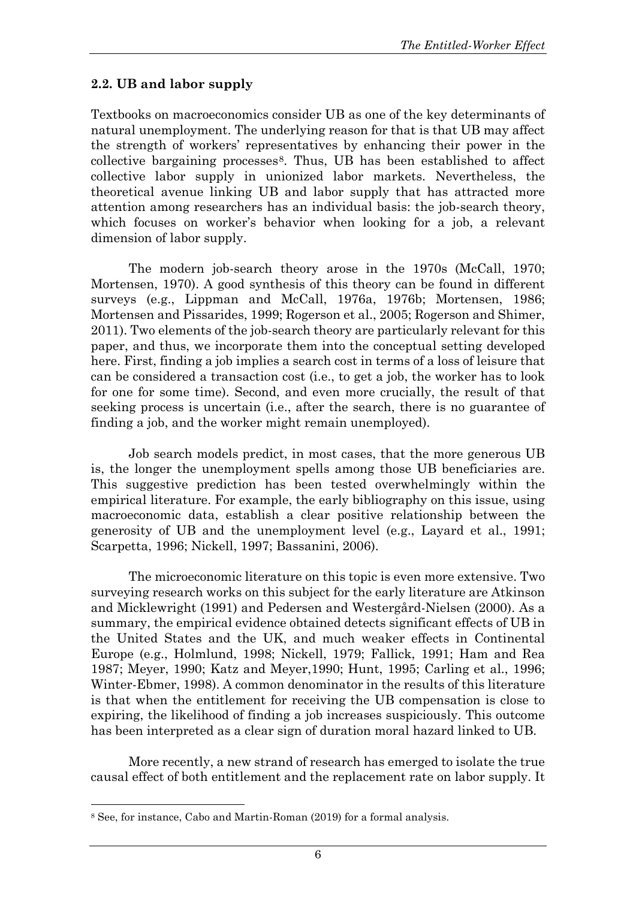### 2.2. UB and labor supply

Textbooks on macroeconomics consider UB as one of the key determinants of natural unemployment. The underlying reason for that is that UB may affect the strength of workers' representatives by enhancing their power in the collective bargaining processes[8]. Thus, UB has been established to affect collective labor supply in unionized labor markets. Nevertheless, the theoretical avenue linking UB and labor supply that has attracted more attention among researchers has an individual basis: the job-search theory, which focuses on worker's behavior when looking for a job, a relevant dimension of labor supply.

The modern job-search theory arose in the 1970s (McCall, 1970; Mortensen, 1970). A good synthesis of this theory can be found in different surveys (e.g., Lippman and McCall, 1976a, 1976b; Mortensen, 1986; Mortensen and Pissarides, 1999; Rogerson et al., 2005; Rogerson and Shimer, 2011). Two elements of the job-search theory are particularly relevant for this paper, and thus, we incorporate them into the conceptual setting developed here. First, finding a job implies a search cost in terms of a loss of leisure that can be considered a transaction cost (i.e., to get a job, the worker has to look for one for some time). Second, and even more crucially, the result of that seeking process is uncertain (i.e., after the search, there is no guarantee of finding a job, and the worker might remain unemployed).

Job search models predict, in most cases, that the more generous UB is, the longer the unemployment spells among those UB beneficiaries are. This suggestive prediction has been tested overwhelmingly within the empirical literature. For example, the early bibliography on this issue, using macroeconomic data, establish a clear positive relationship between the generosity of UB and the unemployment level (e.g., Layard et al., 1991; Scarpetta, 1996; Nickell, 1997; Bassanini, 2006).

The microeconomic literature on this topic is even more extensive. Two surveying research works on this subject for the early literature are Atkinson and Micklewright (1991) and Pedersen and Westergård-Nielsen (2000). As a summary, the empirical evidence obtained detects significant effects of UB in the United States and the UK, and much weaker effects in Continental Europe (e.g., Holmlund, 1998; Nickell, 1979; Fallick, 1991; Ham and Rea 1987; Meyer, 1990; Katz and Meyer,1990; Hunt, 1995; Carling et al., 1996; Winter-Ebmer, 1998). A common denominator in the results of this literature is that when the entitlement for receiving the UB compensation is close to expiring, the likelihood of finding a job increases suspiciously. This outcome has been interpreted as a clear sign of duration moral hazard linked to UB.

More recently, a new strand of research has emerged to isolate the true causal effect of both entitlement and the replacement rate on labor supply. It

[8] See, for instance, Cabo and Martin-Roman (2019) for a formal analysis.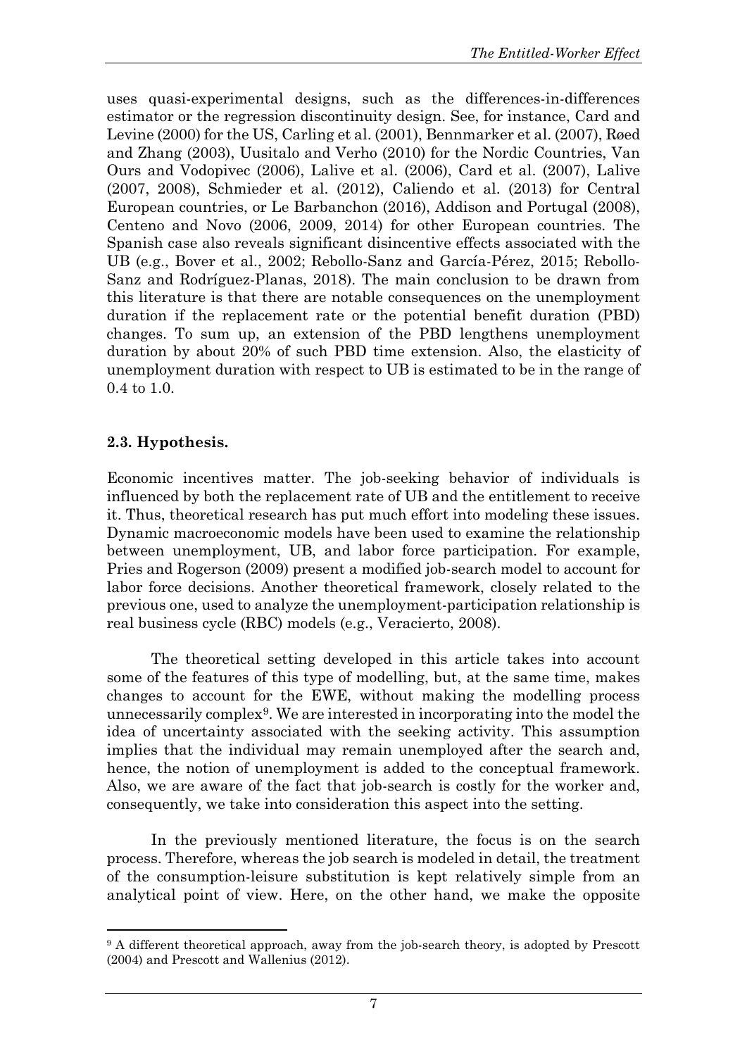uses quasi-experimental designs, such as the differences-in-differences estimator or the regression discontinuity design. See, for instance, Card and Levine (2000) for the US, Carling et al. (2001), Bennmarker et al. (2007), Røed and Zhang (2003), Uusitalo and Verho (2010) for the Nordic Countries, Van Ours and Vodopivec (2006), Lalive et al. (2006), Card et al. (2007), Lalive (2007, 2008), Schmieder et al. (2012), Caliendo et al. (2013) for Central European countries, or Le Barbanchon (2016), Addison and Portugal (2008), Centeno and Novo (2006, 2009, 2014) for other European countries. The Spanish case also reveals significant disincentive effects associated with the UB (e.g., Bover et al., 2002; Rebollo-Sanz and García-Pérez, 2015; Rebollo-Sanz and Rodríguez-Planas, 2018). The main conclusion to be drawn from this literature is that there are notable consequences on the unemployment duration if the replacement rate or the potential benefit duration (PBD) changes. To sum up, an extension of the PBD lengthens unemployment duration by about 20% of such PBD time extension. Also, the elasticity of unemployment duration with respect to UB is estimated to be in the range of 0.4 to 1.0.

### 2.3. Hypothesis.

Economic incentives matter. The job-seeking behavior of individuals is influenced by both the replacement rate of UB and the entitlement to receive it. Thus, theoretical research has put much effort into modeling these issues. Dynamic macroeconomic models have been used to examine the relationship between unemployment, UB, and labor force participation. For example, Pries and Rogerson (2009) present a modified job-search model to account for labor force decisions. Another theoretical framework, closely related to the previous one, used to analyze the unemployment-participation relationship is real business cycle (RBC) models (e.g., Veracierto, 2008).

The theoretical setting developed in this article takes into account some of the features of this type of modelling, but, at the same time, makes changes to account for the EWE, without making the modelling process unnecessarily complex[9]. We are interested in incorporating into the model the idea of uncertainty associated with the seeking activity. This assumption implies that the individual may remain unemployed after the search and, hence, the notion of unemployment is added to the conceptual framework. Also, we are aware of the fact that job-search is costly for the worker and, consequently, we take into consideration this aspect into the setting.

In the previously mentioned literature, the focus is on the search process. Therefore, whereas the job search is modeled in detail, the treatment of the consumption-leisure substitution is kept relatively simple from an analytical point of view. Here, on the other hand, we make the opposite

[9] A different theoretical approach, away from the job-search theory, is adopted by Prescott (2004) and Prescott and Wallenius (2012).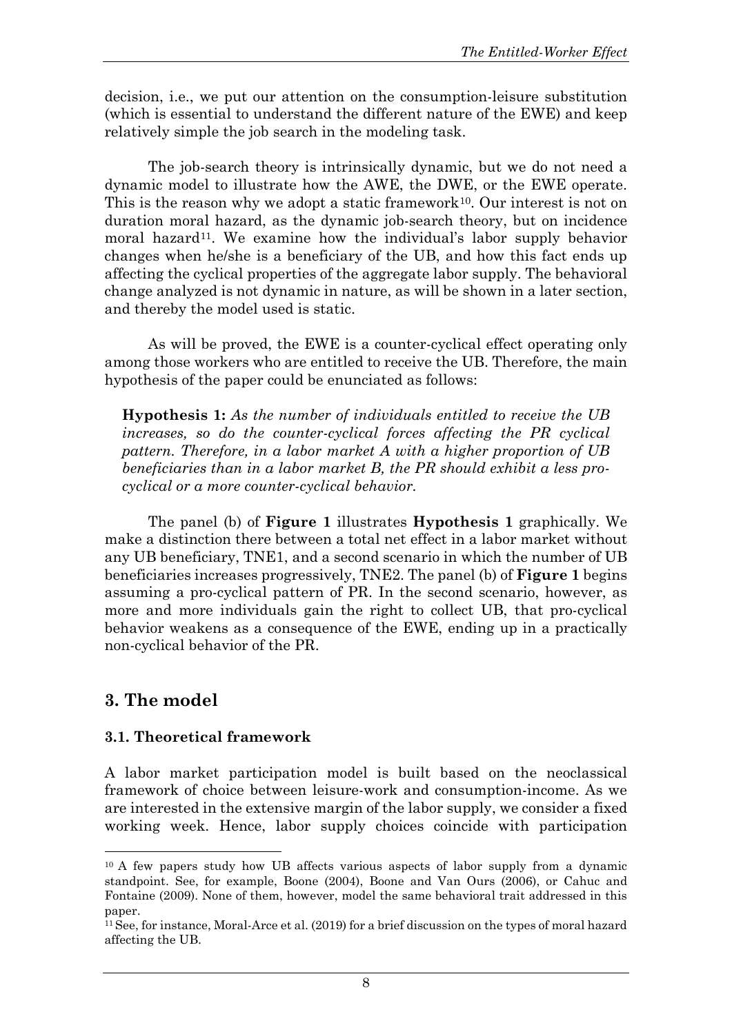decision, i.e., we put our attention on the consumption-leisure substitution (which is essential to understand the different nature of the EWE) and keep relatively simple the job search in the modeling task.

The job-search theory is intrinsically dynamic, but we do not need a dynamic model to illustrate how the AWE, the DWE, or the EWE operate. This is the reason why we adopt a static framework[10]. Our interest is not on duration moral hazard, as the dynamic job-search theory, but on incidence moral hazard[11]. We examine how the individual's labor supply behavior changes when he/she is a beneficiary of the UB, and how this fact ends up affecting the cyclical properties of the aggregate labor supply. The behavioral change analyzed is not dynamic in nature, as will be shown in a later section, and thereby the model used is static.

As will be proved, the EWE is a counter-cyclical effect operating only among those workers who are entitled to receive the UB. Therefore, the main hypothesis of the paper could be enunciated as follows:

> **Hypothesis 1:** *As the number of individuals entitled to receive the UB increases, so do the counter-cyclical forces affecting the PR cyclical pattern. Therefore, in a labor market A with a higher proportion of UB beneficiaries than in a labor market B, the PR should exhibit a less pro-cyclical or a more counter-cyclical behavior.*

The panel (b) of **Figure 1** illustrates **Hypothesis 1** graphically. We make a distinction there between a total net effect in a labor market without any UB beneficiary, TNE1, and a second scenario in which the number of UB beneficiaries increases progressively, TNE2. The panel (b) of **Figure 1** begins assuming a pro-cyclical pattern of PR. In the second scenario, however, as more and more individuals gain the right to collect UB, that pro-cyclical behavior weakens as a consequence of the EWE, ending up in a practically non-cyclical behavior of the PR.

## 3. The model

### 3.1. Theoretical framework

A labor market participation model is built based on the neoclassical framework of choice between leisure-work and consumption-income. As we are interested in the extensive margin of the labor supply, we consider a fixed working week. Hence, labor supply choices coincide with participation

---

[10] A few papers study how UB affects various aspects of labor supply from a dynamic standpoint. See, for example, Boone (2004), Boone and Van Ours (2006), or Cahuc and Fontaine (2009). None of them, however, model the same behavioral trait addressed in this paper.

[11] See, for instance, Moral-Arce et al. (2019) for a brief discussion on the types of moral hazard affecting the UB.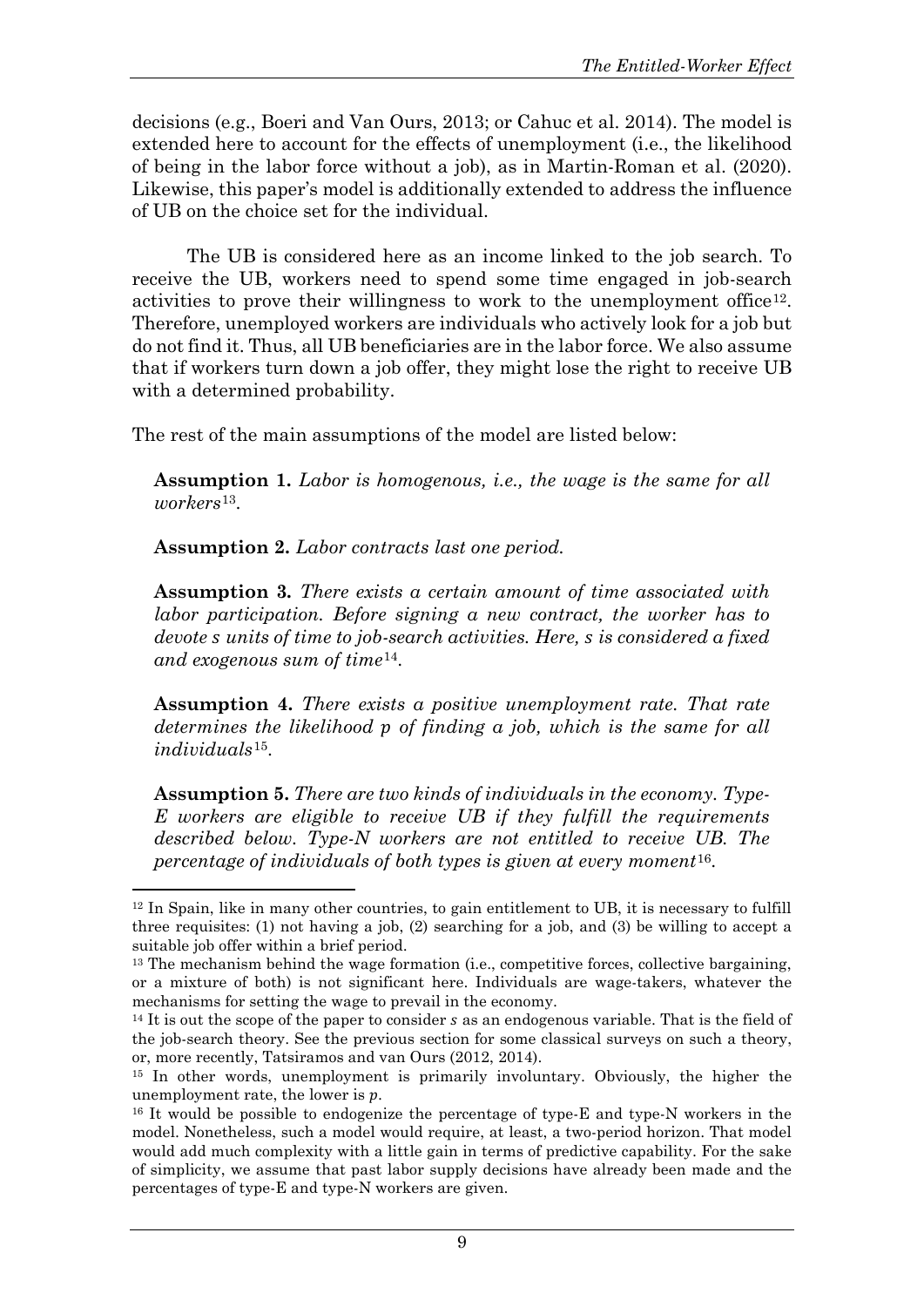decisions (e.g., Boeri and Van Ours, 2013; or Cahuc et al. 2014). The model is extended here to account for the effects of unemployment (i.e., the likelihood of being in the labor force without a job), as in Martin-Roman et al. (2020). Likewise, this paper's model is additionally extended to address the influence of UB on the choice set for the individual.

The UB is considered here as an income linked to the job search. To receive the UB, workers need to spend some time engaged in job-search activities to prove their willingness to work to the unemployment office[12]. Therefore, unemployed workers are individuals who actively look for a job but do not find it. Thus, all UB beneficiaries are in the labor force. We also assume that if workers turn down a job offer, they might lose the right to receive UB with a determined probability.

The rest of the main assumptions of the model are listed below:

**Assumption 1.** *Labor is homogenous, i.e., the wage is the same for all workers*[13].

**Assumption 2.** *Labor contracts last one period.*

**Assumption 3.** *There exists a certain amount of time associated with labor participation. Before signing a new contract, the worker has to devote $s$ units of time to job-search activities. Here, $s$ is considered a fixed and exogenous sum of time*[14].

**Assumption 4.** *There exists a positive unemployment rate. That rate determines the likelihood $p$ of finding a job, which is the same for all individuals*[15].

**Assumption 5.** *There are two kinds of individuals in the economy. Type-E workers are eligible to receive UB if they fulfill the requirements described below. Type-N workers are not entitled to receive UB. The percentage of individuals of both types is given at every moment*[16].

---

[12] In Spain, like in many other countries, to gain entitlement to UB, it is necessary to fulfill three requisites: (1) not having a job, (2) searching for a job, and (3) be willing to accept a suitable job offer within a brief period.

[13] The mechanism behind the wage formation (i.e., competitive forces, collective bargaining, or a mixture of both) is not significant here. Individuals are wage-takers, whatever the mechanisms for setting the wage to prevail in the economy.

[14] It is out the scope of the paper to consider $s$ as an endogenous variable. That is the field of the job-search theory. See the previous section for some classical surveys on such a theory, or, more recently, Tatsiramos and van Ours (2012, 2014).

[15] In other words, unemployment is primarily involuntary. Obviously, the higher the unemployment rate, the lower is $p$.

[16] It would be possible to endogenize the percentage of type-E and type-N workers in the model. Nonetheless, such a model would require, at least, a two-period horizon. That model would add much complexity with a little gain in terms of predictive capability. For the sake of simplicity, we assume that past labor supply decisions have already been made and the percentages of type-E and type-N workers are given.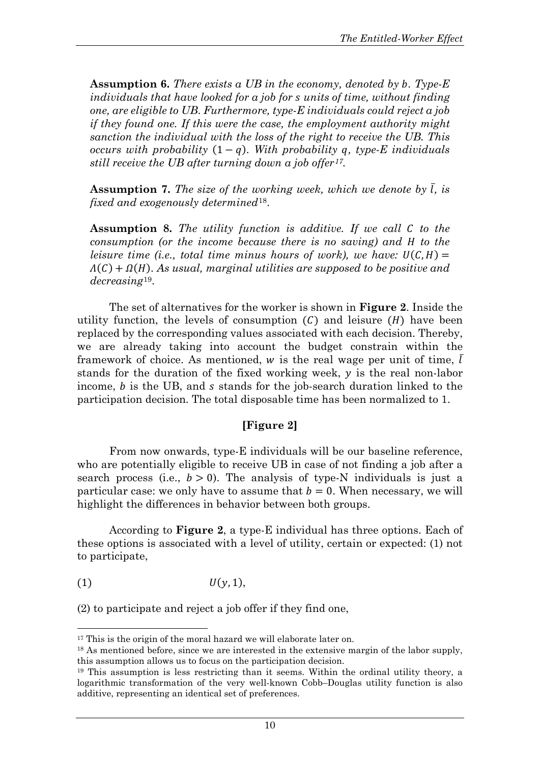**Assumption 6.** *There exists a UB in the economy, denoted by $b$. Type-E individuals that have looked for a job for $s$ units of time, without finding one, are eligible to UB. Furthermore, type-E individuals could reject a job if they found one. If this were the case, the employment authority might sanction the individual with the loss of the right to receive the UB. This occurs with probability $(1-q)$. With probability $q$, type-E individuals still receive the UB after turning down a job offer*[17].

**Assumption 7.** *The size of the working week, which we denote by $\bar{l}$, is fixed and exogenously determined*[18].

**Assumption 8.** *The utility function is additive. If we call $C$ to the consumption (or the income because there is no saving) and $H$ to the leisure time (i.e., total time minus hours of work), we have: $U(C,H) = \Lambda(C) + \Omega(H)$. As usual, marginal utilities are supposed to be positive and decreasing*[19].

The set of alternatives for the worker is shown in **Figure 2**. Inside the utility function, the levels of consumption ($C$) and leisure ($H$) have been replaced by the corresponding values associated with each decision. Thereby, we are already taking into account the budget constrain within the framework of choice. As mentioned, $w$ is the real wage per unit of time, $\bar{l}$ stands for the duration of the fixed working week, $y$ is the real non-labor income, $b$ is the UB, and $s$ stands for the job-search duration linked to the participation decision. The total disposable time has been normalized to 1.

**[Figure 2]**

From now onwards, type-E individuals will be our baseline reference, who are potentially eligible to receive UB in case of not finding a job after a search process (i.e., $b > 0$). The analysis of type-N individuals is just a particular case: we only have to assume that $b = 0$. When necessary, we will highlight the differences in behavior between both groups.

According to **Figure 2**, a type-E individual has three options. Each of these options is associated with a level of utility, certain or expected: (1) not to participate,

$$(1) \qquad U(y, 1),$$

(2) to participate and reject a job offer if they find one,

[17] This is the origin of the moral hazard we will elaborate later on.

[18] As mentioned before, since we are interested in the extensive margin of the labor supply, this assumption allows us to focus on the participation decision.

[19] This assumption is less restricting than it seems. Within the ordinal utility theory, a logarithmic transformation of the very well-known Cobb–Douglas utility function is also additive, representing an identical set of preferences.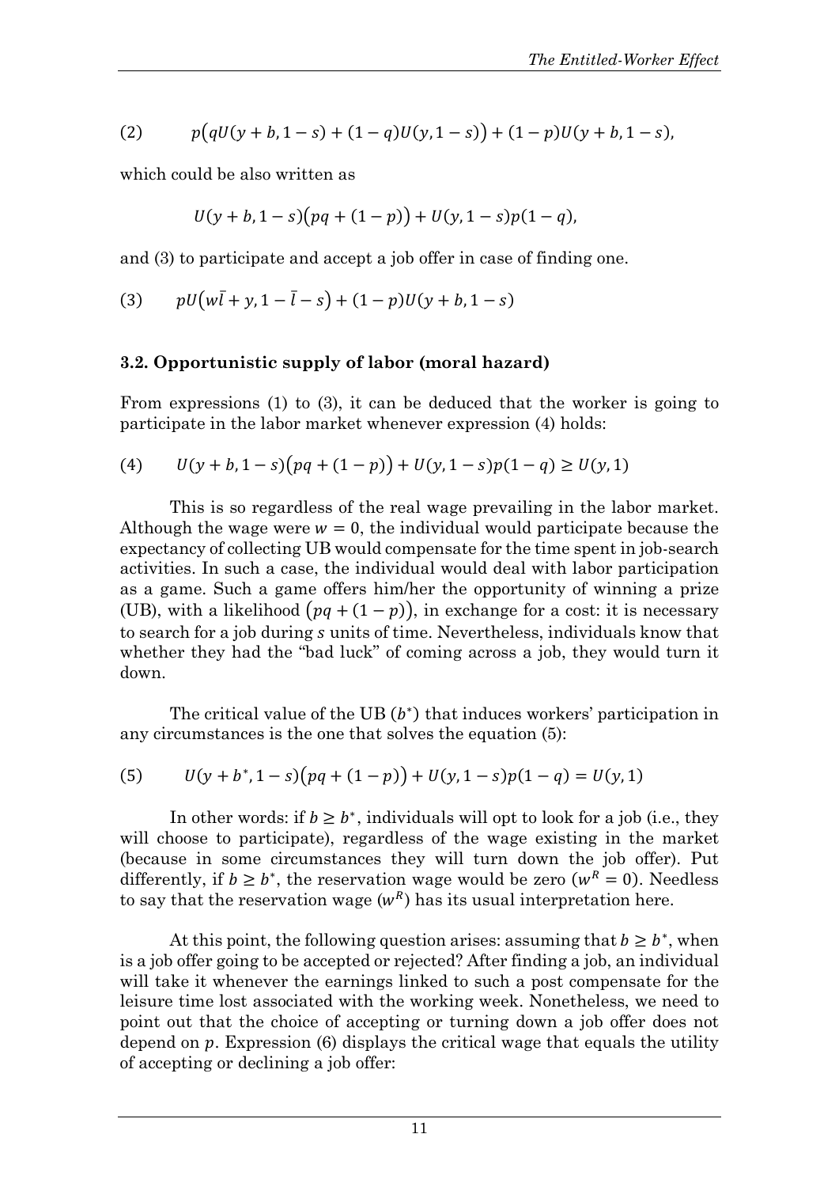$$(2) \qquad p\big(qU(y+b,1-s)+(1-q)U(y,1-s)\big)+(1-p)U(y+b,1-s),$$

which could be also written as

$$U(y+b,1-s)\big(pq+(1-p)\big)+U(y,1-s)p(1-q),$$

and (3) to participate and accept a job offer in case of finding one.

$$(3) \qquad pU\big(w\bar{l}+y,1-\bar{l}-s\big)+(1-p)U(y+b,1-s)$$

### 3.2. Opportunistic supply of labor (moral hazard)

From expressions (1) to (3), it can be deduced that the worker is going to participate in the labor market whenever expression (4) holds:

$$(4) \qquad U(y+b,1-s)\big(pq+(1-p)\big)+U(y,1-s)p(1-q)\geq U(y,1)$$

This is so regardless of the real wage prevailing in the labor market. Although the wage were $w=0$, the individual would participate because the expectancy of collecting UB would compensate for the time spent in job-search activities. In such a case, the individual would deal with labor participation as a game. Such a game offers him/her the opportunity of winning a prize (UB), with a likelihood $\big(pq+(1-p)\big)$, in exchange for a cost: it is necessary to search for a job during $s$ units of time. Nevertheless, individuals know that whether they had the "bad luck" of coming across a job, they would turn it down.

The critical value of the UB ($b^*$) that induces workers' participation in any circumstances is the one that solves the equation (5):

$$(5) \qquad U(y+b^*,1-s)\big(pq+(1-p)\big)+U(y,1-s)p(1-q)=U(y,1)$$

In other words: if $b\geq b^*$, individuals will opt to look for a job (i.e., they will choose to participate), regardless of the wage existing in the market (because in some circumstances they will turn down the job offer). Put differently, if $b\geq b^*$, the reservation wage would be zero ($w^R=0$). Needless to say that the reservation wage ($w^R$) has its usual interpretation here.

At this point, the following question arises: assuming that $b\geq b^*$, when is a job offer going to be accepted or rejected? After finding a job, an individual will take it whenever the earnings linked to such a post compensate for the leisure time lost associated with the working week. Nonetheless, we need to point out that the choice of accepting or turning down a job offer does not depend on $p$. Expression (6) displays the critical wage that equals the utility of accepting or declining a job offer: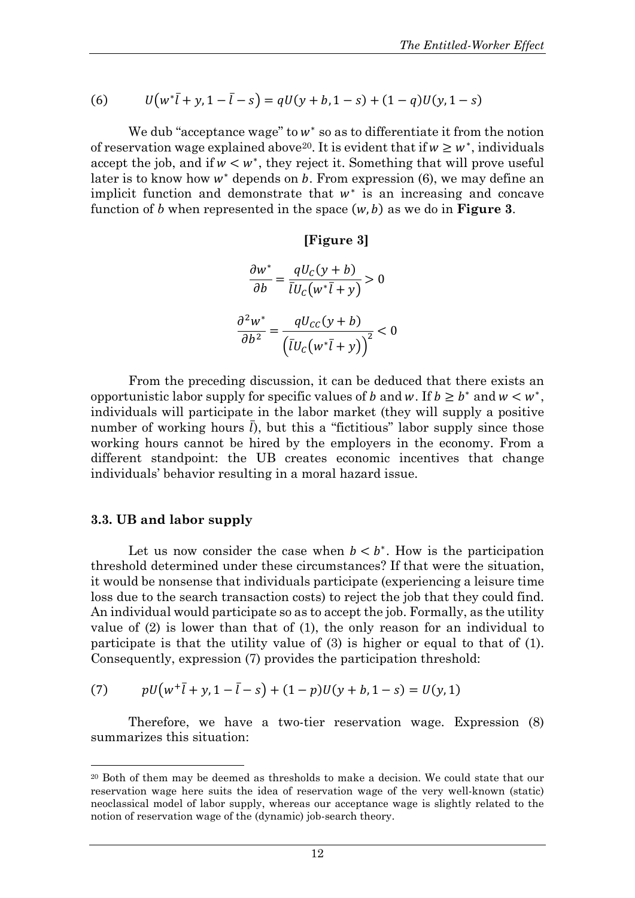$$(6) \qquad U\left(w^*\bar{l} + y, 1 - \bar{l} - s\right) = qU(y + b, 1 - s) + (1 - q)U(y, 1 - s)$$

We dub "acceptance wage" to $w^*$ so as to differentiate it from the notion of reservation wage explained above[20]. It is evident that if $w \geq w^*$, individuals accept the job, and if $w < w^*$, they reject it. Something that will prove useful later is to know how $w^*$ depends on $b$. From expression (6), we may define an implicit function and demonstrate that $w^*$ is an increasing and concave function of $b$ when represented in the space $(w, b)$ as we do in **Figure 3**.

**[Figure 3]**

$$\frac{\partial w^*}{\partial b} = \frac{qU_C(y + b)}{\bar{l}U_C\left(w^*\bar{l} + y\right)} > 0$$

$$\frac{\partial^2 w^*}{\partial b^2} = \frac{qU_{CC}(y + b)}{\left(\bar{l}U_C\left(w^*\bar{l} + y\right)\right)^2} < 0$$

From the preceding discussion, it can be deduced that there exists an opportunistic labor supply for specific values of $b$ and $w$. If $b \geq b^*$ and $w < w^*$, individuals will participate in the labor market (they will supply a positive number of working hours $\bar{l}$), but this a "fictitious" labor supply since those working hours cannot be hired by the employers in the economy. From a different standpoint: the UB creates economic incentives that change individuals' behavior resulting in a moral hazard issue.

### 3.3. UB and labor supply

Let us now consider the case when $b < b^*$. How is the participation threshold determined under these circumstances? If that were the situation, it would be nonsense that individuals participate (experiencing a leisure time loss due to the search transaction costs) to reject the job that they could find. An individual would participate so as to accept the job. Formally, as the utility value of (2) is lower than that of (1), the only reason for an individual to participate is that the utility value of (3) is higher or equal to that of (1). Consequently, expression (7) provides the participation threshold:

$$(7) \qquad pU\left(w^+\bar{l} + y, 1 - \bar{l} - s\right) + (1 - p)U(y + b, 1 - s) = U(y, 1)$$

Therefore, we have a two-tier reservation wage. Expression (8) summarizes this situation:

[20] Both of them may be deemed as thresholds to make a decision. We could state that our reservation wage here suits the idea of reservation wage of the very well-known (static) neoclassical model of labor supply, whereas our acceptance wage is slightly related to the notion of reservation wage of the (dynamic) job-search theory.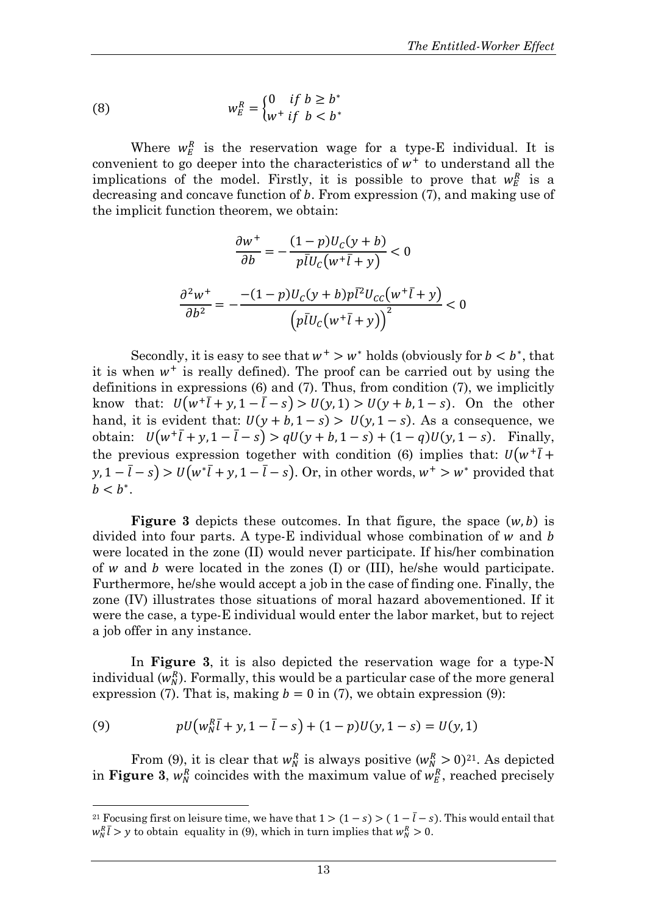$$(8) \qquad w_E^R = \begin{cases} 0 & if\ b \geq b^* \\ w^+ & if\ b < b^* \end{cases}$$

Where $w_E^R$ is the reservation wage for a type-E individual. It is convenient to go deeper into the characteristics of $w^+$ to understand all the implications of the model. Firstly, it is possible to prove that $w_E^R$ is a decreasing and concave function of $b$. From expression (7), and making use of the implicit function theorem, we obtain:

$$\frac{\partial w^+}{\partial b} = -\frac{(1-p)U_C(y+b)}{p\bar{l}U_C(w^+\bar{l}+y)} < 0$$

$$\frac{\partial^2 w^+}{\partial b^2} = -\frac{-(1-p)U_C(y+b)p\bar{l}^2 U_{CC}(w^+\bar{l}+y)}{\left(p\bar{l}U_C(w^+\bar{l}+y)\right)^2} < 0$$

Secondly, it is easy to see that $w^+ > w^*$ holds (obviously for $b < b^*$, that it is when $w^+$ is really defined). The proof can be carried out by using the definitions in expressions (6) and (7). Thus, from condition (7), we implicitly know that: $U(w^+\bar{l} + y, 1 - \bar{l} - s) > U(y, 1) > U(y + b, 1 - s)$. On the other hand, it is evident that: $U(y + b, 1 - s) > U(y, 1 - s)$. As a consequence, we obtain: $U(w^+\bar{l} + y, 1 - \bar{l} - s) > qU(y + b, 1 - s) + (1 - q)U(y, 1 - s)$. Finally, the previous expression together with condition (6) implies that: $U(w^+\bar{l} + y, 1 - \bar{l} - s) > U(w^*\bar{l} + y, 1 - \bar{l} - s)$. Or, in other words, $w^+ > w^*$ provided that $b < b^*$.

**Figure 3** depicts these outcomes. In that figure, the space $(w, b)$ is divided into four parts. A type-E individual whose combination of $w$ and $b$ were located in the zone (II) would never participate. If his/her combination of $w$ and $b$ were located in the zones (I) or (III), he/she would participate. Furthermore, he/she would accept a job in the case of finding one. Finally, the zone (IV) illustrates those situations of moral hazard abovementioned. If it were the case, a type-E individual would enter the labor market, but to reject a job offer in any instance.

In **Figure 3**, it is also depicted the reservation wage for a type-N individual ($w_N^R$). Formally, this would be a particular case of the more general expression (7). That is, making $b = 0$ in (7), we obtain expression (9):

$$(9) \qquad pU(w_N^R\bar{l} + y, 1 - \bar{l} - s) + (1 - p)U(y, 1 - s) = U(y, 1)$$

From (9), it is clear that $w_N^R$ is always positive ($w_N^R > 0$)[21]. As depicted in **Figure 3**, $w_N^R$ coincides with the maximum value of $w_E^R$, reached precisely

[21] Focusing first on leisure time, we have that $1 > (1 - s) > (1 - \bar{l} - s)$. This would entail that $w_N^R\bar{l} > y$ to obtain equality in (9), which in turn implies that $w_N^R > 0$.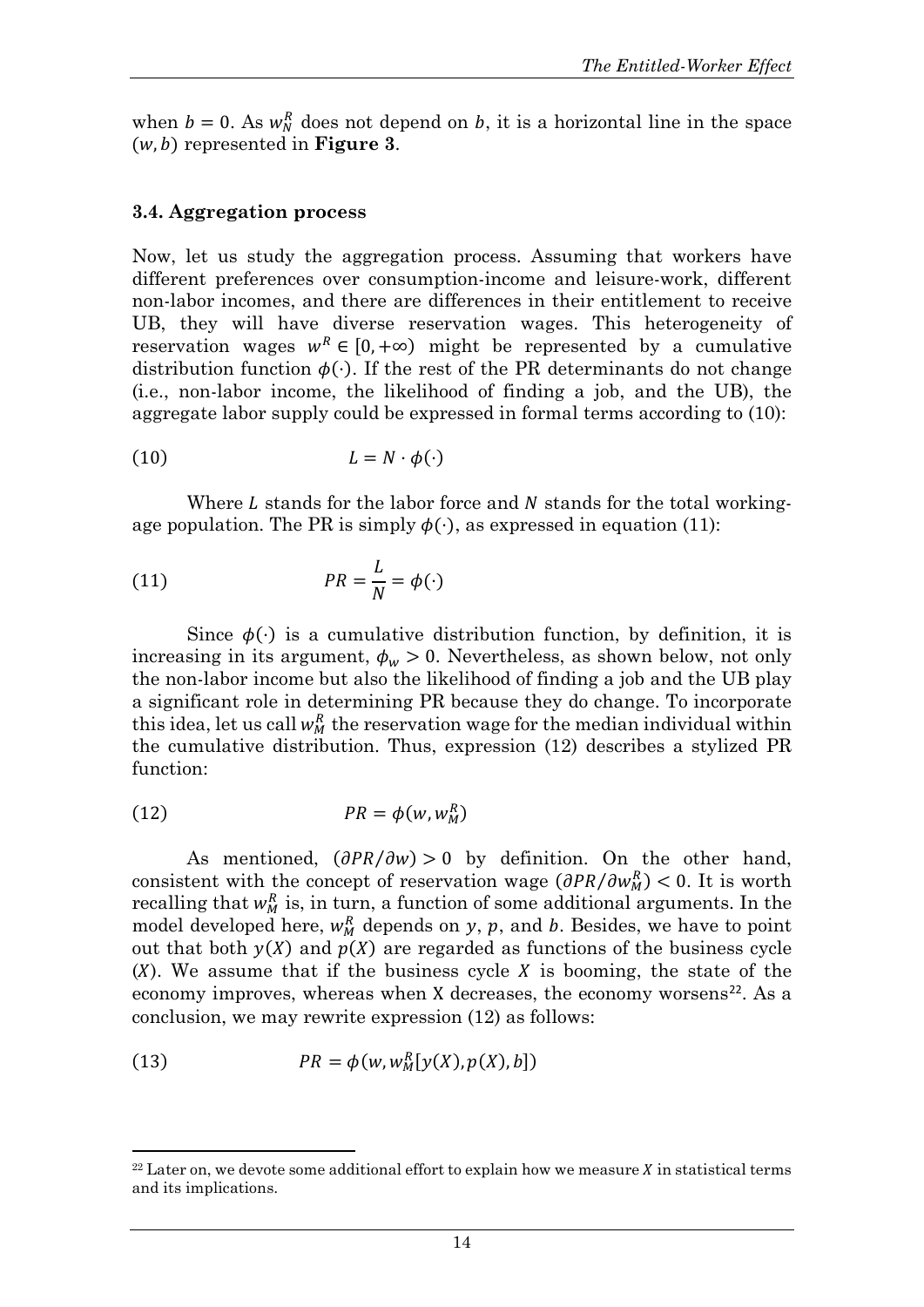when $b = 0$. As $w_N^R$ does not depend on $b$, it is a horizontal line in the space $(w, b)$ represented in **Figure 3**.

### 3.4. Aggregation process

Now, let us study the aggregation process. Assuming that workers have different preferences over consumption-income and leisure-work, different non-labor incomes, and there are differences in their entitlement to receive UB, they will have diverse reservation wages. This heterogeneity of reservation wages $w^R \in [0, +\infty)$ might be represented by a cumulative distribution function $\phi(\cdot)$. If the rest of the PR determinants do not change (i.e., non-labor income, the likelihood of finding a job, and the UB), the aggregate labor supply could be expressed in formal terms according to (10):

$$(10) \qquad L = N \cdot \phi(\cdot)$$

Where $L$ stands for the labor force and $N$ stands for the total working-age population. The PR is simply $\phi(\cdot)$, as expressed in equation (11):

$$(11) \qquad PR = \frac{L}{N} = \phi(\cdot)$$

Since $\phi(\cdot)$ is a cumulative distribution function, by definition, it is increasing in its argument, $\phi_w > 0$. Nevertheless, as shown below, not only the non-labor income but also the likelihood of finding a job and the UB play a significant role in determining PR because they do change. To incorporate this idea, let us call $w_M^R$ the reservation wage for the median individual within the cumulative distribution. Thus, expression (12) describes a stylized PR function:

$$(12) \qquad PR = \phi(w, w_M^R)$$

As mentioned, $(\partial PR/\partial w) > 0$ by definition. On the other hand, consistent with the concept of reservation wage $(\partial PR/\partial w_M^R) < 0$. It is worth recalling that $w_M^R$ is, in turn, a function of some additional arguments. In the model developed here, $w_M^R$ depends on $y$, $p$, and $b$. Besides, we have to point out that both $y(X)$ and $p(X)$ are regarded as functions of the business cycle $(X)$. We assume that if the business cycle $X$ is booming, the state of the economy improves, whereas when X decreases, the economy worsens[22]. As a conclusion, we may rewrite expression (12) as follows:

$$(13) \qquad PR = \phi(w, w_M^R[y(X), p(X), b])$$

[22] Later on, we devote some additional effort to explain how we measure $X$ in statistical terms and its implications.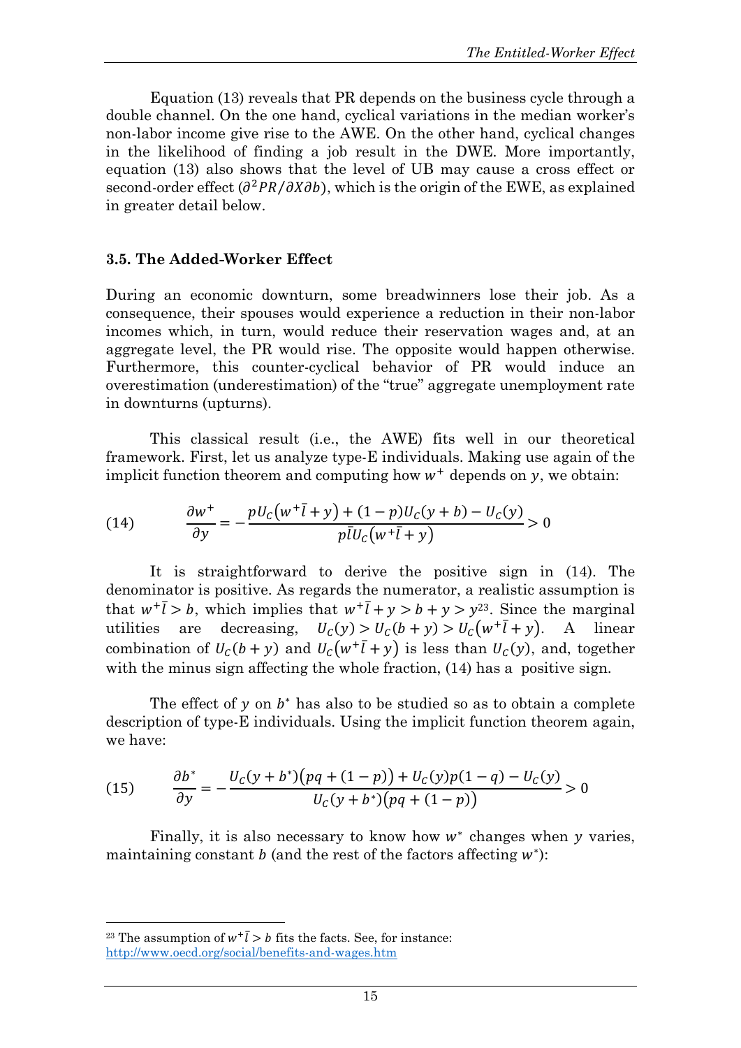Equation (13) reveals that PR depends on the business cycle through a double channel. On the one hand, cyclical variations in the median worker's non-labor income give rise to the AWE. On the other hand, cyclical changes in the likelihood of finding a job result in the DWE. More importantly, equation (13) also shows that the level of UB may cause a cross effect or second-order effect ($\partial^2 PR/\partial X \partial b$), which is the origin of the EWE, as explained in greater detail below.

### 3.5. The Added-Worker Effect

During an economic downturn, some breadwinners lose their job. As a consequence, their spouses would experience a reduction in their non-labor incomes which, in turn, would reduce their reservation wages and, at an aggregate level, the PR would rise. The opposite would happen otherwise. Furthermore, this counter-cyclical behavior of PR would induce an overestimation (underestimation) of the "true" aggregate unemployment rate in downturns (upturns).

This classical result (i.e., the AWE) fits well in our theoretical framework. First, let us analyze type-E individuals. Making use again of the implicit function theorem and computing how $w^+$ depends on $y$, we obtain:

$$\text{(14)} \qquad \frac{\partial w^+}{\partial y} = -\frac{pU_C(w^+\bar{l}+y) + (1-p)U_C(y+b) - U_C(y)}{p\bar{l}U_C(w^+\bar{l}+y)} > 0$$

It is straightforward to derive the positive sign in (14). The denominator is positive. As regards the numerator, a realistic assumption is that $w^+\bar{l} > b$, which implies that $w^+\bar{l} + y > b + y > y$[23]. Since the marginal utilities are decreasing, $U_C(y) > U_C(b+y) > U_C(w^+\bar{l}+y)$. A linear combination of $U_C(b+y)$ and $U_C(w^+\bar{l}+y)$ is less than $U_C(y)$, and, together with the minus sign affecting the whole fraction, (14) has a positive sign.

The effect of $y$ on $b^*$ has also to be studied so as to obtain a complete description of type-E individuals. Using the implicit function theorem again, we have:

$$\text{(15)} \qquad \frac{\partial b^*}{\partial y} = -\frac{U_C(y+b^*)\big(pq+(1-p)\big) + U_C(y)p(1-q) - U_C(y)}{U_C(y+b^*)\big(pq+(1-p)\big)} > 0$$

Finally, it is also necessary to know how $w^*$ changes when $y$ varies, maintaining constant $b$ (and the rest of the factors affecting $w^*$):

[23] The assumption of $w^+\bar{l} > b$ fits the facts. See, for instance: http://www.oecd.org/social/benefits-and-wages.htm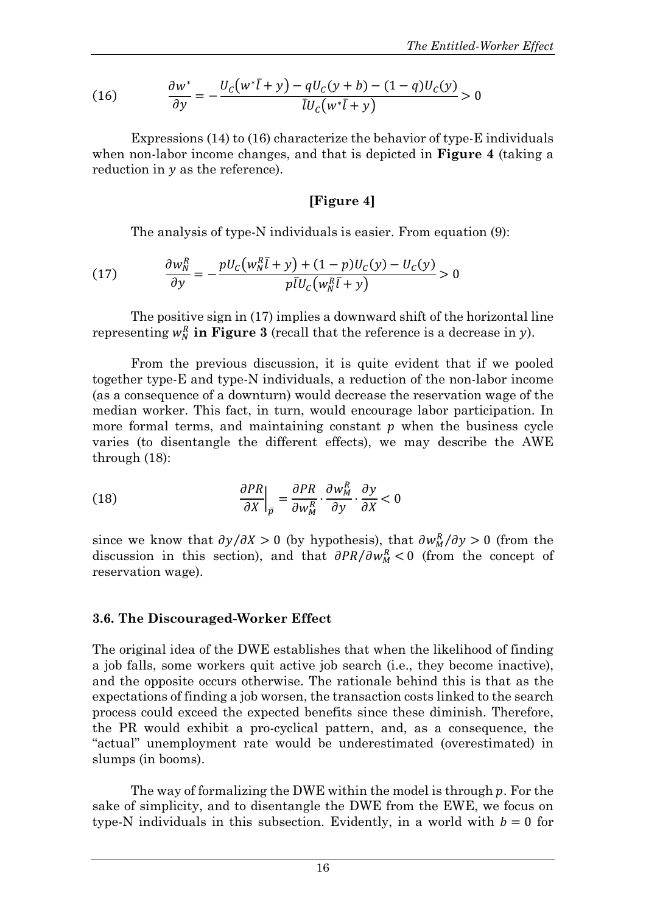$$(16) \qquad \frac{\partial w^*}{\partial y} = -\frac{U_C\left(w^*\bar{l} + y\right) - qU_C(y + b) - (1 - q)U_C(y)}{\bar{l}U_C\left(w^*\bar{l} + y\right)} > 0$$

Expressions (14) to (16) characterize the behavior of type-E individuals when non-labor income changes, and that is depicted in **Figure 4** (taking a reduction in $y$ as the reference).

**[Figure 4]**

The analysis of type-N individuals is easier. From equation (9):

$$(17) \qquad \frac{\partial w_N^R}{\partial y} = -\frac{pU_C\left(w_N^R\bar{l} + y\right) + (1 - p)U_C(y) - U_C(y)}{p\bar{l}U_C\left(w_N^R\bar{l} + y\right)} > 0$$

The positive sign in (17) implies a downward shift of the horizontal line representing $w_N^R$ **in Figure 3** (recall that the reference is a decrease in $y$).

From the previous discussion, it is quite evident that if we pooled together type-E and type-N individuals, a reduction of the non-labor income (as a consequence of a downturn) would decrease the reservation wage of the median worker. This fact, in turn, would encourage labor participation. In more formal terms, and maintaining constant $p$ when the business cycle varies (to disentangle the different effects), we may describe the AWE through (18):

$$(18) \qquad \left.\frac{\partial PR}{\partial X}\right|_{\bar{p}} = \frac{\partial PR}{\partial w_M^R} \cdot \frac{\partial w_M^R}{\partial y} \cdot \frac{\partial y}{\partial X} < 0$$

since we know that $\partial y / \partial X > 0$ (by hypothesis), that $\partial w_M^R / \partial y > 0$ (from the discussion in this section), and that $\partial PR / \partial w_M^R < 0$ (from the concept of reservation wage).

### 3.6. The Discouraged-Worker Effect

The original idea of the DWE establishes that when the likelihood of finding a job falls, some workers quit active job search (i.e., they become inactive), and the opposite occurs otherwise. The rationale behind this is that as the expectations of finding a job worsen, the transaction costs linked to the search process could exceed the expected benefits since these diminish. Therefore, the PR would exhibit a pro-cyclical pattern, and, as a consequence, the "actual" unemployment rate would be underestimated (overestimated) in slumps (in booms).

The way of formalizing the DWE within the model is through $p$. For the sake of simplicity, and to disentangle the DWE from the EWE, we focus on type-N individuals in this subsection. Evidently, in a world with $b = 0$ for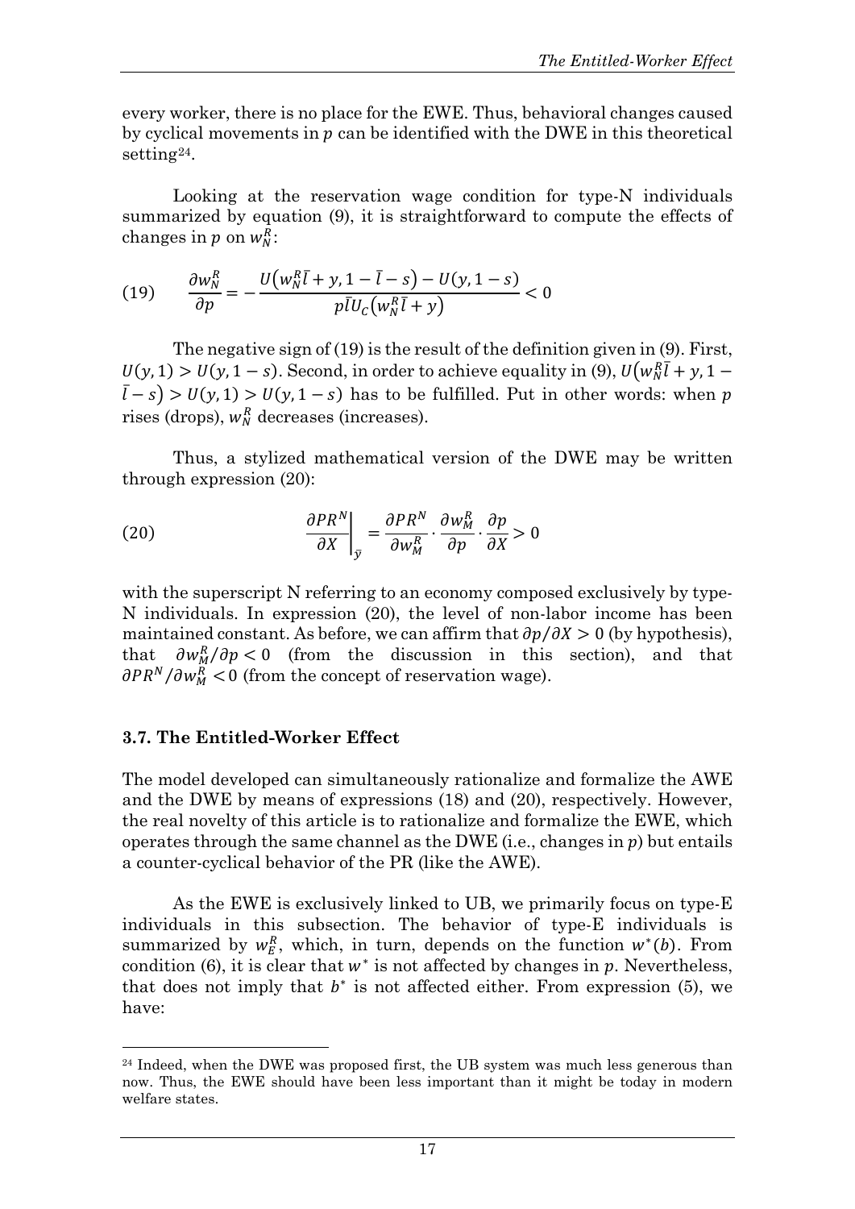every worker, there is no place for the EWE. Thus, behavioral changes caused by cyclical movements in $p$ can be identified with the DWE in this theoretical setting[24].

Looking at the reservation wage condition for type-N individuals summarized by equation (9), it is straightforward to compute the effects of changes in $p$ on $w_N^R$:

$$(19) \qquad \frac{\partial w_N^R}{\partial p} = -\frac{U\left(w_N^R \bar{l} + y, 1 - \bar{l} - s\right) - U(y, 1 - s)}{p \bar{l} U_c\left(w_N^R \bar{l} + y\right)} < 0$$

The negative sign of (19) is the result of the definition given in (9). First, $U(y,1) > U(y, 1-s)$. Second, in order to achieve equality in (9), $U\left(w_N^R \bar{l} + y, 1 - \bar{l} - s\right) > U(y,1) > U(y, 1-s)$ has to be fulfilled. Put in other words: when $p$ rises (drops), $w_N^R$ decreases (increases).

Thus, a stylized mathematical version of the DWE may be written through expression (20):

$$(20) \qquad \left.\frac{\partial PR^N}{\partial X}\right|_{\bar{y}} = \frac{\partial PR^N}{\partial w_M^R} \cdot \frac{\partial w_M^R}{\partial p} \cdot \frac{\partial p}{\partial X} > 0$$

with the superscript N referring to an economy composed exclusively by type-N individuals. In expression (20), the level of non-labor income has been maintained constant. As before, we can affirm that $\partial p / \partial X > 0$ (by hypothesis), that $\partial w_M^R / \partial p < 0$ (from the discussion in this section), and that $\partial PR^N / \partial w_M^R < 0$ (from the concept of reservation wage).

### 3.7. The Entitled-Worker Effect

The model developed can simultaneously rationalize and formalize the AWE and the DWE by means of expressions (18) and (20), respectively. However, the real novelty of this article is to rationalize and formalize the EWE, which operates through the same channel as the DWE (i.e., changes in $p$) but entails a counter-cyclical behavior of the PR (like the AWE).

As the EWE is exclusively linked to UB, we primarily focus on type-E individuals in this subsection. The behavior of type-E individuals is summarized by $w_E^R$, which, in turn, depends on the function $w^*(b)$. From condition (6), it is clear that $w^*$ is not affected by changes in $p$. Nevertheless, that does not imply that $b^*$ is not affected either. From expression (5), we have:

[24] Indeed, when the DWE was proposed first, the UB system was much less generous than now. Thus, the EWE should have been less important than it might be today in modern welfare states.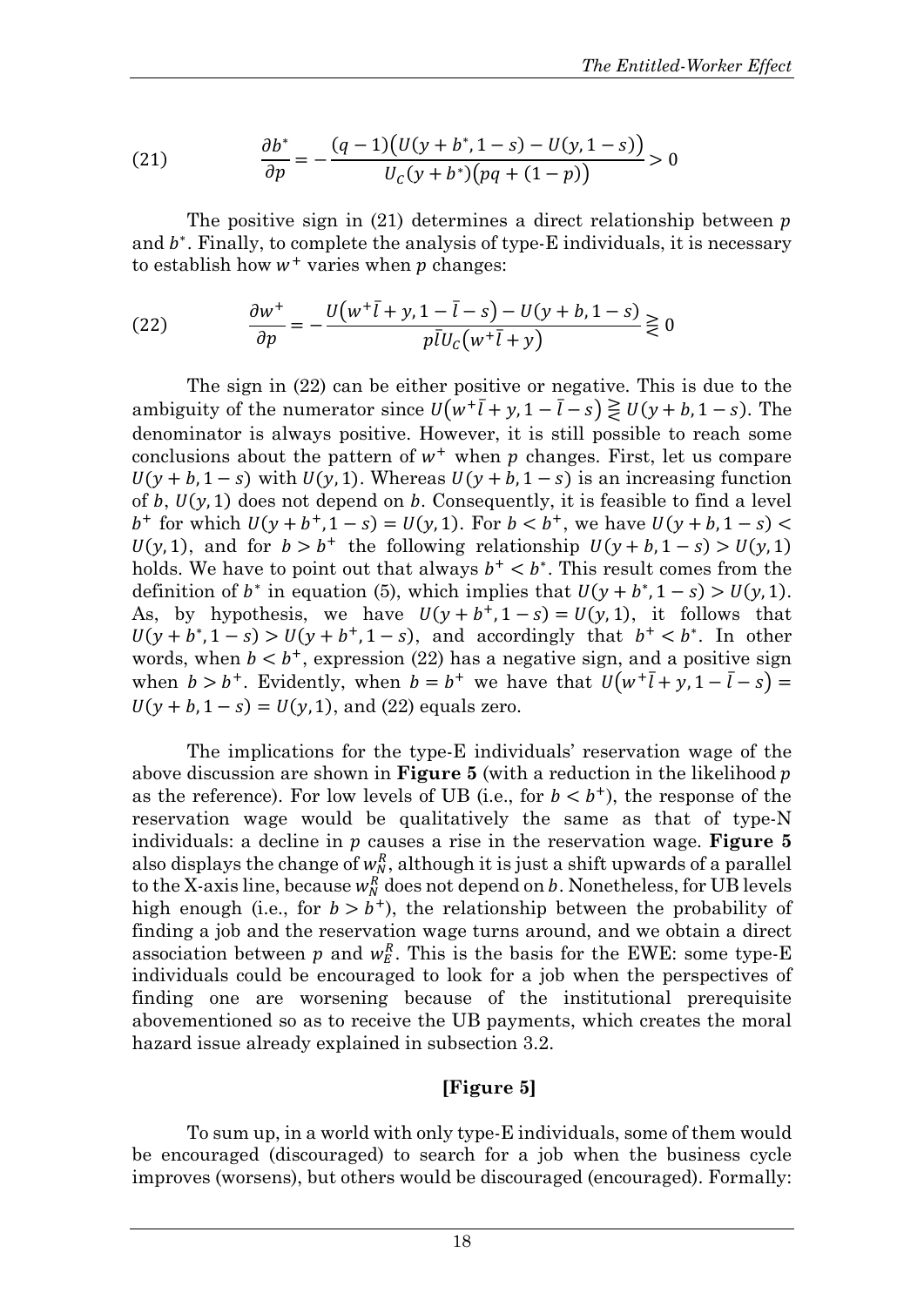$$(21) \qquad \frac{\partial b^*}{\partial p} = -\frac{(q-1)\big(U(y+b^*, 1-s) - U(y, 1-s)\big)}{U_C(y+b^*)\big(pq + (1-p)\big)} > 0$$

The positive sign in (21) determines a direct relationship between $p$ and $b^*$. Finally, to complete the analysis of type-E individuals, it is necessary to establish how $w^+$ varies when $p$ changes:

$$(22) \qquad \frac{\partial w^+}{\partial p} = -\frac{U\big(w^+\bar{l} + y, 1 - \bar{l} - s\big) - U(y+b, 1-s)}{p\bar{l}U_C\big(w^+\bar{l} + y\big)} \gtreqless 0$$

The sign in (22) can be either positive or negative. This is due to the ambiguity of the numerator since $U\big(w^+\bar{l} + y, 1 - \bar{l} - s\big) \gtreqless U(y+b, 1-s)$. The denominator is always positive. However, it is still possible to reach some conclusions about the pattern of $w^+$ when $p$ changes. First, let us compare $U(y+b, 1-s)$ with $U(y, 1)$. Whereas $U(y+b, 1-s)$ is an increasing function of $b$, $U(y, 1)$ does not depend on $b$. Consequently, it is feasible to find a level $b^+$ for which $U(y+b^+, 1-s) = U(y, 1)$. For $b < b^+$, we have $U(y+b, 1-s) < U(y, 1)$, and for $b > b^+$ the following relationship $U(y+b, 1-s) > U(y, 1)$ holds. We have to point out that always $b^+ < b^*$. This result comes from the definition of $b^*$ in equation (5), which implies that $U(y+b^*, 1-s) > U(y, 1)$. As, by hypothesis, we have $U(y+b^+, 1-s) = U(y, 1)$, it follows that $U(y+b^*, 1-s) > U(y+b^+, 1-s)$, and accordingly that $b^+ < b^*$. In other words, when $b < b^+$, expression (22) has a negative sign, and a positive sign when $b > b^+$. Evidently, when $b = b^+$ we have that $U\big(w^+\bar{l} + y, 1 - \bar{l} - s\big) = U(y+b, 1-s) = U(y, 1)$, and (22) equals zero.

The implications for the type-E individuals' reservation wage of the above discussion are shown in **Figure 5** (with a reduction in the likelihood $p$ as the reference). For low levels of UB (i.e., for $b < b^+$), the response of the reservation wage would be qualitatively the same as that of type-N individuals: a decline in $p$ causes a rise in the reservation wage. **Figure 5** also displays the change of $w_N^R$, although it is just a shift upwards of a parallel to the X-axis line, because $w_N^R$ does not depend on $b$. Nonetheless, for UB levels high enough (i.e., for $b > b^+$), the relationship between the probability of finding a job and the reservation wage turns around, and we obtain a direct association between $p$ and $w_E^R$. This is the basis for the EWE: some type-E individuals could be encouraged to look for a job when the perspectives of finding one are worsening because of the institutional prerequisite abovementioned so as to receive the UB payments, which creates the moral hazard issue already explained in subsection 3.2.

**[Figure 5]**

To sum up, in a world with only type-E individuals, some of them would be encouraged (discouraged) to search for a job when the business cycle improves (worsens), but others would be discouraged (encouraged). Formally: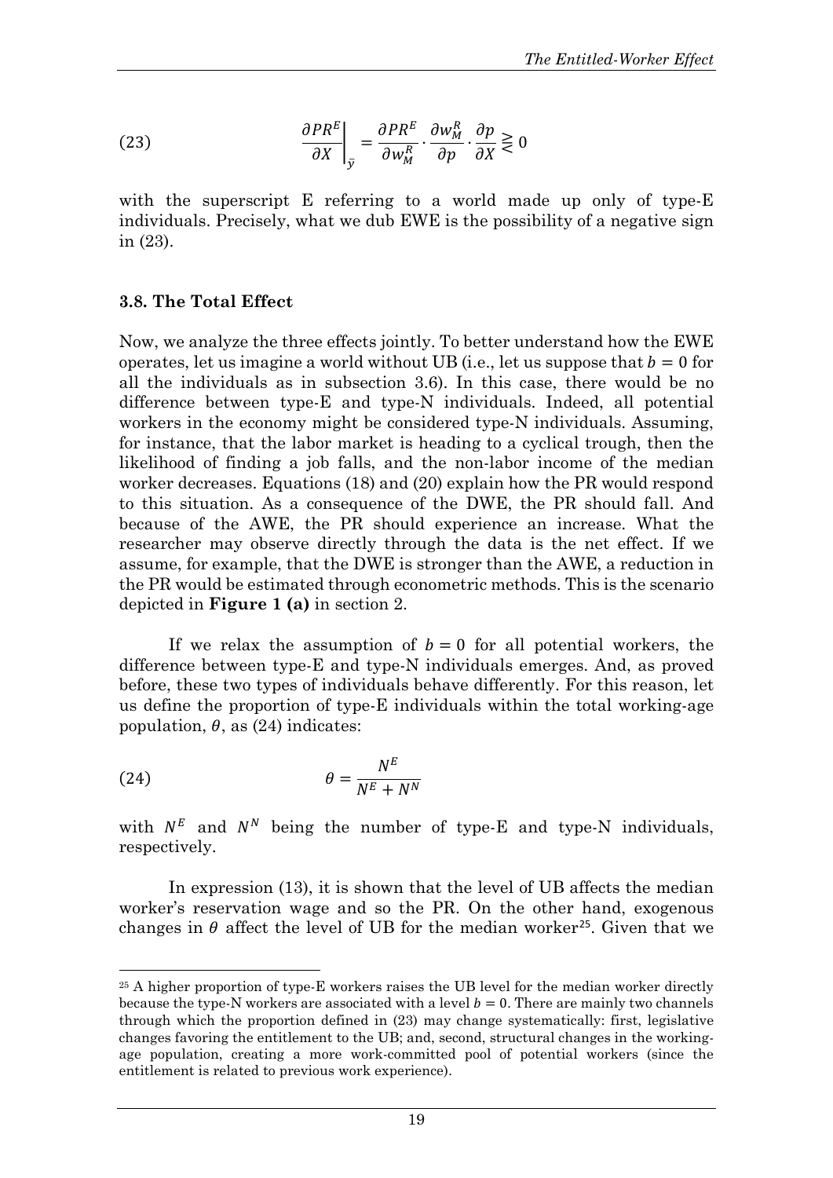$$\left.\frac{\partial PR^E}{\partial X}\right|_{\bar{y}} = \frac{\partial PR^E}{\partial w_M^R} \cdot \frac{\partial w_M^R}{\partial p} \cdot \frac{\partial p}{\partial X} \gtreqless 0 \tag{23}$$

with the superscript E referring to a world made up only of type-E individuals. Precisely, what we dub EWE is the possibility of a negative sign in (23).

### 3.8. The Total Effect

Now, we analyze the three effects jointly. To better understand how the EWE operates, let us imagine a world without UB (i.e., let us suppose that $b = 0$ for all the individuals as in subsection 3.6). In this case, there would be no difference between type-E and type-N individuals. Indeed, all potential workers in the economy might be considered type-N individuals. Assuming, for instance, that the labor market is heading to a cyclical trough, then the likelihood of finding a job falls, and the non-labor income of the median worker decreases. Equations (18) and (20) explain how the PR would respond to this situation. As a consequence of the DWE, the PR should fall. And because of the AWE, the PR should experience an increase. What the researcher may observe directly through the data is the net effect. If we assume, for example, that the DWE is stronger than the AWE, a reduction in the PR would be estimated through econometric methods. This is the scenario depicted in **Figure 1 (a)** in section 2.

If we relax the assumption of $b = 0$ for all potential workers, the difference between type-E and type-N individuals emerges. And, as proved before, these two types of individuals behave differently. For this reason, let us define the proportion of type-E individuals within the total working-age population, $\theta$, as (24) indicates:

$$\theta = \frac{N^E}{N^E + N^N} \tag{24}$$

with $N^E$ and $N^N$ being the number of type-E and type-N individuals, respectively.

In expression (13), it is shown that the level of UB affects the median worker's reservation wage and so the PR. On the other hand, exogenous changes in $\theta$ affect the level of UB for the median worker[25]. Given that we

[25] A higher proportion of type-E workers raises the UB level for the median worker directly because the type-N workers are associated with a level $b = 0$. There are mainly two channels through which the proportion defined in (23) may change systematically: first, legislative changes favoring the entitlement to the UB; and, second, structural changes in the working-age population, creating a more work-committed pool of potential workers (since the entitlement is related to previous work experience).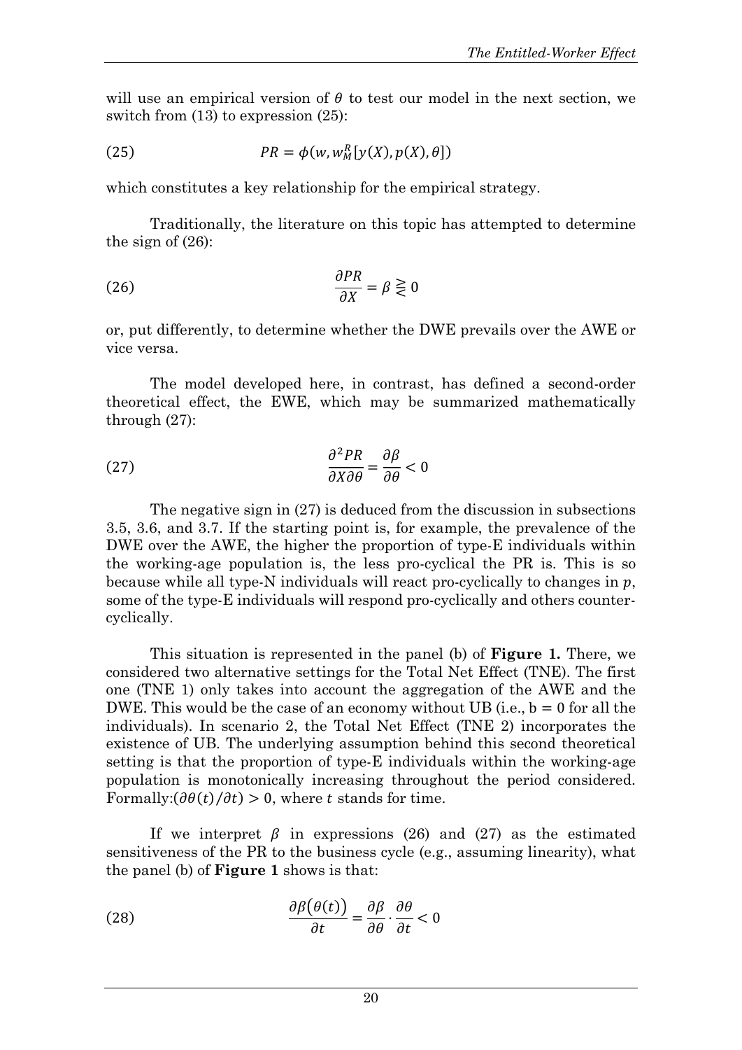will use an empirical version of $\theta$ to test our model in the next section, we switch from (13) to expression (25):

$$PR = \phi(w, w_M^R[y(X), p(X), \theta]) \tag{25}$$

which constitutes a key relationship for the empirical strategy.

Traditionally, the literature on this topic has attempted to determine the sign of (26):

$$\frac{\partial PR}{\partial X} = \beta \gtreqless 0 \tag{26}$$

or, put differently, to determine whether the DWE prevails over the AWE or vice versa.

The model developed here, in contrast, has defined a second-order theoretical effect, the EWE, which may be summarized mathematically through (27):

$$\frac{\partial^2 PR}{\partial X \partial \theta} = \frac{\partial \beta}{\partial \theta} < 0 \tag{27}$$

The negative sign in (27) is deduced from the discussion in subsections 3.5, 3.6, and 3.7. If the starting point is, for example, the prevalence of the DWE over the AWE, the higher the proportion of type-E individuals within the working-age population is, the less pro-cyclical the PR is. This is so because while all type-N individuals will react pro-cyclically to changes in $p$, some of the type-E individuals will respond pro-cyclically and others counter-cyclically.

This situation is represented in the panel (b) of **Figure 1.** There, we considered two alternative settings for the Total Net Effect (TNE). The first one (TNE 1) only takes into account the aggregation of the AWE and the DWE. This would be the case of an economy without UB (i.e., $b = 0$ for all the individuals). In scenario 2, the Total Net Effect (TNE 2) incorporates the existence of UB. The underlying assumption behind this second theoretical setting is that the proportion of type-E individuals within the working-age population is monotonically increasing throughout the period considered. Formally:$(\partial\theta(t)/\partial t) > 0$, where $t$ stands for time.

If we interpret $\beta$ in expressions (26) and (27) as the estimated sensitiveness of the PR to the business cycle (e.g., assuming linearity), what the panel (b) of **Figure 1** shows is that:

$$\frac{\partial \beta(\theta(t))}{\partial t} = \frac{\partial \beta}{\partial \theta} \cdot \frac{\partial \theta}{\partial t} < 0 \tag{28}$$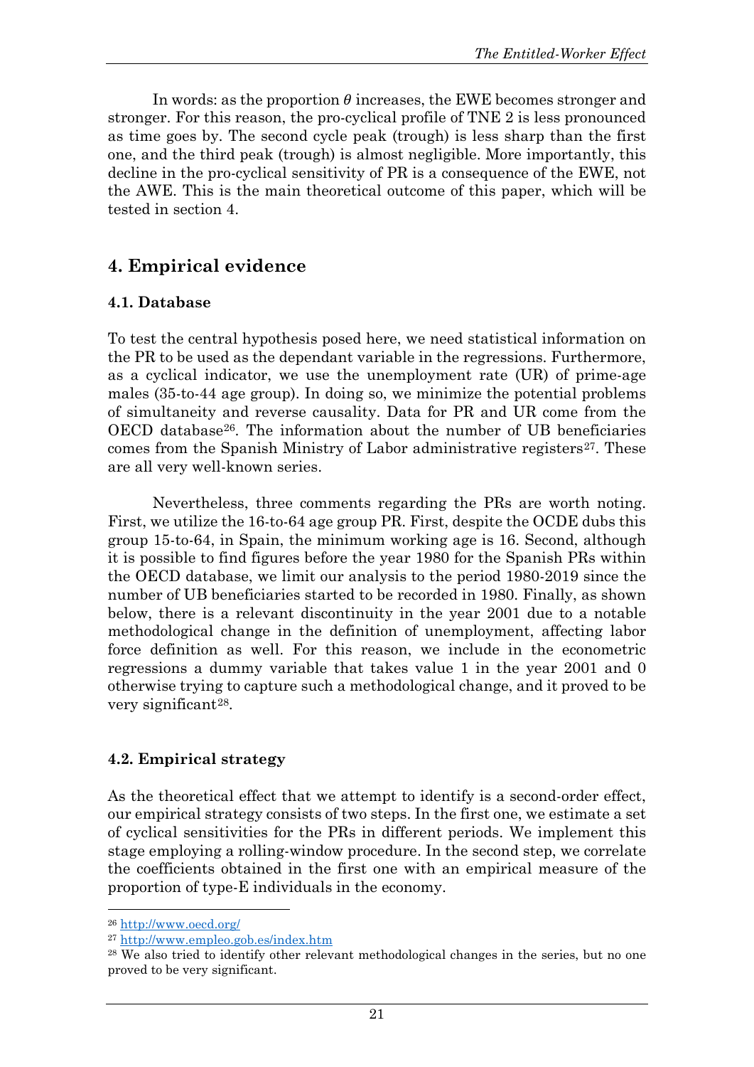In words: as the proportion $\theta$ increases, the EWE becomes stronger and stronger. For this reason, the pro-cyclical profile of TNE 2 is less pronounced as time goes by. The second cycle peak (trough) is less sharp than the first one, and the third peak (trough) is almost negligible. More importantly, this decline in the pro-cyclical sensitivity of PR is a consequence of the EWE, not the AWE. This is the main theoretical outcome of this paper, which will be tested in section 4.

## 4. Empirical evidence

### 4.1. Database

To test the central hypothesis posed here, we need statistical information on the PR to be used as the dependant variable in the regressions. Furthermore, as a cyclical indicator, we use the unemployment rate (UR) of prime-age males (35-to-44 age group). In doing so, we minimize the potential problems of simultaneity and reverse causality. Data for PR and UR come from the OECD database[26]. The information about the number of UB beneficiaries comes from the Spanish Ministry of Labor administrative registers[27]. These are all very well-known series.

Nevertheless, three comments regarding the PRs are worth noting. First, we utilize the 16-to-64 age group PR. First, despite the OCDE dubs this group 15-to-64, in Spain, the minimum working age is 16. Second, although it is possible to find figures before the year 1980 for the Spanish PRs within the OECD database, we limit our analysis to the period 1980-2019 since the number of UB beneficiaries started to be recorded in 1980. Finally, as shown below, there is a relevant discontinuity in the year 2001 due to a notable methodological change in the definition of unemployment, affecting labor force definition as well. For this reason, we include in the econometric regressions a dummy variable that takes value 1 in the year 2001 and 0 otherwise trying to capture such a methodological change, and it proved to be very significant[28].

### 4.2. Empirical strategy

As the theoretical effect that we attempt to identify is a second-order effect, our empirical strategy consists of two steps. In the first one, we estimate a set of cyclical sensitivities for the PRs in different periods. We implement this stage employing a rolling-window procedure. In the second step, we correlate the coefficients obtained in the first one with an empirical measure of the proportion of type-E individuals in the economy.

---

[26] http://www.oecd.org/

[27] http://www.empleo.gob.es/index.htm

[28] We also tried to identify other relevant methodological changes in the series, but no one proved to be very significant.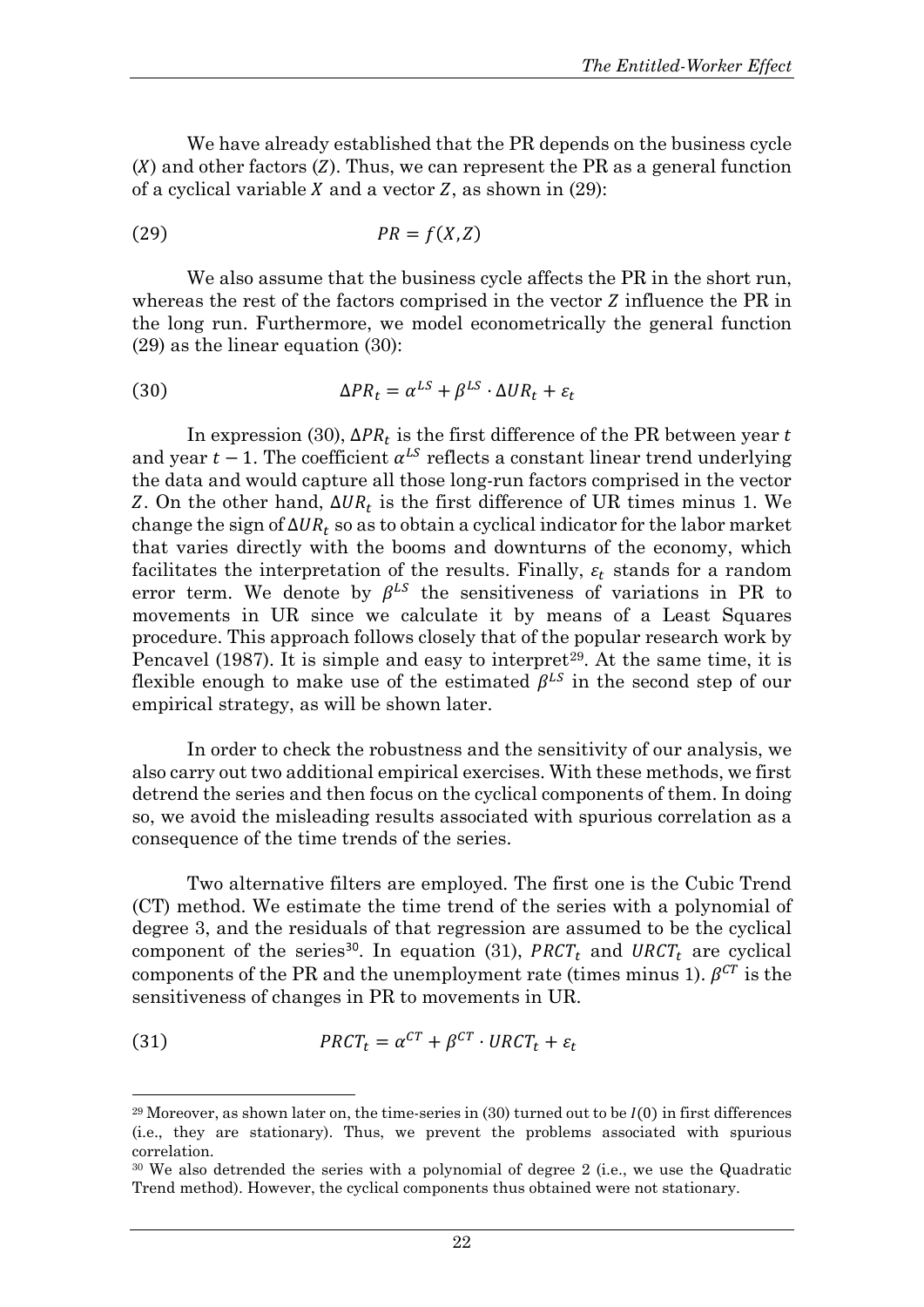We have already established that the PR depends on the business cycle ($X$) and other factors ($Z$). Thus, we can represent the PR as a general function of a cyclical variable $X$ and a vector $Z$, as shown in (29):

$$(29) \qquad PR = f(X, Z)$$

We also assume that the business cycle affects the PR in the short run, whereas the rest of the factors comprised in the vector $Z$ influence the PR in the long run. Furthermore, we model econometrically the general function (29) as the linear equation (30):

$$(30) \qquad \Delta PR_t = \alpha^{LS} + \beta^{LS} \cdot \Delta UR_t + \varepsilon_t$$

In expression (30), $\Delta PR_t$ is the first difference of the PR between year $t$ and year $t-1$. The coefficient $\alpha^{LS}$ reflects a constant linear trend underlying the data and would capture all those long-run factors comprised in the vector $Z$. On the other hand, $\Delta UR_t$ is the first difference of UR times minus 1. We change the sign of $\Delta UR_t$ so as to obtain a cyclical indicator for the labor market that varies directly with the booms and downturns of the economy, which facilitates the interpretation of the results. Finally, $\varepsilon_t$ stands for a random error term. We denote by $\beta^{LS}$ the sensitiveness of variations in PR to movements in UR since we calculate it by means of a Least Squares procedure. This approach follows closely that of the popular research work by Pencavel (1987). It is simple and easy to interpret[29]. At the same time, it is flexible enough to make use of the estimated $\beta^{LS}$ in the second step of our empirical strategy, as will be shown later.

In order to check the robustness and the sensitivity of our analysis, we also carry out two additional empirical exercises. With these methods, we first detrend the series and then focus on the cyclical components of them. In doing so, we avoid the misleading results associated with spurious correlation as a consequence of the time trends of the series.

Two alternative filters are employed. The first one is the Cubic Trend (CT) method. We estimate the time trend of the series with a polynomial of degree 3, and the residuals of that regression are assumed to be the cyclical component of the series[30]. In equation (31), $PRCT_t$ and $URCT_t$ are cyclical components of the PR and the unemployment rate (times minus 1). $\beta^{CT}$ is the sensitiveness of changes in PR to movements in UR.

$$(31) \qquad PRCT_t = \alpha^{CT} + \beta^{CT} \cdot URCT_t + \varepsilon_t$$

---

[29] Moreover, as shown later on, the time-series in (30) turned out to be $I(0)$ in first differences (i.e., they are stationary). Thus, we prevent the problems associated with spurious correlation.

[30] We also detrended the series with a polynomial of degree 2 (i.e., we use the Quadratic Trend method). However, the cyclical components thus obtained were not stationary.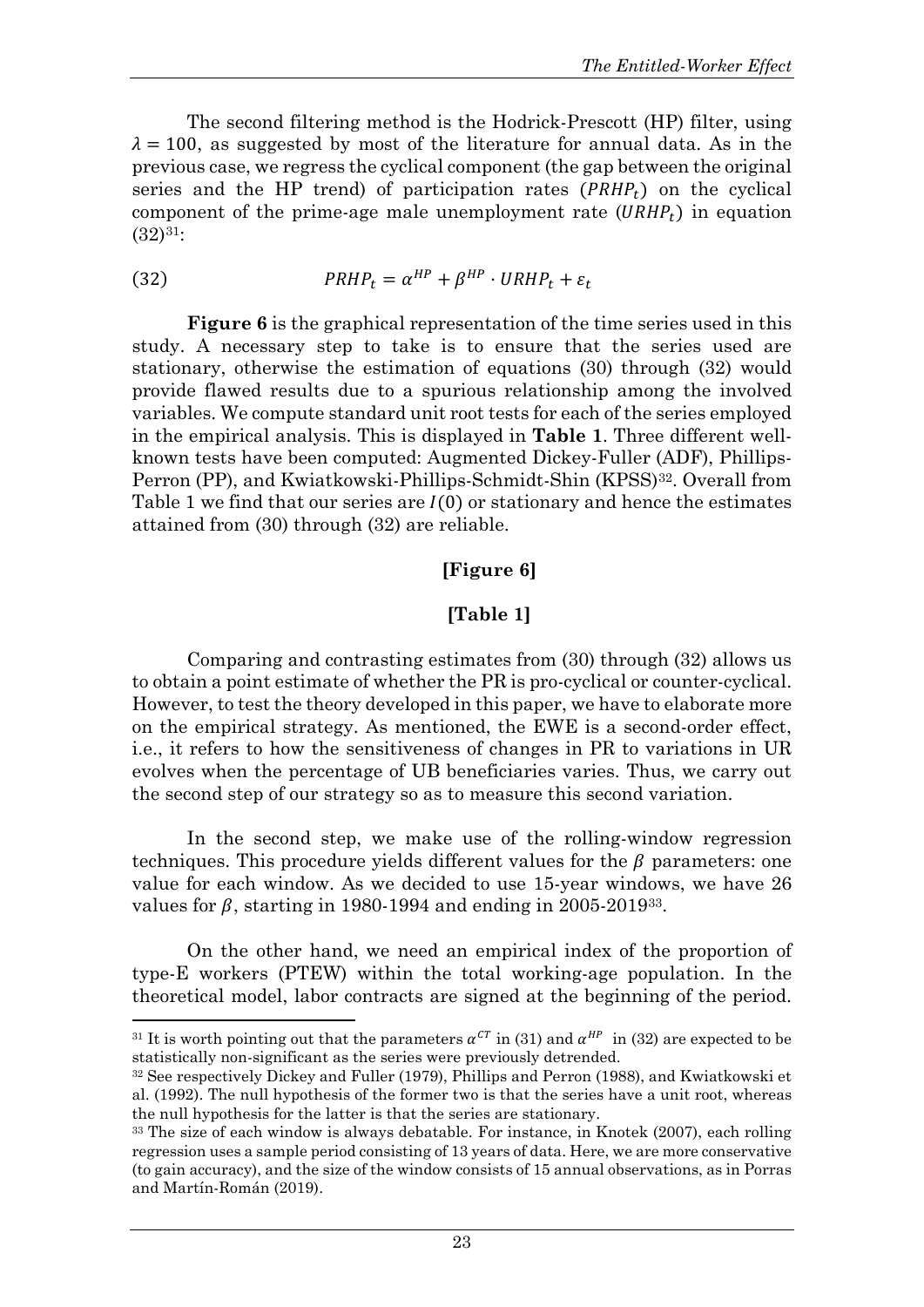The second filtering method is the Hodrick-Prescott (HP) filter, using $\lambda = 100$, as suggested by most of the literature for annual data. As in the previous case, we regress the cyclical component (the gap between the original series and the HP trend) of participation rates ($PRHP_t$) on the cyclical component of the prime-age male unemployment rate ($URHP_t$) in equation (32)[31]:

$$(32) \qquad PRHP_t = \alpha^{HP} + \beta^{HP} \cdot URHP_t + \varepsilon_t$$

**Figure 6** is the graphical representation of the time series used in this study. A necessary step to take is to ensure that the series used are stationary, otherwise the estimation of equations (30) through (32) would provide flawed results due to a spurious relationship among the involved variables. We compute standard unit root tests for each of the series employed in the empirical analysis. This is displayed in **Table 1**. Three different well-known tests have been computed: Augmented Dickey-Fuller (ADF), Phillips-Perron (PP), and Kwiatkowski-Phillips-Schmidt-Shin (KPSS)[32]. Overall from Table 1 we find that our series are $I(0)$ or stationary and hence the estimates attained from (30) through (32) are reliable.

**[Figure 6]**

**[Table 1]**

Comparing and contrasting estimates from (30) through (32) allows us to obtain a point estimate of whether the PR is pro-cyclical or counter-cyclical. However, to test the theory developed in this paper, we have to elaborate more on the empirical strategy. As mentioned, the EWE is a second-order effect, i.e., it refers to how the sensitiveness of changes in PR to variations in UR evolves when the percentage of UB beneficiaries varies. Thus, we carry out the second step of our strategy so as to measure this second variation.

In the second step, we make use of the rolling-window regression techniques. This procedure yields different values for the $\beta$ parameters: one value for each window. As we decided to use 15-year windows, we have 26 values for $\beta$, starting in 1980-1994 and ending in 2005-2019[33].

On the other hand, we need an empirical index of the proportion of type-E workers (PTEW) within the total working-age population. In the theoretical model, labor contracts are signed at the beginning of the period.

---

[31] It is worth pointing out that the parameters $\alpha^{CT}$ in (31) and $\alpha^{HP}$ in (32) are expected to be statistically non-significant as the series were previously detrended.

[32] See respectively Dickey and Fuller (1979), Phillips and Perron (1988), and Kwiatkowski et al. (1992). The null hypothesis of the former two is that the series have a unit root, whereas the null hypothesis for the latter is that the series are stationary.

[33] The size of each window is always debatable. For instance, in Knotek (2007), each rolling regression uses a sample period consisting of 13 years of data. Here, we are more conservative (to gain accuracy), and the size of the window consists of 15 annual observations, as in Porras and Martín-Román (2019).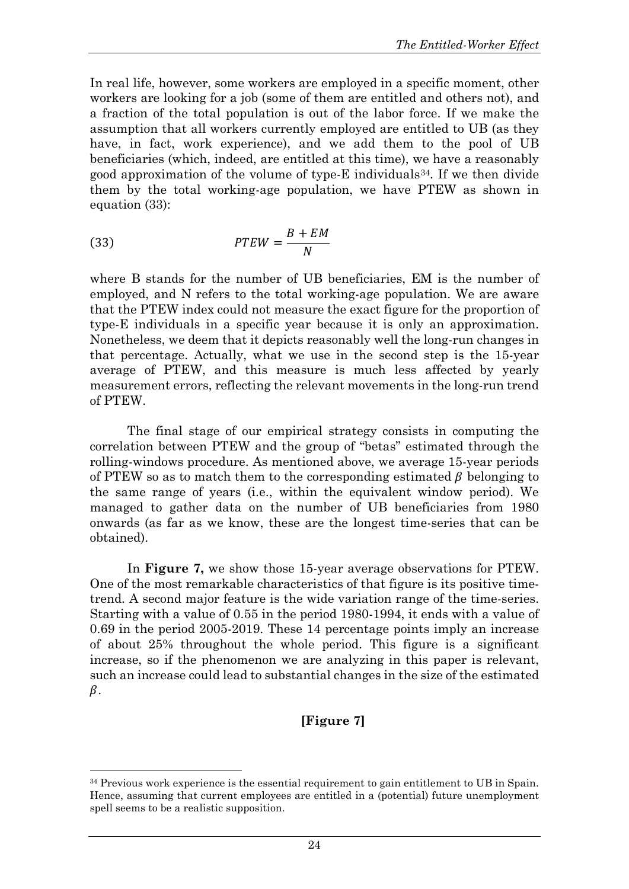In real life, however, some workers are employed in a specific moment, other workers are looking for a job (some of them are entitled and others not), and a fraction of the total population is out of the labor force. If we make the assumption that all workers currently employed are entitled to UB (as they have, in fact, work experience), and we add them to the pool of UB beneficiaries (which, indeed, are entitled at this time), we have a reasonably good approximation of the volume of type-E individuals[34]. If we then divide them by the total working-age population, we have PTEW as shown in equation (33):

$$PTEW = \frac{B + EM}{N} \tag{33}$$

where B stands for the number of UB beneficiaries, EM is the number of employed, and N refers to the total working-age population. We are aware that the PTEW index could not measure the exact figure for the proportion of type-E individuals in a specific year because it is only an approximation. Nonetheless, we deem that it depicts reasonably well the long-run changes in that percentage. Actually, what we use in the second step is the 15-year average of PTEW, and this measure is much less affected by yearly measurement errors, reflecting the relevant movements in the long-run trend of PTEW.

The final stage of our empirical strategy consists in computing the correlation between PTEW and the group of "betas" estimated through the rolling-windows procedure. As mentioned above, we average 15-year periods of PTEW so as to match them to the corresponding estimated $\beta$ belonging to the same range of years (i.e., within the equivalent window period). We managed to gather data on the number of UB beneficiaries from 1980 onwards (as far as we know, these are the longest time-series that can be obtained).

In **Figure 7,** we show those 15-year average observations for PTEW. One of the most remarkable characteristics of that figure is its positive time-trend. A second major feature is the wide variation range of the time-series. Starting with a value of 0.55 in the period 1980-1994, it ends with a value of 0.69 in the period 2005-2019. These 14 percentage points imply an increase of about 25% throughout the whole period. This figure is a significant increase, so if the phenomenon we are analyzing in this paper is relevant, such an increase could lead to substantial changes in the size of the estimated $\beta$.

**[Figure 7]**

---

[34] Previous work experience is the essential requirement to gain entitlement to UB in Spain. Hence, assuming that current employees are entitled in a (potential) future unemployment spell seems to be a realistic supposition.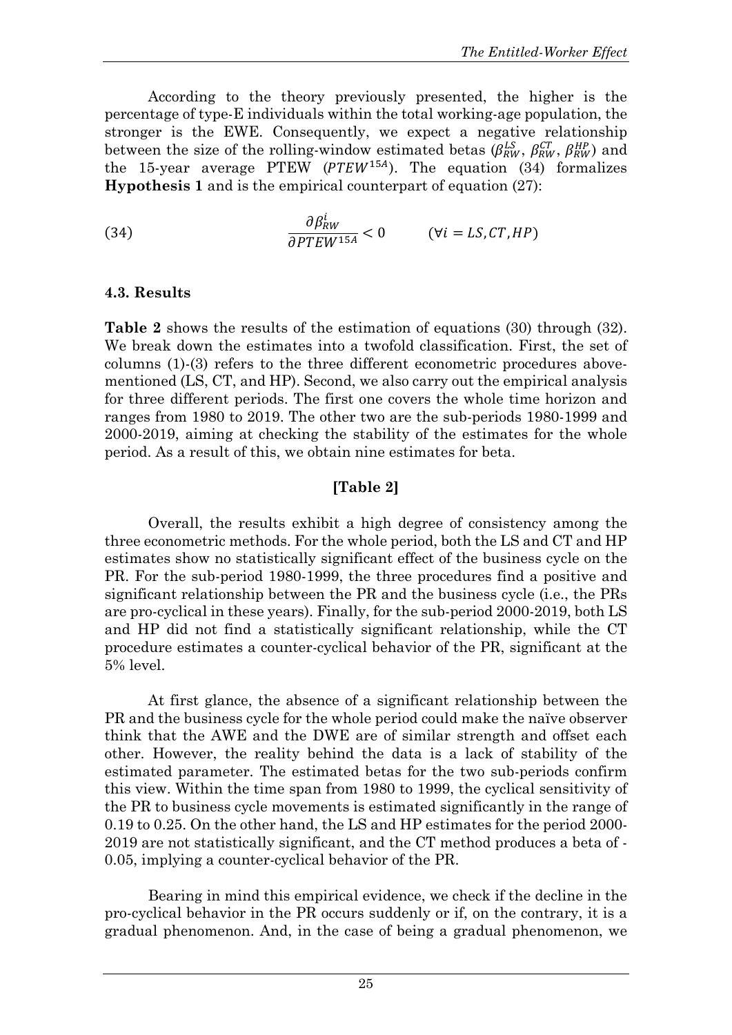According to the theory previously presented, the higher is the percentage of type-E individuals within the total working-age population, the stronger is the EWE. Consequently, we expect a negative relationship between the size of the rolling-window estimated betas ($\beta_{RW}^{LS}$, $\beta_{RW}^{CT}$, $\beta_{RW}^{HP}$) and the 15-year average PTEW ($PTEW^{15A}$). The equation (34) formalizes **Hypothesis 1** and is the empirical counterpart of equation (27):

$$(34) \qquad \frac{\partial \beta_{RW}^{i}}{\partial PTEW^{15A}} < 0 \qquad (\forall i = LS, CT, HP)$$

### 4.3. Results

**Table 2** shows the results of the estimation of equations (30) through (32). We break down the estimates into a twofold classification. First, the set of columns (1)-(3) refers to the three different econometric procedures above-mentioned (LS, CT, and HP). Second, we also carry out the empirical analysis for three different periods. The first one covers the whole time horizon and ranges from 1980 to 2019. The other two are the sub-periods 1980-1999 and 2000-2019, aiming at checking the stability of the estimates for the whole period. As a result of this, we obtain nine estimates for beta.

**[Table 2]**

Overall, the results exhibit a high degree of consistency among the three econometric methods. For the whole period, both the LS and CT and HP estimates show no statistically significant effect of the business cycle on the PR. For the sub-period 1980-1999, the three procedures find a positive and significant relationship between the PR and the business cycle (i.e., the PRs are pro-cyclical in these years). Finally, for the sub-period 2000-2019, both LS and HP did not find a statistically significant relationship, while the CT procedure estimates a counter-cyclical behavior of the PR, significant at the 5% level.

At first glance, the absence of a significant relationship between the PR and the business cycle for the whole period could make the naïve observer think that the AWE and the DWE are of similar strength and offset each other. However, the reality behind the data is a lack of stability of the estimated parameter. The estimated betas for the two sub-periods confirm this view. Within the time span from 1980 to 1999, the cyclical sensitivity of the PR to business cycle movements is estimated significantly in the range of 0.19 to 0.25. On the other hand, the LS and HP estimates for the period 2000-2019 are not statistically significant, and the CT method produces a beta of -0.05, implying a counter-cyclical behavior of the PR.

Bearing in mind this empirical evidence, we check if the decline in the pro-cyclical behavior in the PR occurs suddenly or if, on the contrary, it is a gradual phenomenon. And, in the case of being a gradual phenomenon, we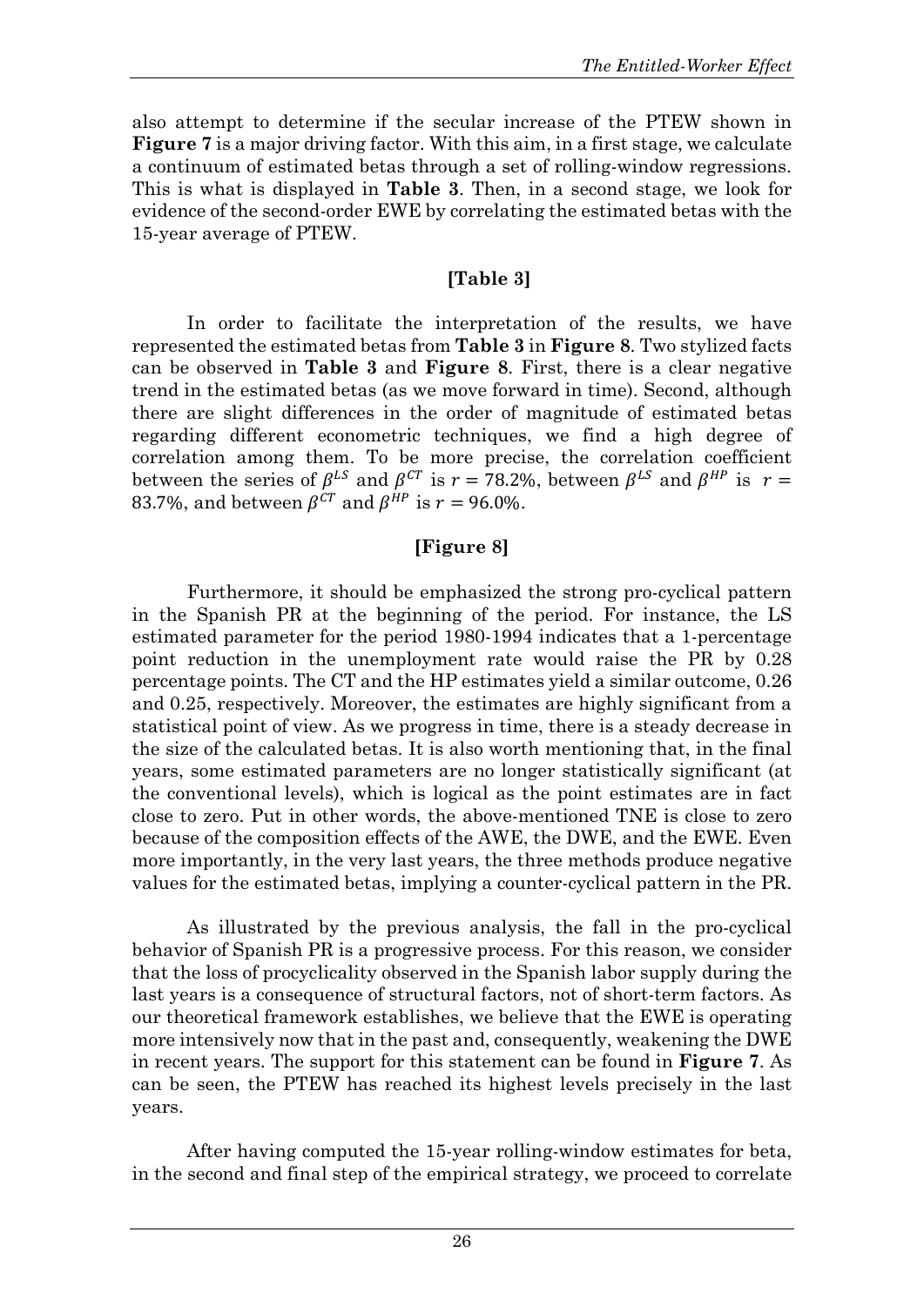also attempt to determine if the secular increase of the PTEW shown in **Figure 7** is a major driving factor. With this aim, in a first stage, we calculate a continuum of estimated betas through a set of rolling-window regressions. This is what is displayed in **Table 3**. Then, in a second stage, we look for evidence of the second-order EWE by correlating the estimated betas with the 15-year average of PTEW.

**[Table 3]**

In order to facilitate the interpretation of the results, we have represented the estimated betas from **Table 3** in **Figure 8**. Two stylized facts can be observed in **Table 3** and **Figure 8**. First, there is a clear negative trend in the estimated betas (as we move forward in time). Second, although there are slight differences in the order of magnitude of estimated betas regarding different econometric techniques, we find a high degree of correlation among them. To be more precise, the correlation coefficient between the series of $\beta^{LS}$ and $\beta^{CT}$ is $r = 78.2\%$, between $\beta^{LS}$ and $\beta^{HP}$ is $r = 83.7\%$, and between $\beta^{CT}$ and $\beta^{HP}$ is $r = 96.0\%$.

**[Figure 8]**

Furthermore, it should be emphasized the strong pro-cyclical pattern in the Spanish PR at the beginning of the period. For instance, the LS estimated parameter for the period 1980-1994 indicates that a 1-percentage point reduction in the unemployment rate would raise the PR by 0.28 percentage points. The CT and the HP estimates yield a similar outcome, 0.26 and 0.25, respectively. Moreover, the estimates are highly significant from a statistical point of view. As we progress in time, there is a steady decrease in the size of the calculated betas. It is also worth mentioning that, in the final years, some estimated parameters are no longer statistically significant (at the conventional levels), which is logical as the point estimates are in fact close to zero. Put in other words, the above-mentioned TNE is close to zero because of the composition effects of the AWE, the DWE, and the EWE. Even more importantly, in the very last years, the three methods produce negative values for the estimated betas, implying a counter-cyclical pattern in the PR.

As illustrated by the previous analysis, the fall in the pro-cyclical behavior of Spanish PR is a progressive process. For this reason, we consider that the loss of procyclicality observed in the Spanish labor supply during the last years is a consequence of structural factors, not of short-term factors. As our theoretical framework establishes, we believe that the EWE is operating more intensively now that in the past and, consequently, weakening the DWE in recent years. The support for this statement can be found in **Figure 7**. As can be seen, the PTEW has reached its highest levels precisely in the last years.

After having computed the 15-year rolling-window estimates for beta, in the second and final step of the empirical strategy, we proceed to correlate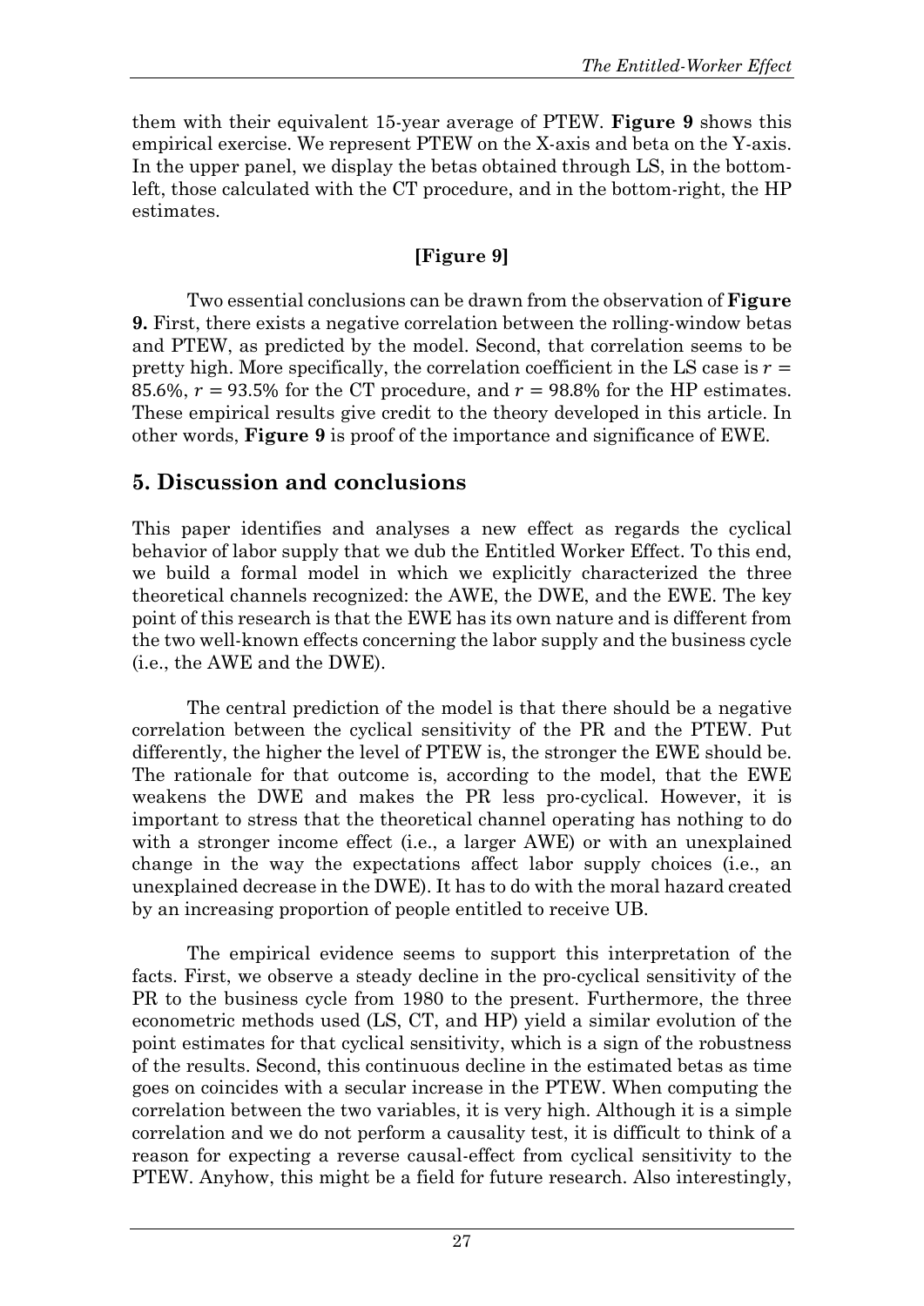them with their equivalent 15-year average of PTEW. **Figure 9** shows this empirical exercise. We represent PTEW on the X-axis and beta on the Y-axis. In the upper panel, we display the betas obtained through LS, in the bottom-left, those calculated with the CT procedure, and in the bottom-right, the HP estimates.

**[Figure 9]**

Two essential conclusions can be drawn from the observation of **Figure 9.** First, there exists a negative correlation between the rolling-window betas and PTEW, as predicted by the model. Second, that correlation seems to be pretty high. More specifically, the correlation coefficient in the LS case is $r$ = 85.6%, $r$ = 93.5% for the CT procedure, and $r$ = 98.8% for the HP estimates. These empirical results give credit to the theory developed in this article. In other words, **Figure 9** is proof of the importance and significance of EWE.

## 5. Discussion and conclusions

This paper identifies and analyses a new effect as regards the cyclical behavior of labor supply that we dub the Entitled Worker Effect. To this end, we build a formal model in which we explicitly characterized the three theoretical channels recognized: the AWE, the DWE, and the EWE. The key point of this research is that the EWE has its own nature and is different from the two well-known effects concerning the labor supply and the business cycle (i.e., the AWE and the DWE).

The central prediction of the model is that there should be a negative correlation between the cyclical sensitivity of the PR and the PTEW. Put differently, the higher the level of PTEW is, the stronger the EWE should be. The rationale for that outcome is, according to the model, that the EWE weakens the DWE and makes the PR less pro-cyclical. However, it is important to stress that the theoretical channel operating has nothing to do with a stronger income effect (i.e., a larger AWE) or with an unexplained change in the way the expectations affect labor supply choices (i.e., an unexplained decrease in the DWE). It has to do with the moral hazard created by an increasing proportion of people entitled to receive UB.

The empirical evidence seems to support this interpretation of the facts. First, we observe a steady decline in the pro-cyclical sensitivity of the PR to the business cycle from 1980 to the present. Furthermore, the three econometric methods used (LS, CT, and HP) yield a similar evolution of the point estimates for that cyclical sensitivity, which is a sign of the robustness of the results. Second, this continuous decline in the estimated betas as time goes on coincides with a secular increase in the PTEW. When computing the correlation between the two variables, it is very high. Although it is a simple correlation and we do not perform a causality test, it is difficult to think of a reason for expecting a reverse causal-effect from cyclical sensitivity to the PTEW. Anyhow, this might be a field for future research. Also interestingly,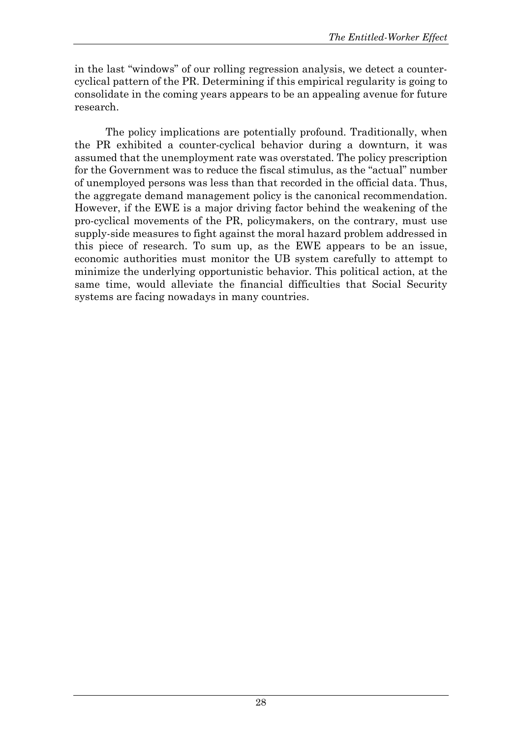in the last "windows" of our rolling regression analysis, we detect a counter-cyclical pattern of the PR. Determining if this empirical regularity is going to consolidate in the coming years appears to be an appealing avenue for future research.

The policy implications are potentially profound. Traditionally, when the PR exhibited a counter-cyclical behavior during a downturn, it was assumed that the unemployment rate was overstated. The policy prescription for the Government was to reduce the fiscal stimulus, as the "actual" number of unemployed persons was less than that recorded in the official data. Thus, the aggregate demand management policy is the canonical recommendation. However, if the EWE is a major driving factor behind the weakening of the pro-cyclical movements of the PR, policymakers, on the contrary, must use supply-side measures to fight against the moral hazard problem addressed in this piece of research. To sum up, as the EWE appears to be an issue, economic authorities must monitor the UB system carefully to attempt to minimize the underlying opportunistic behavior. This political action, at the same time, would alleviate the financial difficulties that Social Security systems are facing nowadays in many countries.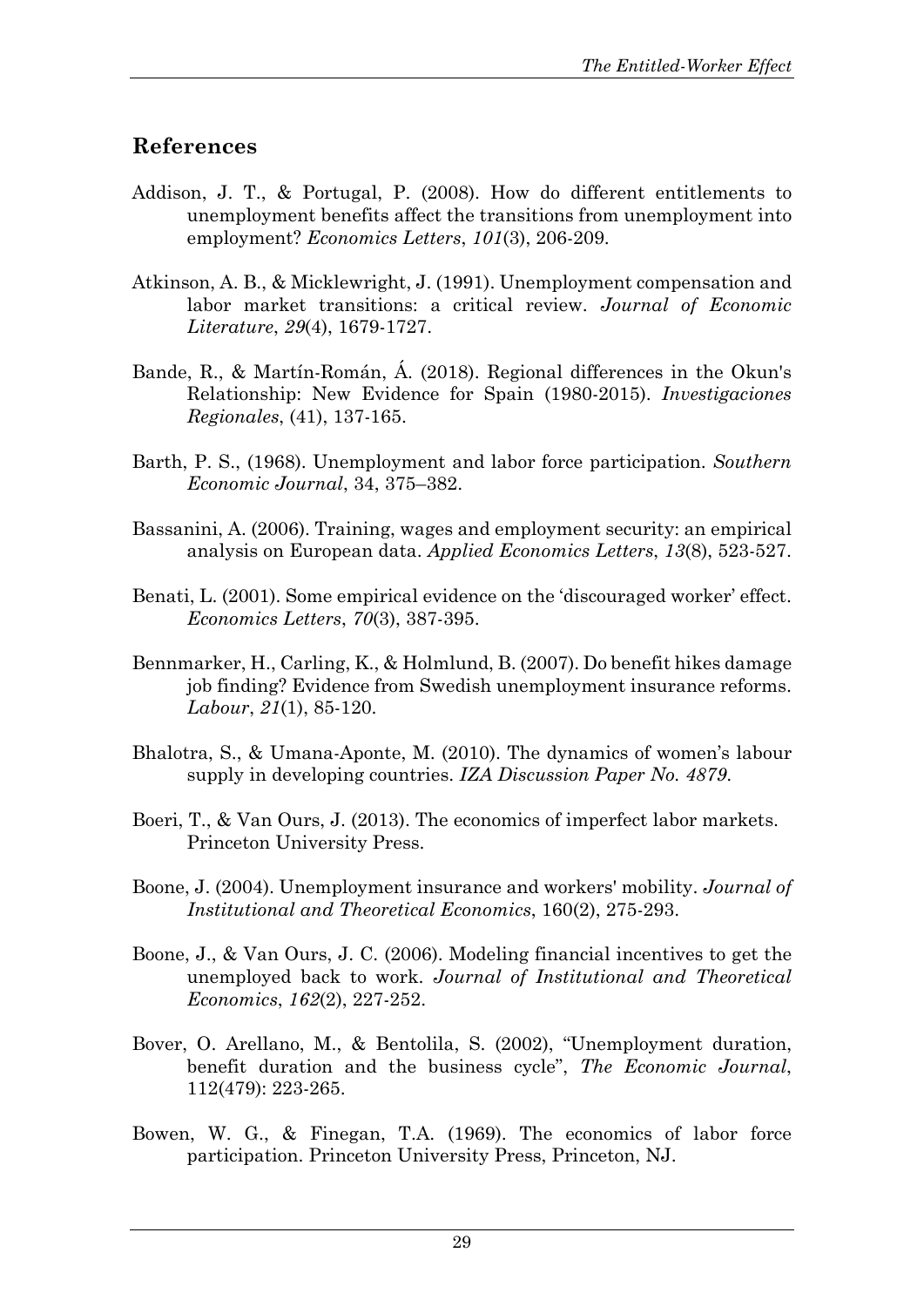## References

Addison, J. T., & Portugal, P. (2008). How do different entitlements to unemployment benefits affect the transitions from unemployment into employment? *Economics Letters*, *101*(3), 206-209.

Atkinson, A. B., & Micklewright, J. (1991). Unemployment compensation and labor market transitions: a critical review. *Journal of Economic Literature*, *29*(4), 1679-1727.

Bande, R., & Martín-Román, Á. (2018). Regional differences in the Okun's Relationship: New Evidence for Spain (1980-2015). *Investigaciones Regionales*, (41), 137-165.

Barth, P. S., (1968). Unemployment and labor force participation. *Southern Economic Journal*, 34, 375–382.

Bassanini, A. (2006). Training, wages and employment security: an empirical analysis on European data. *Applied Economics Letters*, *13*(8), 523-527.

Benati, L. (2001). Some empirical evidence on the 'discouraged worker' effect. *Economics Letters*, *70*(3), 387-395.

Bennmarker, H., Carling, K., & Holmlund, B. (2007). Do benefit hikes damage job finding? Evidence from Swedish unemployment insurance reforms. *Labour*, *21*(1), 85-120.

Bhalotra, S., & Umana-Aponte, M. (2010). The dynamics of women's labour supply in developing countries. *IZA Discussion Paper No. 4879*.

Boeri, T., & Van Ours, J. (2013). The economics of imperfect labor markets. Princeton University Press.

Boone, J. (2004). Unemployment insurance and workers' mobility. *Journal of Institutional and Theoretical Economics*, 160(2), 275-293.

Boone, J., & Van Ours, J. C. (2006). Modeling financial incentives to get the unemployed back to work. *Journal of Institutional and Theoretical Economics*, *162*(2), 227-252.

Bover, O. Arellano, M., & Bentolila, S. (2002), "Unemployment duration, benefit duration and the business cycle", *The Economic Journal*, 112(479): 223-265.

Bowen, W. G., & Finegan, T.A. (1969). The economics of labor force participation. Princeton University Press, Princeton, NJ.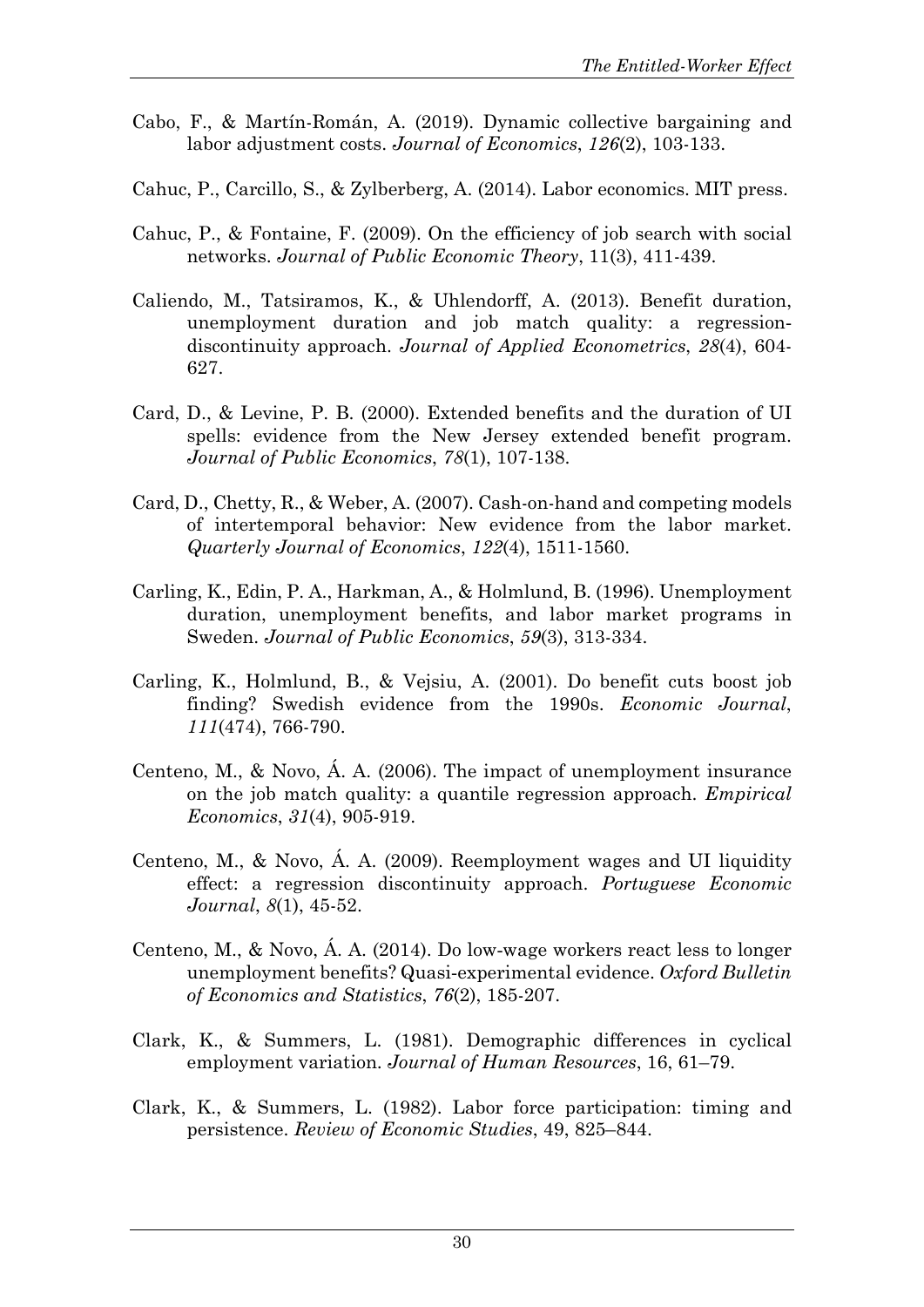Cabo, F., & Martín-Román, A. (2019). Dynamic collective bargaining and labor adjustment costs. *Journal of Economics*, *126*(2), 103-133.

Cahuc, P., Carcillo, S., & Zylberberg, A. (2014). Labor economics. MIT press.

Cahuc, P., & Fontaine, F. (2009). On the efficiency of job search with social networks. *Journal of Public Economic Theory*, 11(3), 411-439.

Caliendo, M., Tatsiramos, K., & Uhlendorff, A. (2013). Benefit duration, unemployment duration and job match quality: a regression-discontinuity approach. *Journal of Applied Econometrics*, *28*(4), 604-627.

Card, D., & Levine, P. B. (2000). Extended benefits and the duration of UI spells: evidence from the New Jersey extended benefit program. *Journal of Public Economics*, *78*(1), 107-138.

Card, D., Chetty, R., & Weber, A. (2007). Cash-on-hand and competing models of intertemporal behavior: New evidence from the labor market. *Quarterly Journal of Economics*, *122*(4), 1511-1560.

Carling, K., Edin, P. A., Harkman, A., & Holmlund, B. (1996). Unemployment duration, unemployment benefits, and labor market programs in Sweden. *Journal of Public Economics*, *59*(3), 313-334.

Carling, K., Holmlund, B., & Vejsiu, A. (2001). Do benefit cuts boost job finding? Swedish evidence from the 1990s. *Economic Journal*, *111*(474), 766-790.

Centeno, M., & Novo, Á. A. (2006). The impact of unemployment insurance on the job match quality: a quantile regression approach. *Empirical Economics*, *31*(4), 905-919.

Centeno, M., & Novo, Á. A. (2009). Reemployment wages and UI liquidity effect: a regression discontinuity approach. *Portuguese Economic Journal*, *8*(1), 45-52.

Centeno, M., & Novo, Á. A. (2014). Do low-wage workers react less to longer unemployment benefits? Quasi-experimental evidence. *Oxford Bulletin of Economics and Statistics*, *76*(2), 185-207.

Clark, K., & Summers, L. (1981). Demographic differences in cyclical employment variation. *Journal of Human Resources*, 16, 61–79.

Clark, K., & Summers, L. (1982). Labor force participation: timing and persistence. *Review of Economic Studies*, 49, 825–844.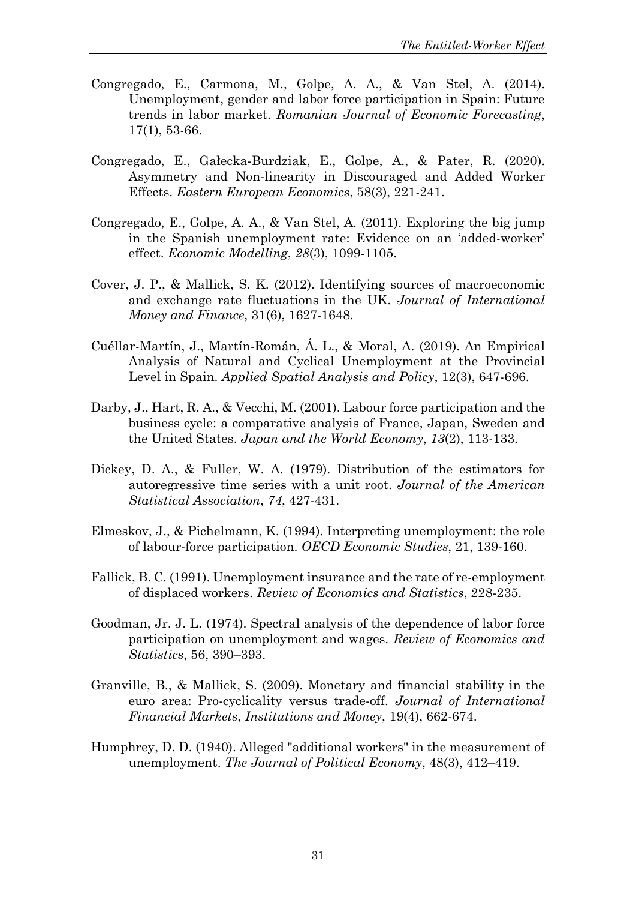Congregado, E., Carmona, M., Golpe, A. A., & Van Stel, A. (2014). Unemployment, gender and labor force participation in Spain: Future trends in labor market. *Romanian Journal of Economic Forecasting*, 17(1), 53-66.

Congregado, E., Gałecka-Burdziak, E., Golpe, A., & Pater, R. (2020). Asymmetry and Non-linearity in Discouraged and Added Worker Effects. *Eastern European Economics*, 58(3), 221-241.

Congregado, E., Golpe, A. A., & Van Stel, A. (2011). Exploring the big jump in the Spanish unemployment rate: Evidence on an 'added-worker' effect. *Economic Modelling*, *28*(3), 1099-1105.

Cover, J. P., & Mallick, S. K. (2012). Identifying sources of macroeconomic and exchange rate fluctuations in the UK. *Journal of International Money and Finance*, 31(6), 1627-1648.

Cuéllar-Martín, J., Martín-Román, Á. L., & Moral, A. (2019). An Empirical Analysis of Natural and Cyclical Unemployment at the Provincial Level in Spain. *Applied Spatial Analysis and Policy*, 12(3), 647-696.

Darby, J., Hart, R. A., & Vecchi, M. (2001). Labour force participation and the business cycle: a comparative analysis of France, Japan, Sweden and the United States. *Japan and the World Economy*, *13*(2), 113-133.

Dickey, D. A., & Fuller, W. A. (1979). Distribution of the estimators for autoregressive time series with a unit root. *Journal of the American Statistical Association*, *74*, 427-431.

Elmeskov, J., & Pichelmann, K. (1994). Interpreting unemployment: the role of labour-force participation. *OECD Economic Studies*, 21, 139-160.

Fallick, B. C. (1991). Unemployment insurance and the rate of re-employment of displaced workers. *Review of Economics and Statistics*, 228-235.

Goodman, Jr. J. L. (1974). Spectral analysis of the dependence of labor force participation on unemployment and wages. *Review of Economics and Statistics*, 56, 390–393.

Granville, B., & Mallick, S. (2009). Monetary and financial stability in the euro area: Pro-cyclicality versus trade-off. *Journal of International Financial Markets, Institutions and Money*, 19(4), 662-674.

Humphrey, D. D. (1940). Alleged "additional workers" in the measurement of unemployment. *The Journal of Political Economy*, 48(3), 412–419.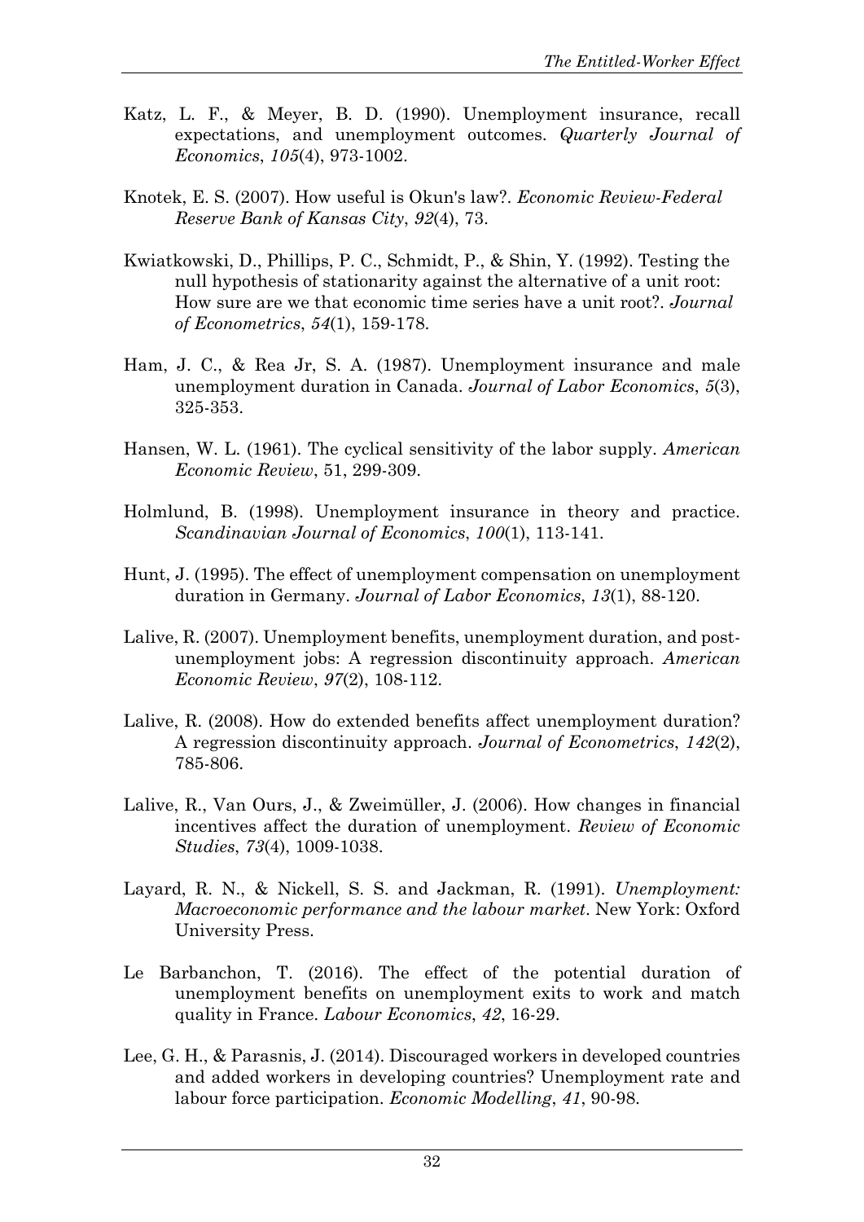Katz, L. F., & Meyer, B. D. (1990). Unemployment insurance, recall expectations, and unemployment outcomes. *Quarterly Journal of Economics*, *105*(4), 973-1002.

Knotek, E. S. (2007). How useful is Okun's law?. *Economic Review-Federal Reserve Bank of Kansas City*, *92*(4), 73.

Kwiatkowski, D., Phillips, P. C., Schmidt, P., & Shin, Y. (1992). Testing the null hypothesis of stationarity against the alternative of a unit root: How sure are we that economic time series have a unit root?. *Journal of Econometrics*, *54*(1), 159-178.

Ham, J. C., & Rea Jr, S. A. (1987). Unemployment insurance and male unemployment duration in Canada. *Journal of Labor Economics*, *5*(3), 325-353.

Hansen, W. L. (1961). The cyclical sensitivity of the labor supply. *American Economic Review*, 51, 299-309.

Holmlund, B. (1998). Unemployment insurance in theory and practice. *Scandinavian Journal of Economics*, *100*(1), 113-141.

Hunt, J. (1995). The effect of unemployment compensation on unemployment duration in Germany. *Journal of Labor Economics*, *13*(1), 88-120.

Lalive, R. (2007). Unemployment benefits, unemployment duration, and post-unemployment jobs: A regression discontinuity approach. *American Economic Review*, *97*(2), 108-112.

Lalive, R. (2008). How do extended benefits affect unemployment duration? A regression discontinuity approach. *Journal of Econometrics*, *142*(2), 785-806.

Lalive, R., Van Ours, J., & Zweimüller, J. (2006). How changes in financial incentives affect the duration of unemployment. *Review of Economic Studies*, *73*(4), 1009-1038.

Layard, R. N., & Nickell, S. S. and Jackman, R. (1991). *Unemployment: Macroeconomic performance and the labour market*. New York: Oxford University Press.

Le Barbanchon, T. (2016). The effect of the potential duration of unemployment benefits on unemployment exits to work and match quality in France. *Labour Economics*, *42*, 16-29.

Lee, G. H., & Parasnis, J. (2014). Discouraged workers in developed countries and added workers in developing countries? Unemployment rate and labour force participation. *Economic Modelling*, *41*, 90-98.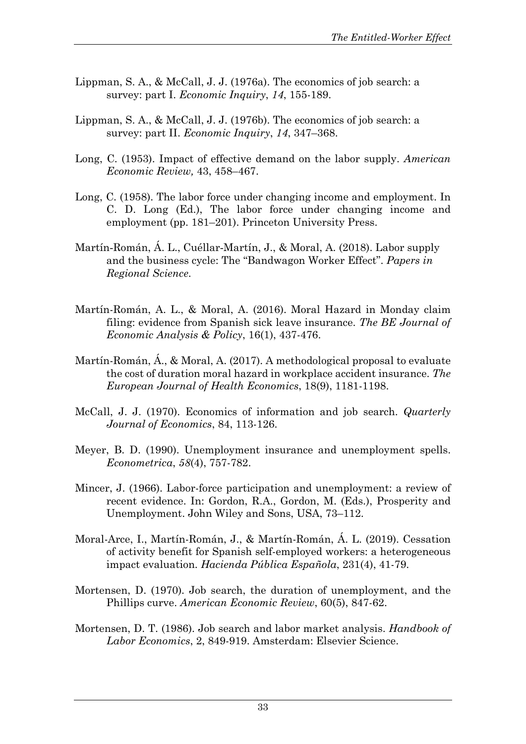Lippman, S. A., & McCall, J. J. (1976a). The economics of job search: a survey: part I. *Economic Inquiry*, *14*, 155-189.

Lippman, S. A., & McCall, J. J. (1976b). The economics of job search: a survey: part II. *Economic Inquiry*, *14*, 347–368.

Long, C. (1953). Impact of effective demand on the labor supply. *American Economic Review,* 43, 458–467.

Long, C. (1958). The labor force under changing income and employment. In C. D. Long (Ed.), The labor force under changing income and employment (pp. 181–201). Princeton University Press.

Martín-Román, Á. L., Cuéllar-Martín, J., & Moral, A. (2018). Labor supply and the business cycle: The "Bandwagon Worker Effect". *Papers in Regional Science.*

Martín-Román, A. L., & Moral, A. (2016). Moral Hazard in Monday claim filing: evidence from Spanish sick leave insurance. *The BE Journal of Economic Analysis & Policy*, 16(1), 437-476.

Martín-Román, Á., & Moral, A. (2017). A methodological proposal to evaluate the cost of duration moral hazard in workplace accident insurance. *The European Journal of Health Economics*, 18(9), 1181-1198.

McCall, J. J. (1970). Economics of information and job search. *Quarterly Journal of Economics*, 84, 113-126.

Meyer, B. D. (1990). Unemployment insurance and unemployment spells. *Econometrica*, *58*(4), 757-782.

Mincer, J. (1966). Labor-force participation and unemployment: a review of recent evidence. In: Gordon, R.A., Gordon, M. (Eds.), Prosperity and Unemployment. John Wiley and Sons, USA, 73–112.

Moral-Arce, I., Martín-Román, J., & Martín-Román, Á. L. (2019). Cessation of activity benefit for Spanish self-employed workers: a heterogeneous impact evaluation. *Hacienda Pública Española*, 231(4), 41-79.

Mortensen, D. (1970). Job search, the duration of unemployment, and the Phillips curve. *American Economic Review*, 60(5), 847-62.

Mortensen, D. T. (1986). Job search and labor market analysis. *Handbook of Labor Economics*, 2, 849-919. Amsterdam: Elsevier Science.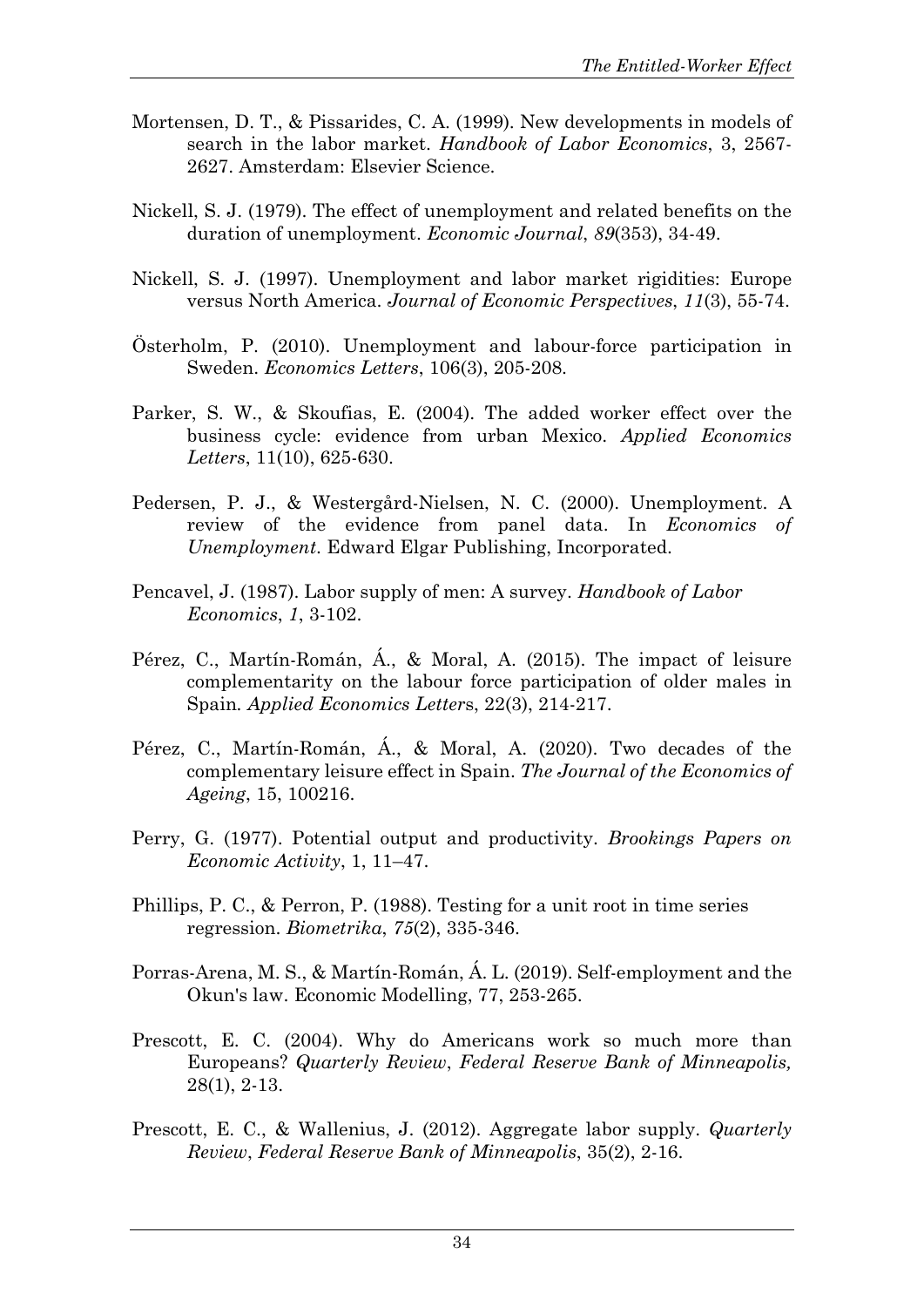Mortensen, D. T., & Pissarides, C. A. (1999). New developments in models of search in the labor market. *Handbook of Labor Economics*, 3, 2567-2627. Amsterdam: Elsevier Science.

Nickell, S. J. (1979). The effect of unemployment and related benefits on the duration of unemployment. *Economic Journal*, *89*(353), 34-49.

Nickell, S. J. (1997). Unemployment and labor market rigidities: Europe versus North America. *Journal of Economic Perspectives*, *11*(3), 55-74.

Österholm, P. (2010). Unemployment and labour-force participation in Sweden. *Economics Letters*, 106(3), 205-208.

Parker, S. W., & Skoufias, E. (2004). The added worker effect over the business cycle: evidence from urban Mexico. *Applied Economics Letters*, 11(10), 625-630.

Pedersen, P. J., & Westergård-Nielsen, N. C. (2000). Unemployment. A review of the evidence from panel data. In *Economics of Unemployment*. Edward Elgar Publishing, Incorporated.

Pencavel, J. (1987). Labor supply of men: A survey. *Handbook of Labor Economics*, *1*, 3-102.

Pérez, C., Martín-Román, Á., & Moral, A. (2015). The impact of leisure complementarity on the labour force participation of older males in Spain. *Applied Economics Letters*, 22(3), 214-217.

Pérez, C., Martín-Román, Á., & Moral, A. (2020). Two decades of the complementary leisure effect in Spain. *The Journal of the Economics of Ageing*, 15, 100216.

Perry, G. (1977). Potential output and productivity. *Brookings Papers on Economic Activity*, 1, 11–47.

Phillips, P. C., & Perron, P. (1988). Testing for a unit root in time series regression. *Biometrika*, *75*(2), 335-346.

Porras-Arena, M. S., & Martín-Román, Á. L. (2019). Self-employment and the Okun's law. Economic Modelling, 77, 253-265.

Prescott, E. C. (2004). Why do Americans work so much more than Europeans? *Quarterly Review*, *Federal Reserve Bank of Minneapolis,* 28(1), 2-13.

Prescott, E. C., & Wallenius, J. (2012). Aggregate labor supply. *Quarterly Review*, *Federal Reserve Bank of Minneapolis*, 35(2), 2-16.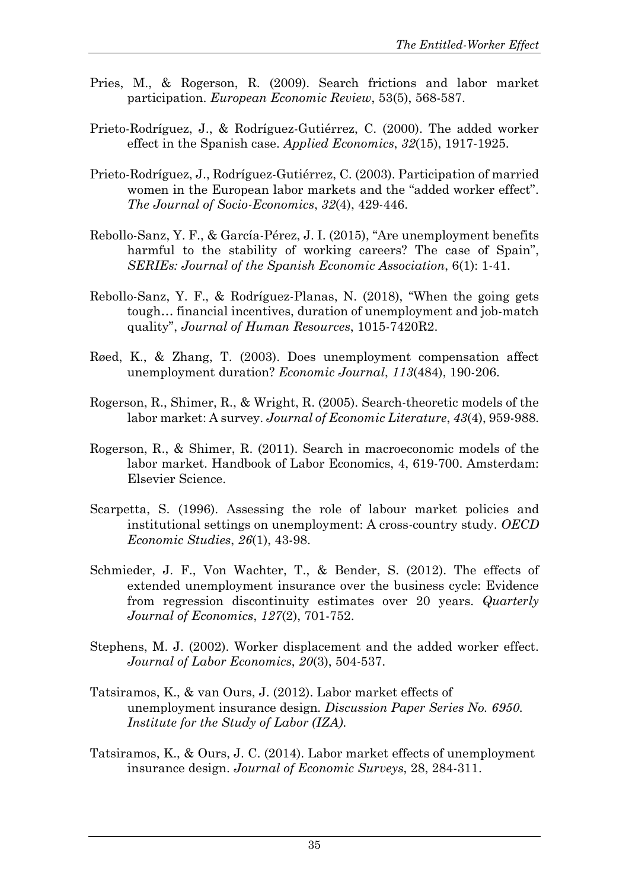Pries, M., & Rogerson, R. (2009). Search frictions and labor market participation. *European Economic Review*, 53(5), 568-587.

Prieto-Rodríguez, J., & Rodríguez-Gutiérrez, C. (2000). The added worker effect in the Spanish case. *Applied Economics*, *32*(15), 1917-1925.

Prieto-Rodríguez, J., Rodríguez-Gutiérrez, C. (2003). Participation of married women in the European labor markets and the "added worker effect". *The Journal of Socio-Economics*, *32*(4), 429-446.

Rebollo-Sanz, Y. F., & García-Pérez, J. I. (2015), "Are unemployment benefits harmful to the stability of working careers? The case of Spain", *SERIEs: Journal of the Spanish Economic Association*, 6(1): 1-41.

Rebollo-Sanz, Y. F., & Rodríguez-Planas, N. (2018), "When the going gets tough… financial incentives, duration of unemployment and job-match quality", *Journal of Human Resources*, 1015-7420R2.

Røed, K., & Zhang, T. (2003). Does unemployment compensation affect unemployment duration? *Economic Journal*, *113*(484), 190-206.

Rogerson, R., Shimer, R., & Wright, R. (2005). Search-theoretic models of the labor market: A survey. *Journal of Economic Literature*, *43*(4), 959-988.

Rogerson, R., & Shimer, R. (2011). Search in macroeconomic models of the labor market. Handbook of Labor Economics, 4, 619-700. Amsterdam: Elsevier Science.

Scarpetta, S. (1996). Assessing the role of labour market policies and institutional settings on unemployment: A cross-country study. *OECD Economic Studies*, *26*(1), 43-98.

Schmieder, J. F., Von Wachter, T., & Bender, S. (2012). The effects of extended unemployment insurance over the business cycle: Evidence from regression discontinuity estimates over 20 years. *Quarterly Journal of Economics*, *127*(2), 701-752.

Stephens, M. J. (2002). Worker displacement and the added worker effect. *Journal of Labor Economics*, *20*(3), 504-537.

Tatsiramos, K., & van Ours, J. (2012). Labor market effects of unemployment insurance design. *Discussion Paper Series No. 6950. Institute for the Study of Labor (IZA).*

Tatsiramos, K., & Ours, J. C. (2014). Labor market effects of unemployment insurance design. *Journal of Economic Surveys*, 28, 284-311.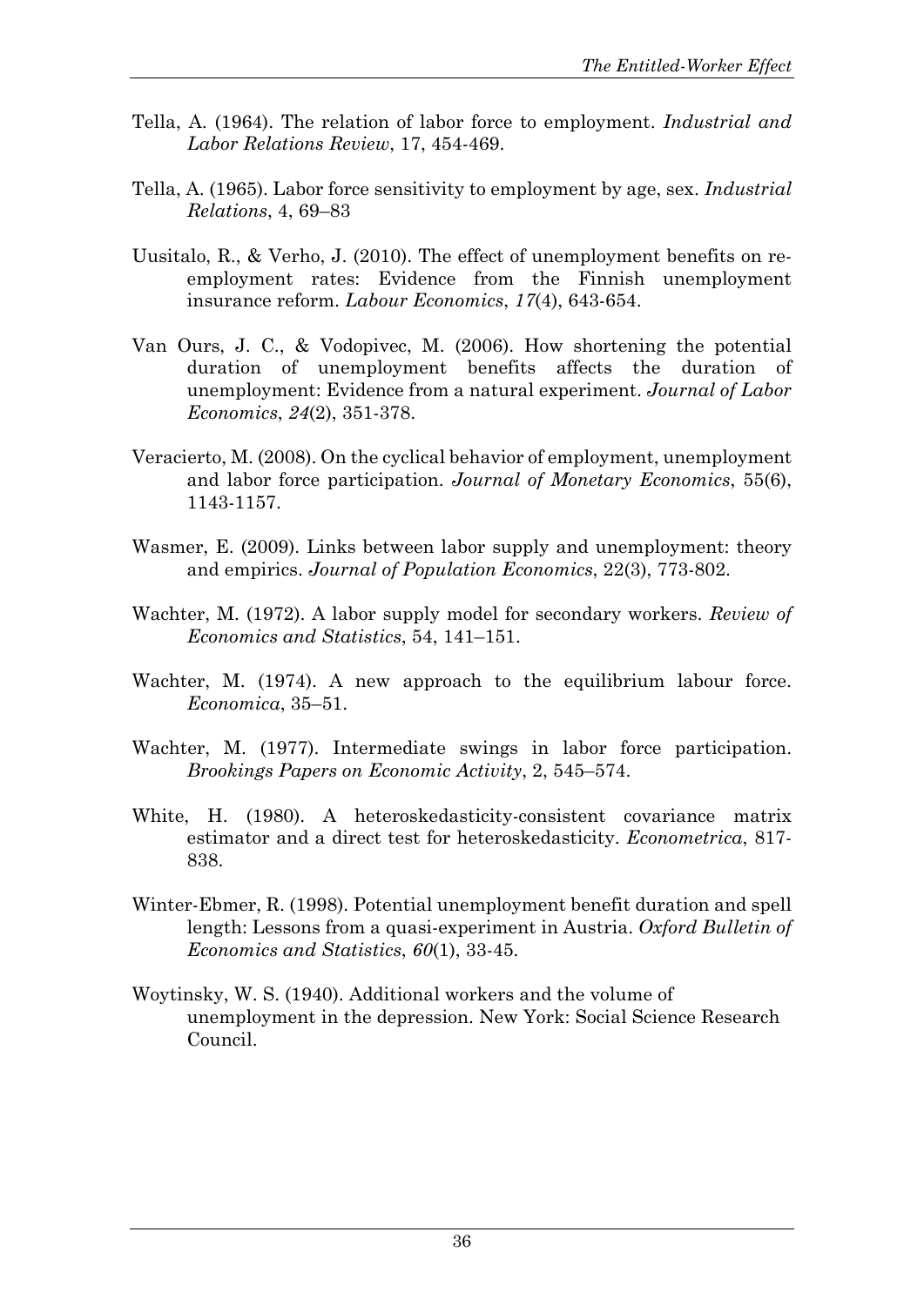Tella, A. (1964). The relation of labor force to employment. *Industrial and Labor Relations Review*, 17, 454-469.

Tella, A. (1965). Labor force sensitivity to employment by age, sex. *Industrial Relations*, 4, 69–83

Uusitalo, R., & Verho, J. (2010). The effect of unemployment benefits on re-employment rates: Evidence from the Finnish unemployment insurance reform. *Labour Economics*, *17*(4), 643-654.

Van Ours, J. C., & Vodopivec, M. (2006). How shortening the potential duration of unemployment benefits affects the duration of unemployment: Evidence from a natural experiment. *Journal of Labor Economics*, *24*(2), 351-378.

Veracierto, M. (2008). On the cyclical behavior of employment, unemployment and labor force participation. *Journal of Monetary Economics*, 55(6), 1143-1157.

Wasmer, E. (2009). Links between labor supply and unemployment: theory and empirics. *Journal of Population Economics*, 22(3), 773-802.

Wachter, M. (1972). A labor supply model for secondary workers. *Review of Economics and Statistics*, 54, 141–151.

Wachter, M. (1974). A new approach to the equilibrium labour force. *Economica*, 35–51.

Wachter, M. (1977). Intermediate swings in labor force participation. *Brookings Papers on Economic Activity*, 2, 545–574.

White, H. (1980). A heteroskedasticity-consistent covariance matrix estimator and a direct test for heteroskedasticity. *Econometrica*, 817-838.

Winter-Ebmer, R. (1998). Potential unemployment benefit duration and spell length: Lessons from a quasi-experiment in Austria. *Oxford Bulletin of Economics and Statistics*, *60*(1), 33-45.

Woytinsky, W. S. (1940). Additional workers and the volume of unemployment in the depression. New York: Social Science Research Council.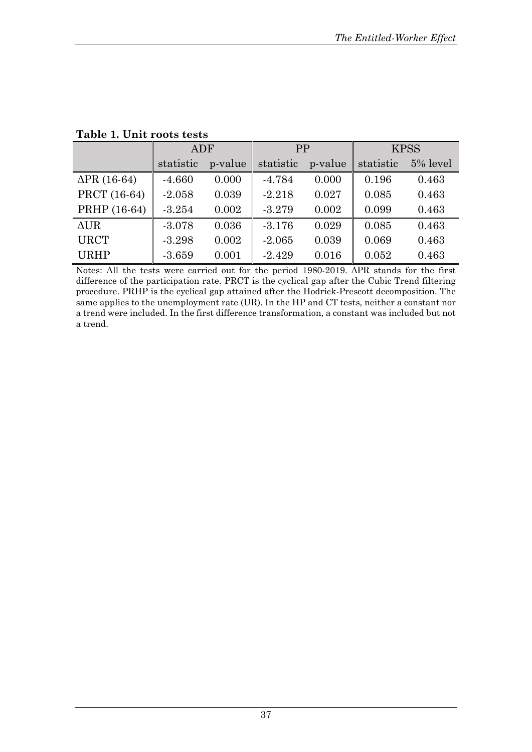**Table 1. Unit roots tests**

| | ADF | | PP | | KPSS | |
|---|---|---|---|---|---|---|
| | statistic | p-value | statistic | p-value | statistic | 5% level |
| ΔPR (16-64) | -4.660 | 0.000 | -4.784 | 0.000 | 0.196 | 0.463 |
| PRCT (16-64) | -2.058 | 0.039 | -2.218 | 0.027 | 0.085 | 0.463 |
| PRHP (16-64) | -3.254 | 0.002 | -3.279 | 0.002 | 0.099 | 0.463 |
| ΔUR | -3.078 | 0.036 | -3.176 | 0.029 | 0.085 | 0.463 |
| URCT | -3.298 | 0.002 | -2.065 | 0.039 | 0.069 | 0.463 |
| URHP | -3.659 | 0.001 | -2.429 | 0.016 | 0.052 | 0.463 |

Notes: All the tests were carried out for the period 1980-2019. ΔPR stands for the first difference of the participation rate. PRCT is the cyclical gap after the Cubic Trend filtering procedure. PRHP is the cyclical gap attained after the Hodrick-Prescott decomposition. The same applies to the unemployment rate (UR). In the HP and CT tests, neither a constant nor a trend were included. In the first difference transformation, a constant was included but not a trend.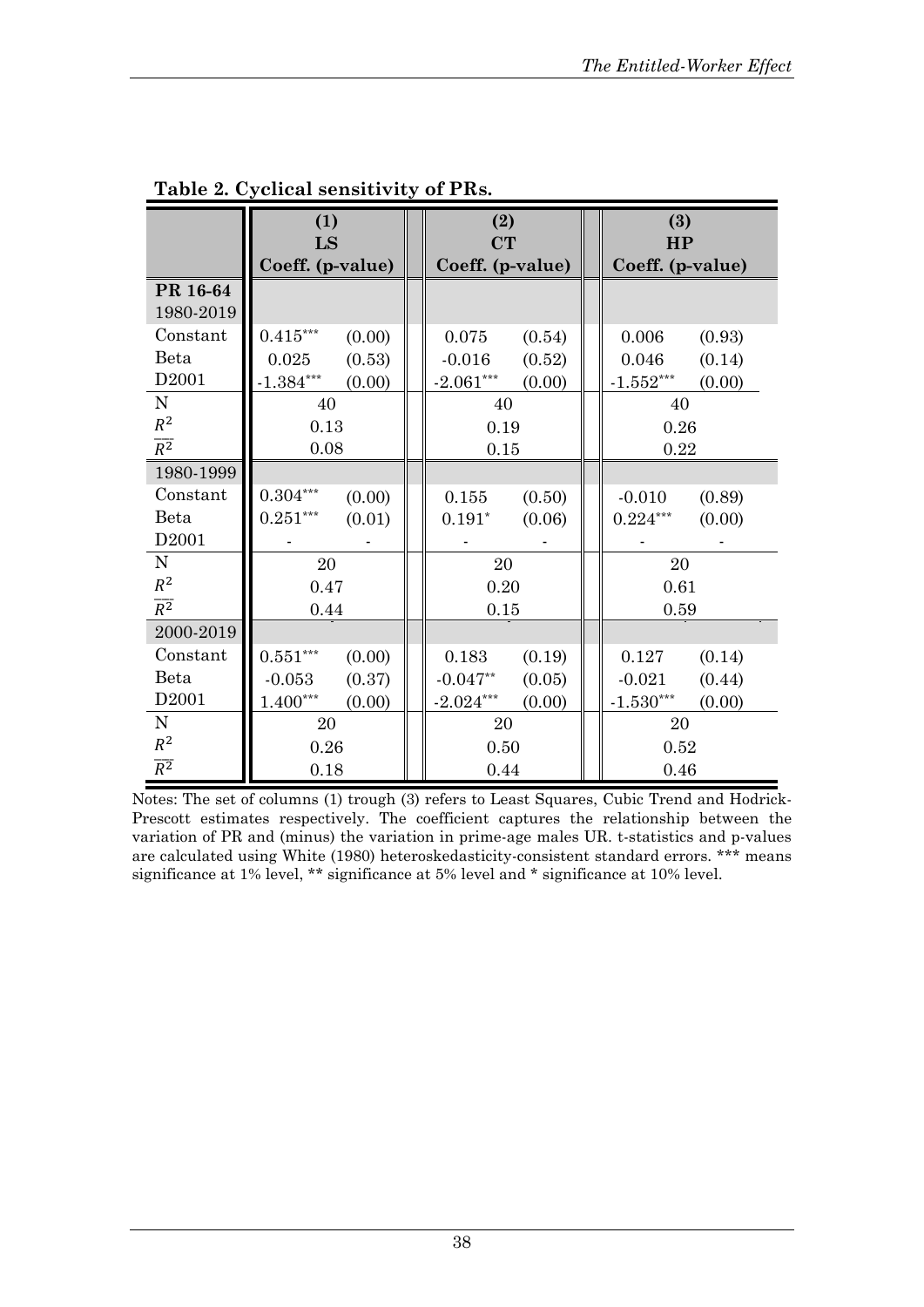**Table 2. Cyclical sensitivity of PRs.**

| | (1) LS | | (2) CT | | (3) HP | |
|---|---|---|---|---|---|---|
| | Coeff. | (p-value) | Coeff. | (p-value) | Coeff. | (p-value) |
| **PR 16-64** | | | | | | |
| 1980-2019 | | | | | | |
| Constant | 0.415*** | (0.00) | 0.075 | (0.54) | 0.006 | (0.93) |
| Beta | 0.025 | (0.53) | -0.016 | (0.52) | 0.046 | (0.14) |
| D2001 | -1.384*** | (0.00) | -2.061*** | (0.00) | -1.552*** | (0.00) |
| N | 40 | | 40 | | 40 | |
| $R^2$ | 0.13 | | 0.19 | | 0.26 | |
| $\overline{R^2}$ | 0.08 | | 0.15 | | 0.22 | |
| 1980-1999 | | | | | | |
| Constant | 0.304*** | (0.00) | 0.155 | (0.50) | -0.010 | (0.89) |
| Beta | 0.251*** | (0.01) | 0.191* | (0.06) | 0.224*** | (0.00) |
| D2001 | - | - | - | - | - | - |
| N | 20 | | 20 | | 20 | |
| $R^2$ | 0.47 | | 0.20 | | 0.61 | |
| $\overline{R^2}$ | 0.44 | | 0.15 | | 0.59 | |
| 2000-2019 | | | | | | |
| Constant | 0.551*** | (0.00) | 0.183 | (0.19) | 0.127 | (0.14) |
| Beta | -0.053 | (0.37) | -0.047** | (0.05) | -0.021 | (0.44) |
| D2001 | 1.400*** | (0.00) | -2.024*** | (0.00) | -1.530*** | (0.00) |
| N | 20 | | 20 | | 20 | |
| $R^2$ | 0.26 | | 0.50 | | 0.52 | |
| $\overline{R^2}$ | 0.18 | | 0.44 | | 0.46 | |

Notes: The set of columns (1) trough (3) refers to Least Squares, Cubic Trend and Hodrick-Prescott estimates respectively. The coefficient captures the relationship between the variation of PR and (minus) the variation in prime-age males UR. t-statistics and p-values are calculated using White (1980) heteroskedasticity-consistent standard errors. *** means significance at 1% level, ** significance at 5% level and * significance at 10% level.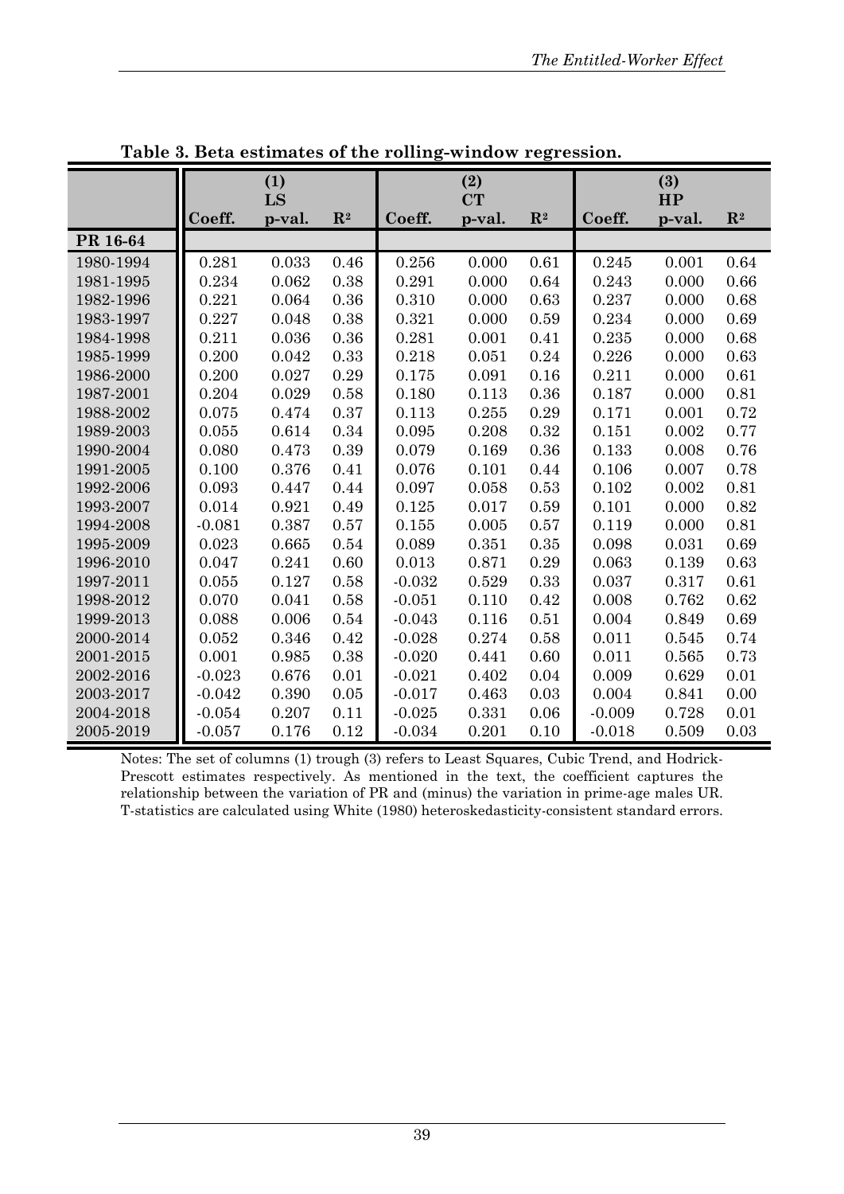**Table 3. Beta estimates of the rolling-window regression.**

| | (1) LS | | | (2) CT | | | (3) HP | | |
|---|---|---|---|---|---|---|---|---|---|
| | Coeff. | p-val. | $R^2$ | Coeff. | p-val. | $R^2$ | Coeff. | p-val. | $R^2$ |
| **PR 16-64** | | | | | | | | | |
| 1980-1994 | 0.281 | 0.033 | 0.46 | 0.256 | 0.000 | 0.61 | 0.245 | 0.001 | 0.64 |
| 1981-1995 | 0.234 | 0.062 | 0.38 | 0.291 | 0.000 | 0.64 | 0.243 | 0.000 | 0.66 |
| 1982-1996 | 0.221 | 0.064 | 0.36 | 0.310 | 0.000 | 0.63 | 0.237 | 0.000 | 0.68 |
| 1983-1997 | 0.227 | 0.048 | 0.38 | 0.321 | 0.000 | 0.59 | 0.234 | 0.000 | 0.69 |
| 1984-1998 | 0.211 | 0.036 | 0.36 | 0.281 | 0.001 | 0.41 | 0.235 | 0.000 | 0.68 |
| 1985-1999 | 0.200 | 0.042 | 0.33 | 0.218 | 0.051 | 0.24 | 0.226 | 0.000 | 0.63 |
| 1986-2000 | 0.200 | 0.027 | 0.29 | 0.175 | 0.091 | 0.16 | 0.211 | 0.000 | 0.61 |
| 1987-2001 | 0.204 | 0.029 | 0.58 | 0.180 | 0.113 | 0.36 | 0.187 | 0.000 | 0.81 |
| 1988-2002 | 0.075 | 0.474 | 0.37 | 0.113 | 0.255 | 0.29 | 0.171 | 0.001 | 0.72 |
| 1989-2003 | 0.055 | 0.614 | 0.34 | 0.095 | 0.208 | 0.32 | 0.151 | 0.002 | 0.77 |
| 1990-2004 | 0.080 | 0.473 | 0.39 | 0.079 | 0.169 | 0.36 | 0.133 | 0.008 | 0.76 |
| 1991-2005 | 0.100 | 0.376 | 0.41 | 0.076 | 0.101 | 0.44 | 0.106 | 0.007 | 0.78 |
| 1992-2006 | 0.093 | 0.447 | 0.44 | 0.097 | 0.058 | 0.53 | 0.102 | 0.002 | 0.81 |
| 1993-2007 | 0.014 | 0.921 | 0.49 | 0.125 | 0.017 | 0.59 | 0.101 | 0.000 | 0.82 |
| 1994-2008 | -0.081 | 0.387 | 0.57 | 0.155 | 0.005 | 0.57 | 0.119 | 0.000 | 0.81 |
| 1995-2009 | 0.023 | 0.665 | 0.54 | 0.089 | 0.351 | 0.35 | 0.098 | 0.031 | 0.69 |
| 1996-2010 | 0.047 | 0.241 | 0.60 | 0.013 | 0.871 | 0.29 | 0.063 | 0.139 | 0.63 |
| 1997-2011 | 0.055 | 0.127 | 0.58 | -0.032 | 0.529 | 0.33 | 0.037 | 0.317 | 0.61 |
| 1998-2012 | 0.070 | 0.041 | 0.58 | -0.051 | 0.110 | 0.42 | 0.008 | 0.762 | 0.62 |
| 1999-2013 | 0.088 | 0.006 | 0.54 | -0.043 | 0.116 | 0.51 | 0.004 | 0.849 | 0.69 |
| 2000-2014 | 0.052 | 0.346 | 0.42 | -0.028 | 0.274 | 0.58 | 0.011 | 0.545 | 0.74 |
| 2001-2015 | 0.001 | 0.985 | 0.38 | -0.020 | 0.441 | 0.60 | 0.011 | 0.565 | 0.73 |
| 2002-2016 | -0.023 | 0.676 | 0.01 | -0.021 | 0.402 | 0.04 | 0.009 | 0.629 | 0.01 |
| 2003-2017 | -0.042 | 0.390 | 0.05 | -0.017 | 0.463 | 0.03 | 0.004 | 0.841 | 0.00 |
| 2004-2018 | -0.054 | 0.207 | 0.11 | -0.025 | 0.331 | 0.06 | -0.009 | 0.728 | 0.01 |
| 2005-2019 | -0.057 | 0.176 | 0.12 | -0.034 | 0.201 | 0.10 | -0.018 | 0.509 | 0.03 |

Notes: The set of columns (1) trough (3) refers to Least Squares, Cubic Trend, and Hodrick-Prescott estimates respectively. As mentioned in the text, the coefficient captures the relationship between the variation of PR and (minus) the variation in prime-age males UR. T-statistics are calculated using White (1980) heteroskedasticity-consistent standard errors.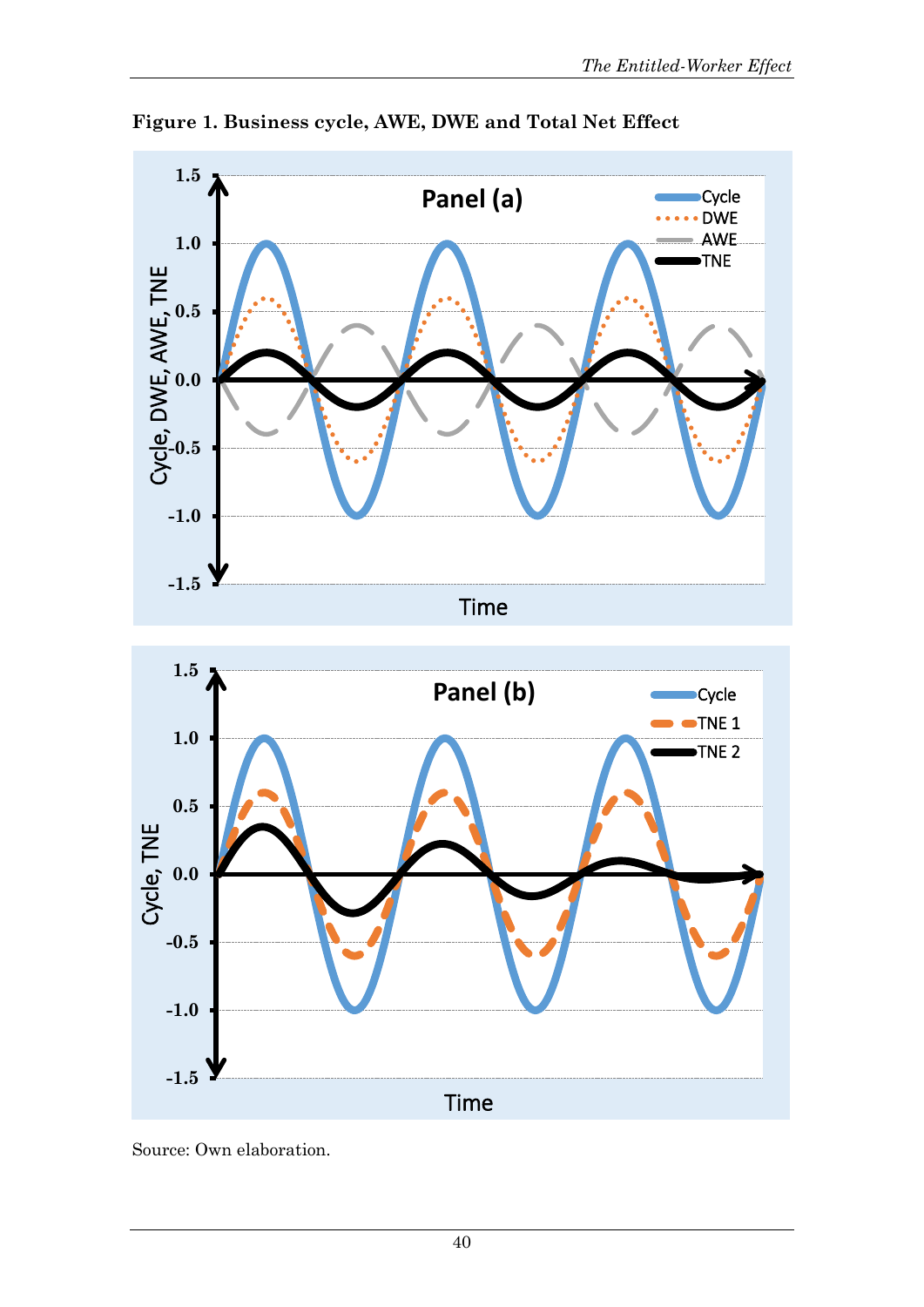**Figure 1. Business cycle, AWE, DWE and Total Net Effect**

Source: Own elaboration.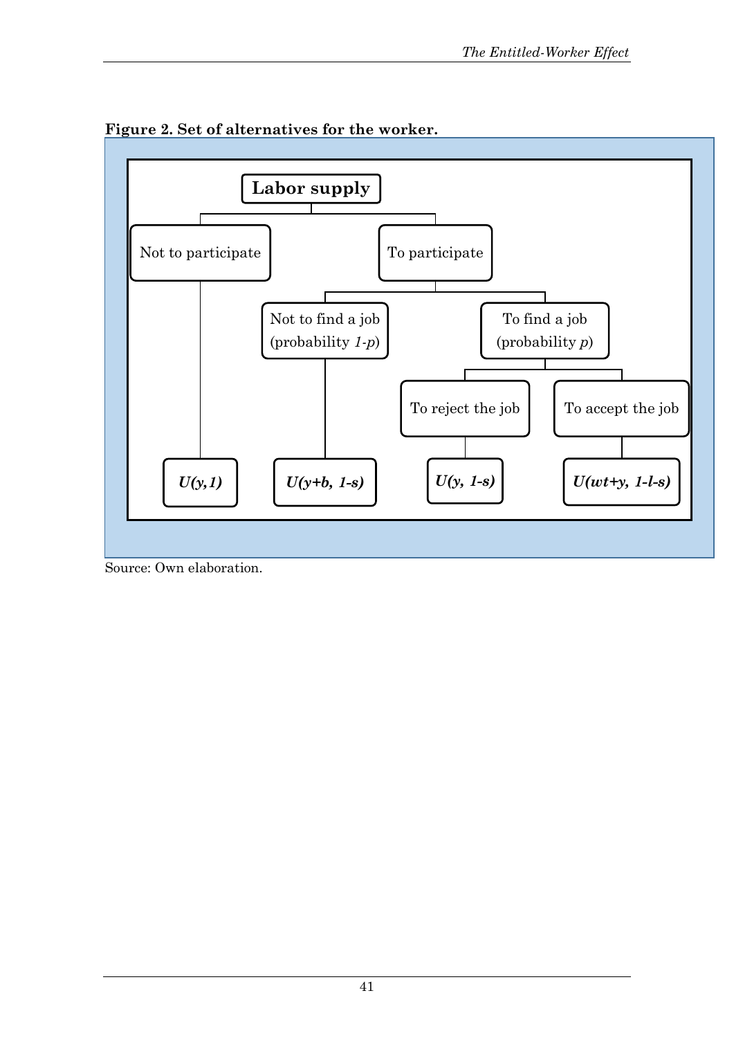**Figure 2. Set of alternatives for the worker.**

- **Labor supply**
  - Not to participate
    - $U(y,1)$
  - To participate
    - Not to find a job (probability $1-p$)
      - $U(y+b, 1-s)$
    - To find a job (probability $p$)
      - To reject the job
        - $U(y, 1-s)$
      - To accept the job
        - $U(wt+y, 1-l-s)$

Source: Own elaboration.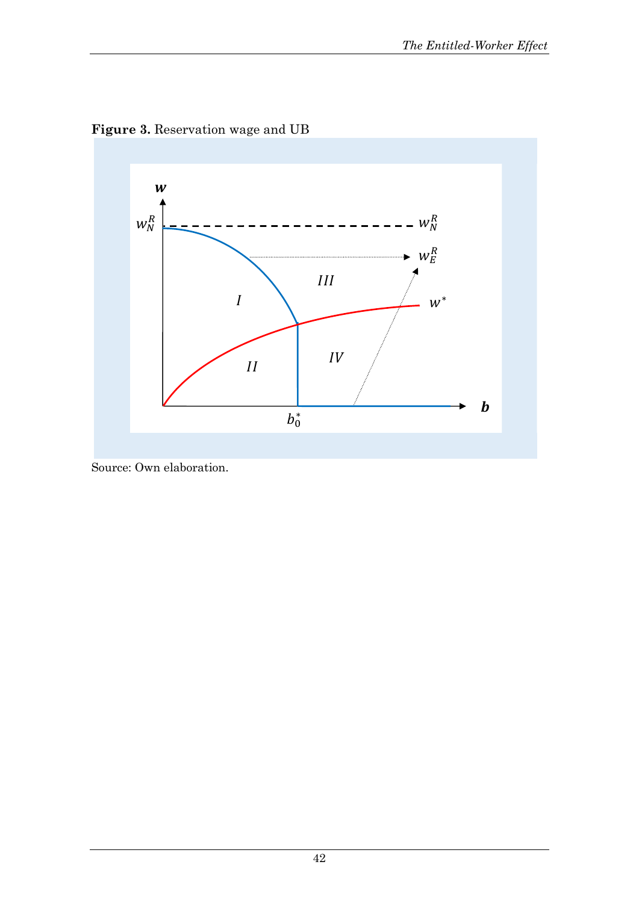**Figure 3.** Reservation wage and UB

Source: Own elaboration.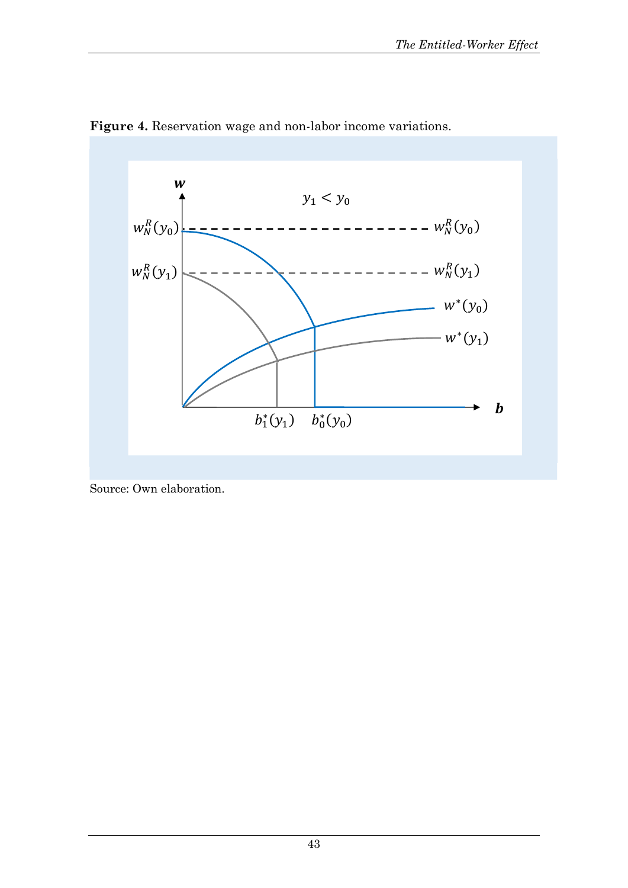**Figure 4.** Reservation wage and non-labor income variations.

Source: Own elaboration.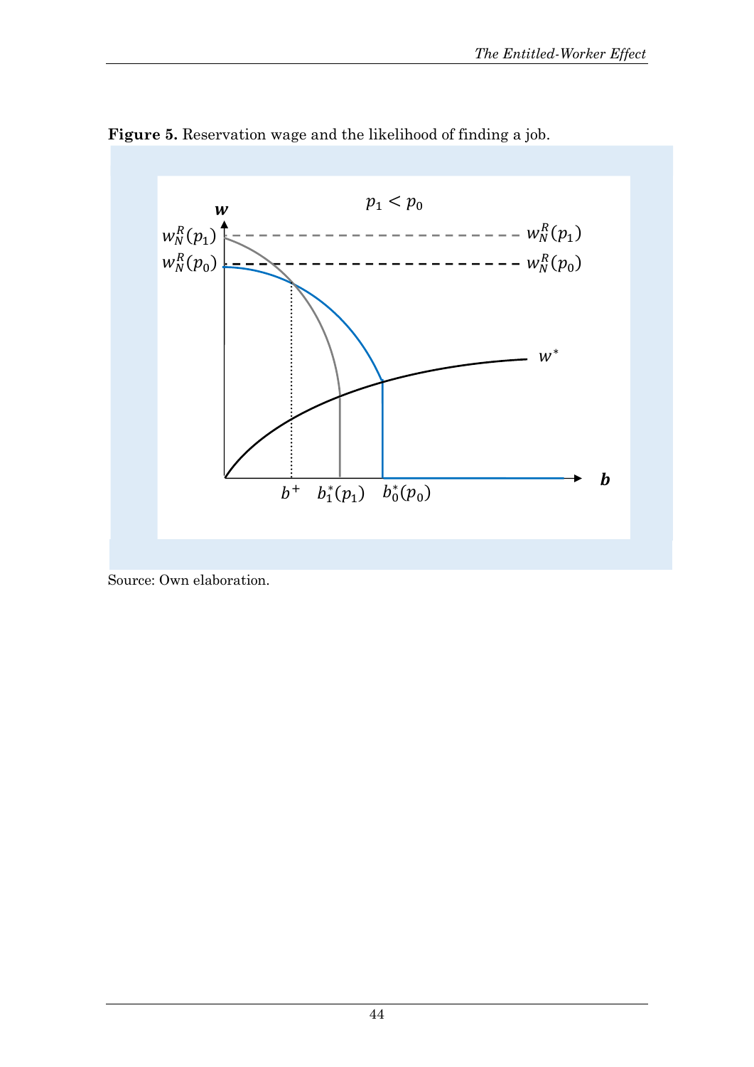**Figure 5.** Reservation wage and the likelihood of finding a job.

Source: Own elaboration.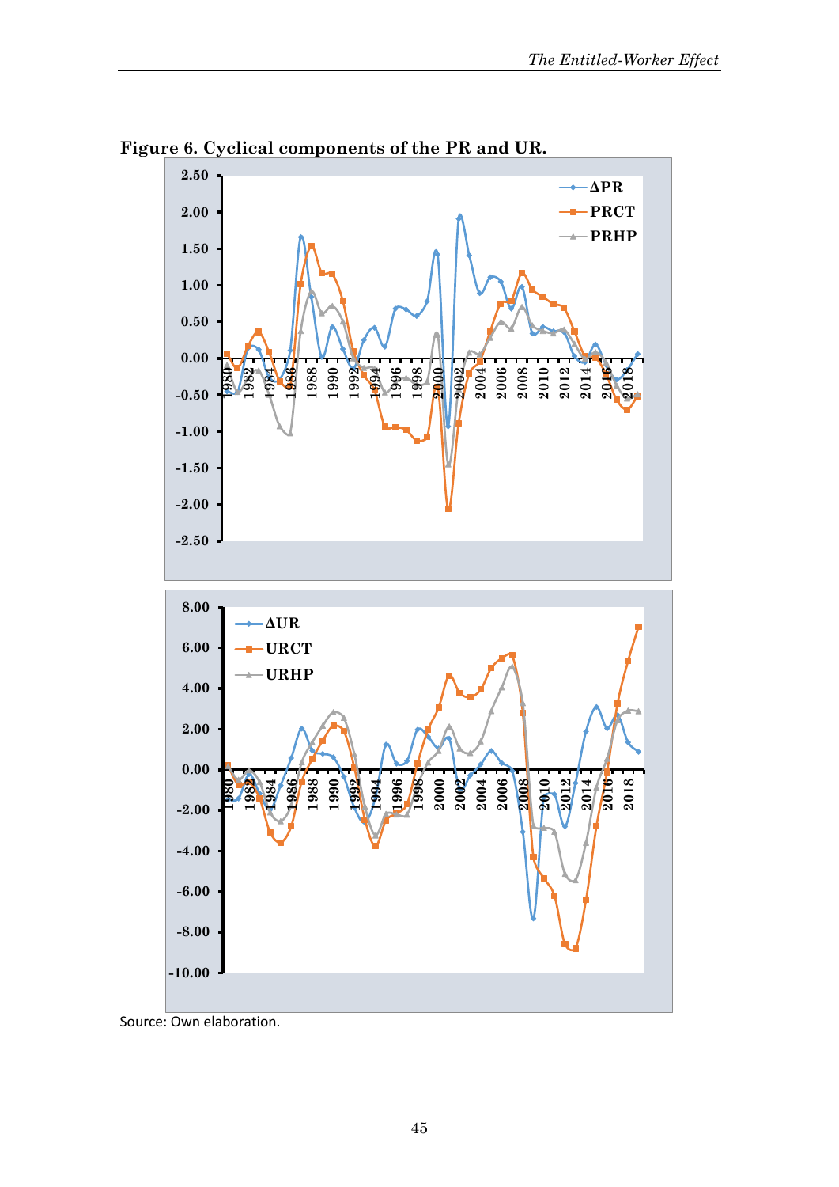**Figure 6. Cyclical components of the PR and UR.**

Source: Own elaboration.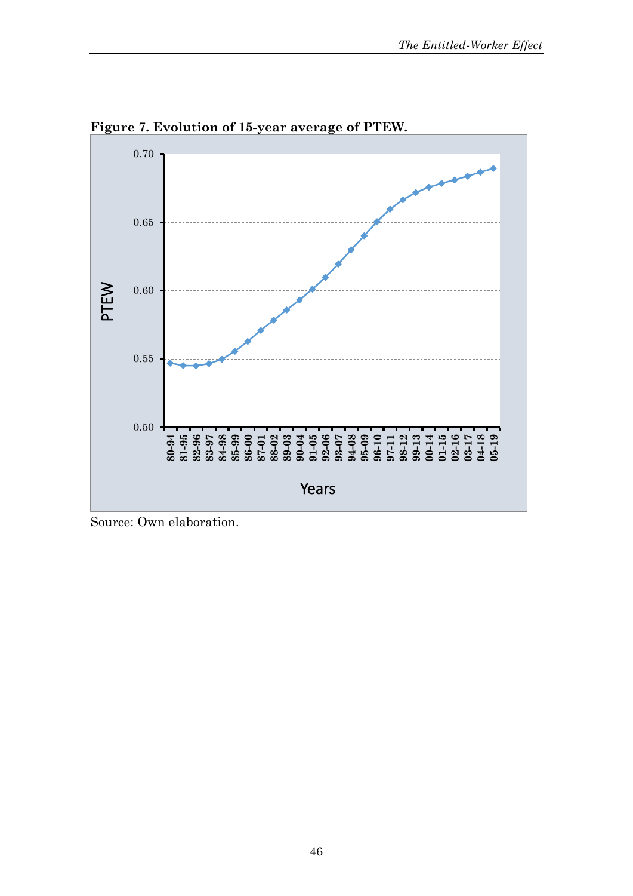**Figure 7. Evolution of 15-year average of PTEW.**

Source: Own elaboration.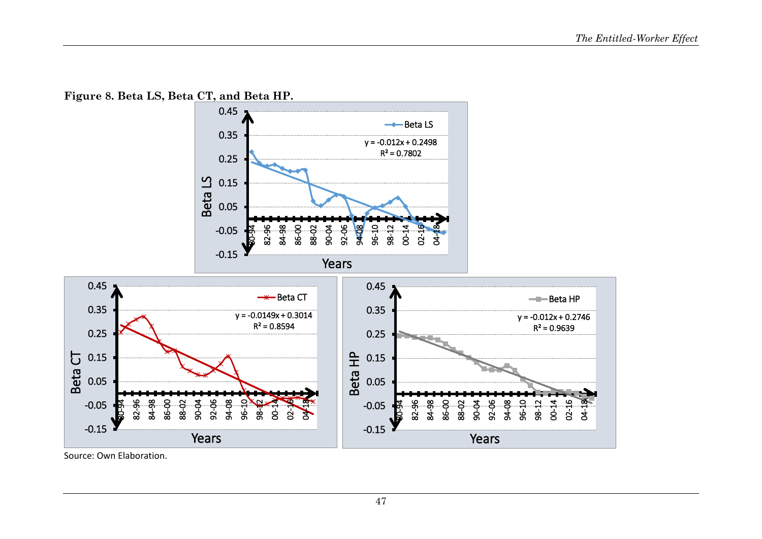**Figure 8. Beta LS, Beta CT, and Beta HP.**

Source: Own Elaboration.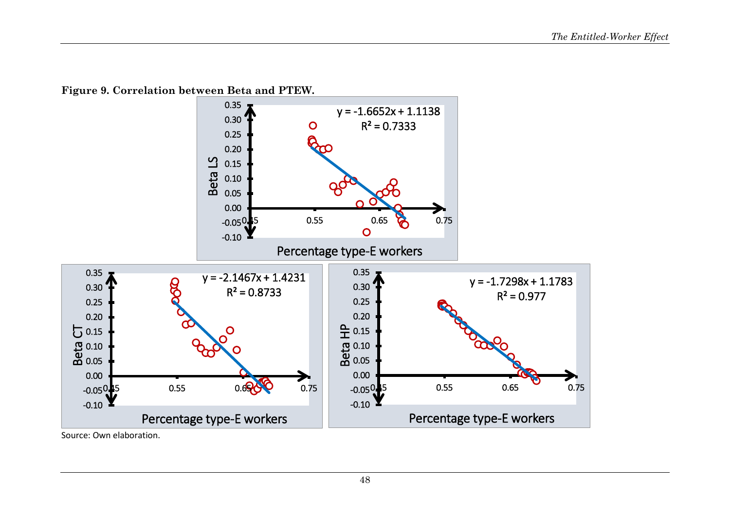**Figure 9. Correlation between Beta and PTEW.**

y = -1.6652x + 1.1138

$R^2$ = 0.7333

Beta LS

0.35
0.30
0.25
0.20
0.15
0.10
0.05
0.00
-0.05
-0.10

0.45 0.55 0.65 0.75

Percentage type-E workers

y = -2.1467x + 1.4231

$R^2$ = 0.8733

Beta CT

0.35
0.30
0.25
0.20
0.15
0.10
0.05
0.00
-0.05
-0.10

0.45 0.55 0.65 0.75

Percentage type-E workers

y = -1.7298x + 1.1783

$R^2$ = 0.977

Beta HP

0.35
0.30
0.25
0.20
0.15
0.10
0.05
0.00
-0.05
-0.10

0.45 0.55 0.65 0.75

Percentage type-E workers

Source: Own elaboration.